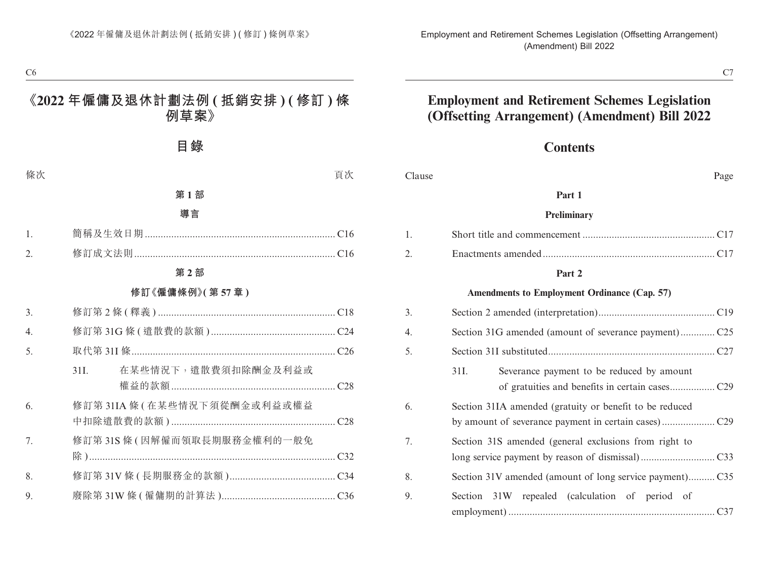# 《2022 年僱傭及退休計劃法例 (抵銷安排) (修訂) 條例草案》

## 目錄

| 條次 | | 頁次 |
|---|---|---|
| | **第 1 部** | |
| | **導言** | |
| 1. | 簡稱及生效日期 | C16 |
| 2. | 修訂成文法則 | C16 |
| | **第 2 部** | |
| | **修訂《僱傭條例》(第 57 章)** | |
| 3. | 修訂第 2 條 (釋義) | C18 |
| 4. | 修訂第 31G 條 (遣散費的款額) | C24 |
| 5. | 取代第 31I 條 | C26 |
| | 31I. 在某些情況下，遣散費須扣除酬金及利益或權益的款額 | C28 |
| 6. | 修訂第 31IA 條 (在某些情況下須從酬金或利益或權益中扣除遣散費的款額) | C28 |
| 7. | 修訂第 31S 條 (因解僱而領取長期服務金權利的一般免除) | C32 |
| 8. | 修訂第 31V 條 (長期服務金的款額) | C34 |
| 9. | 廢除第 31W 條 (僱傭期的計算法) | C36 |

# Employment and Retirement Schemes Legislation (Offsetting Arrangement) (Amendment) Bill 2022

## Contents

| Clause | | Page |
|---|---|---|
| | **Part 1** | |
| | **Preliminary** | |
| 1. | Short title and commencement | C17 |
| 2. | Enactments amended | C17 |
| | **Part 2** | |
| | **Amendments to Employment Ordinance (Cap. 57)** | |
| 3. | Section 2 amended (interpretation) | C19 |
| 4. | Section 31G amended (amount of severance payment) | C25 |
| 5. | Section 31I substituted | C27 |
| | 31I. Severance payment to be reduced by amount of gratuities and benefits in certain cases | C29 |
| 6. | Section 31IA amended (gratuity or benefit to be reduced by amount of severance payment in certain cases) | C29 |
| 7. | Section 31S amended (general exclusions from right to long service payment by reason of dismissal) | C33 |
| 8. | Section 31V amended (amount of long service payment) | C35 |
| 9. | Section 31W repealed (calculation of period of employment) | C37 |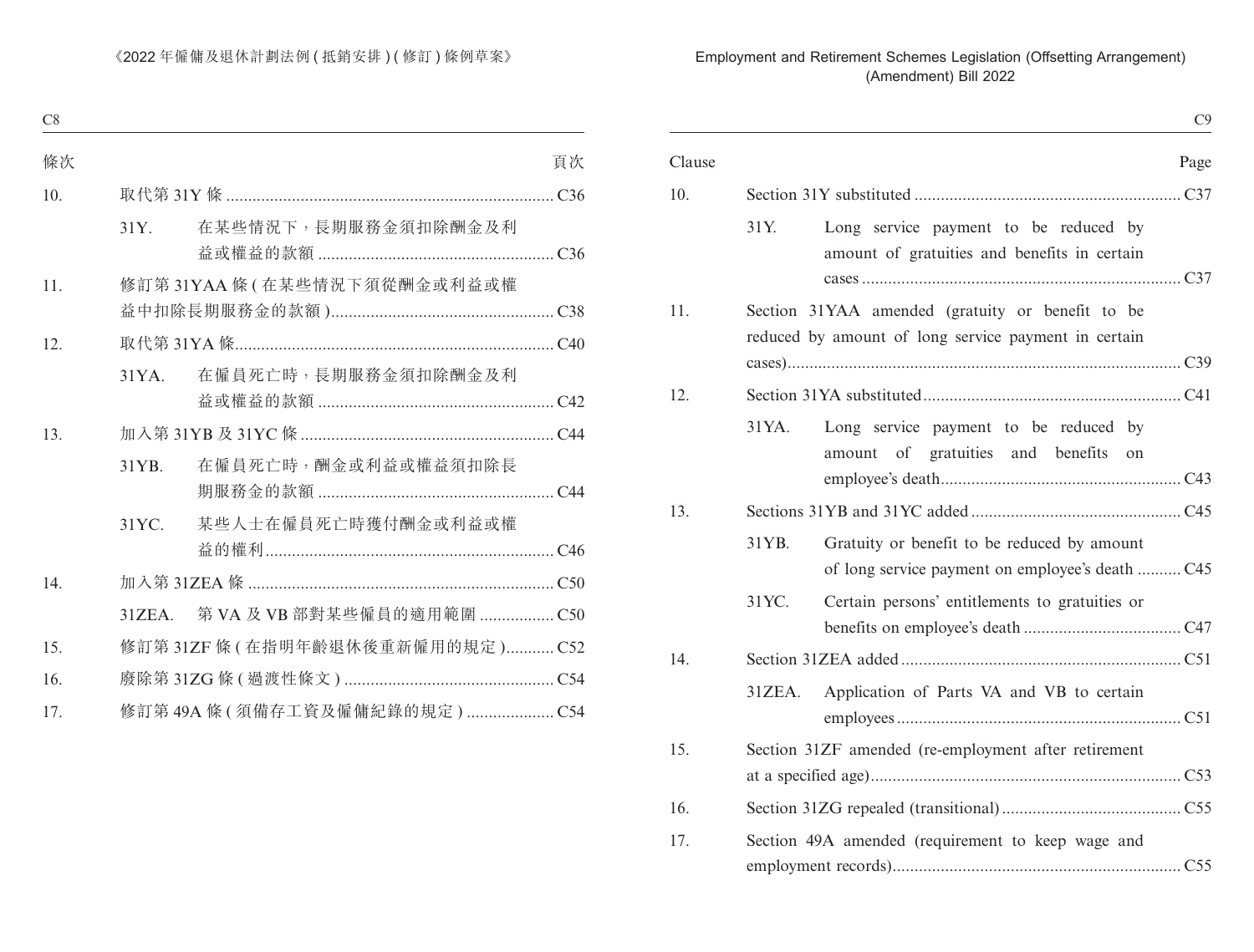| 條次 | | 頁次 |
|---|---|---|
| 10. | 取代第 31Y 條 | C36 |
| | 31Y. 在某些情況下，長期服務金須扣除酬金及利益或權益的款額 | C36 |
| 11. | 修訂第 31YAA 條 (在某些情況下須從酬金或利益或權益中扣除長期服務金的款額) | C38 |
| 12. | 取代第 31YA 條 | C40 |
| | 31YA. 在僱員死亡時，長期服務金須扣除酬金及利益或權益的款額 | C42 |
| 13. | 加入第 31YB 及 31YC 條 | C44 |
| | 31YB. 在僱員死亡時，酬金或利益或權益須扣除長期服務金的款額 | C44 |
| | 31YC. 某些人士在僱員死亡時獲付酬金或利益或權益的權利 | C46 |
| 14. | 加入第 31ZEA 條 | C50 |
| | 31ZEA. 第 VA 及 VB 部對某些僱員的適用範圍 | C50 |
| 15. | 修訂第 31ZF 條 (在指明年齡退休後重新僱用的規定) | C52 |
| 16. | 廢除第 31ZG 條 (過渡性條文) | C54 |
| 17. | 修訂第 49A 條 (須備存工資及僱傭紀錄的規定) | C54 |

| Clause | | Page |
|---|---|---|
| 10. | Section 31Y substituted | C37 |
| | 31Y. Long service payment to be reduced by amount of gratuities and benefits in certain cases | C37 |
| 11. | Section 31YAA amended (gratuity or benefit to be reduced by amount of long service payment in certain cases) | C39 |
| 12. | Section 31YA substituted | C41 |
| | 31YA. Long service payment to be reduced by amount of gratuities and benefits on employee's death | C43 |
| 13. | Sections 31YB and 31YC added | C45 |
| | 31YB. Gratuity or benefit to be reduced by amount of long service payment on employee's death | C45 |
| | 31YC. Certain persons' entitlements to gratuities or benefits on employee's death | C47 |
| 14. | Section 31ZEA added | C51 |
| | 31ZEA. Application of Parts VA and VB to certain employees | C51 |
| 15. | Section 31ZF amended (re-employment after retirement at a specified age) | C53 |
| 16. | Section 31ZG repealed (transitional) | C55 |
| 17. | Section 49A amended (requirement to keep wage and employment records) | C55 |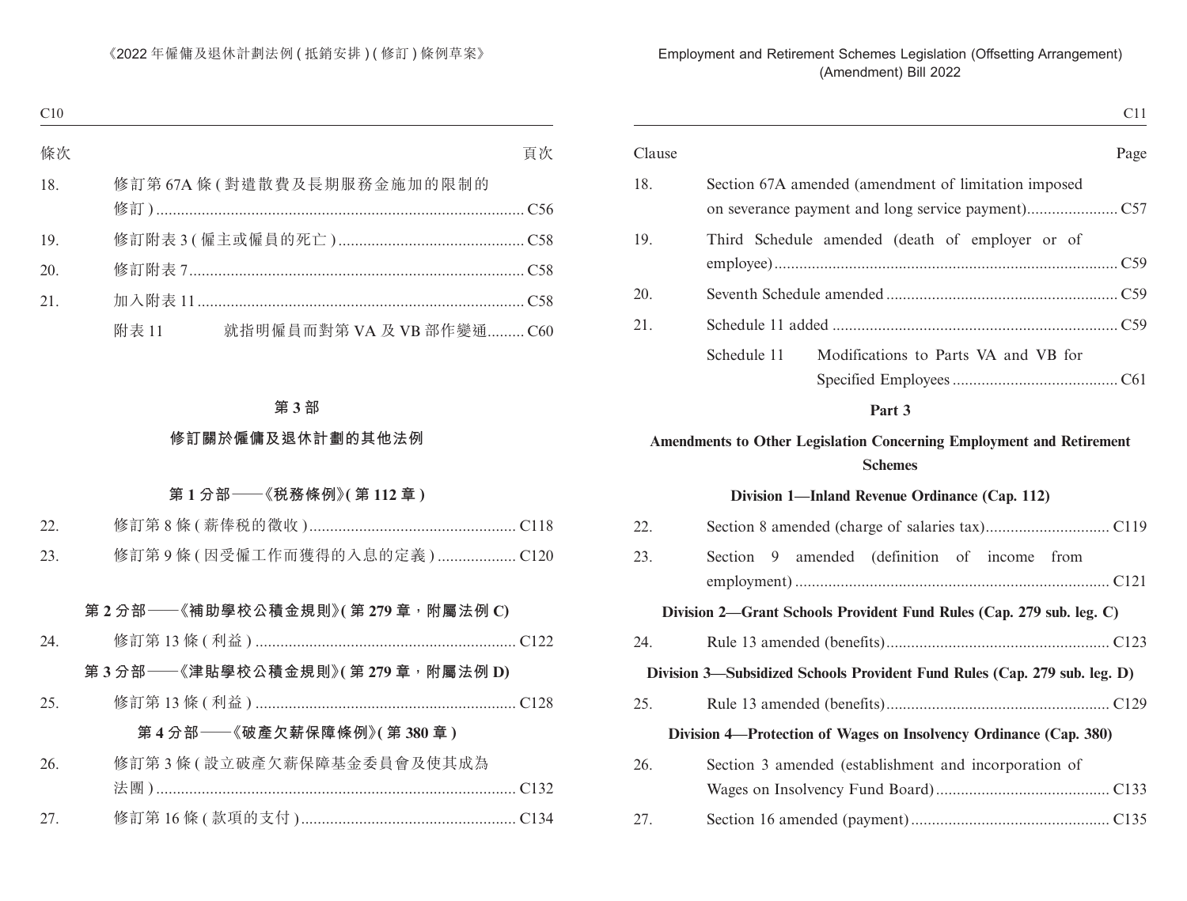| 條次 | | 頁次 |
|---|---|---|
| 18. | 修訂第 67A 條 ( 對遣散費及長期服務金施加的限制的修訂 ) | C56 |
| 19. | 修訂附表 3 ( 僱主或僱員的死亡 ) | C58 |
| 20. | 修訂附表 7 | C58 |
| 21. | 加入附表 11 | C58 |
| | 附表 11 就指明僱員而對第 VA 及 VB 部作變通 | C60 |

## 第 3 部

## 修訂關於僱傭及退休計劃的其他法例

### 第 1 分部——《稅務條例》( 第 112 章 )

| | | |
|---|---|---|
| 22. | 修訂第 8 條 ( 薪俸稅的徵收 ) | C118 |
| 23. | 修訂第 9 條 ( 因受僱工作而獲得的入息的定義 ) | C120 |

### 第 2 分部——《補助學校公積金規則》( 第 279 章，附屬法例 C)

| | | |
|---|---|---|
| 24. | 修訂第 13 條 ( 利益 ) | C122 |

### 第 3 分部——《津貼學校公積金規則》( 第 279 章，附屬法例 D)

| | | |
|---|---|---|
| 25. | 修訂第 13 條 ( 利益 ) | C128 |

### 第 4 分部——《破產欠薪保障條例》( 第 380 章 )

| | | |
|---|---|---|
| 26. | 修訂第 3 條 ( 設立破產欠薪保障基金委員會及使其成為法團 ) | C132 |
| 27. | 修訂第 16 條 ( 款項的支付 ) | C134 |

| Clause | | Page |
|---|---|---|
| 18. | Section 67A amended (amendment of limitation imposed on severance payment and long service payment) | C57 |
| 19. | Third Schedule amended (death of employer or of employee) | C59 |
| 20. | Seventh Schedule amended | C59 |
| 21. | Schedule 11 added | C59 |
| | Schedule 11 Modifications to Parts VA and VB for Specified Employees | C61 |

## Part 3

## Amendments to Other Legislation Concerning Employment and Retirement Schemes

### Division 1—Inland Revenue Ordinance (Cap. 112)

| | | |
|---|---|---|
| 22. | Section 8 amended (charge of salaries tax) | C119 |
| 23. | Section 9 amended (definition of income from employment) | C121 |

### Division 2—Grant Schools Provident Fund Rules (Cap. 279 sub. leg. C)

| | | |
|---|---|---|
| 24. | Rule 13 amended (benefits) | C123 |

### Division 3—Subsidized Schools Provident Fund Rules (Cap. 279 sub. leg. D)

| | | |
|---|---|---|
| 25. | Rule 13 amended (benefits) | C129 |

### Division 4—Protection of Wages on Insolvency Ordinance (Cap. 380)

| | | |
|---|---|---|
| 26. | Section 3 amended (establishment and incorporation of Wages on Insolvency Fund Board) | C133 |
| 27. | Section 16 amended (payment) | C135 |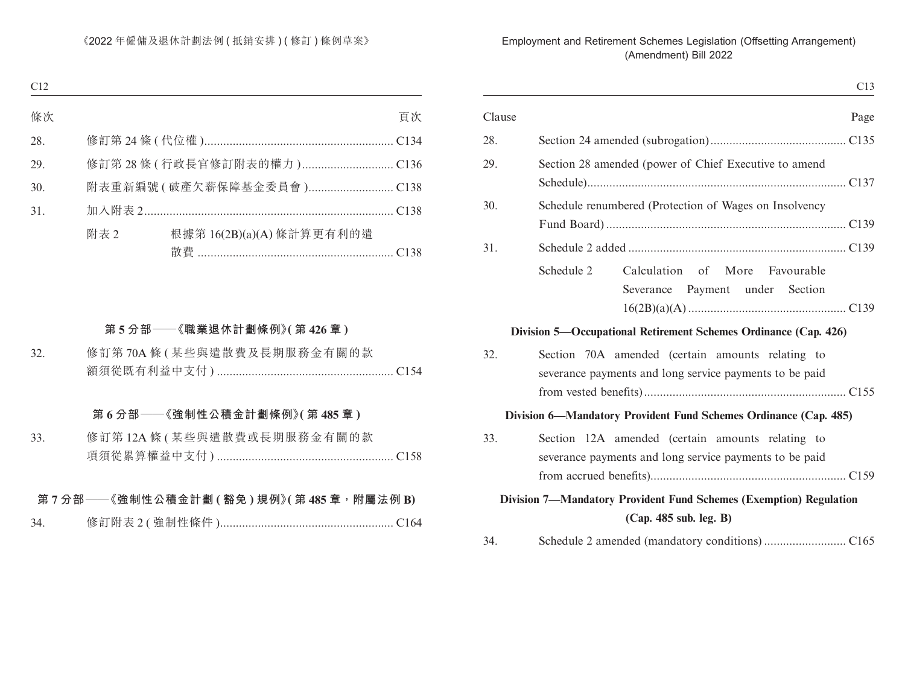| 條次 | | 頁次 |
|---|---|---|
| 28. | 修訂第 24 條 (代位權) | C134 |
| 29. | 修訂第 28 條 (行政長官修訂附表的權力) | C136 |
| 30. | 附表重新編號 (破產欠薪保障基金委員會) | C138 |
| 31. | 加入附表 2 | C138 |
| | 附表 2　根據第 16(2B)(a)(A) 條計算更有利的遣散費 | C138 |

**第 5 分部——《職業退休計劃條例》(第 426 章)**

| | | |
|---|---|---|
| 32. | 修訂第 70A 條 (某些與遣散費及長期服務金有關的款額須從既有利益中支付) | C154 |

**第 6 分部——《強制性公積金計劃條例》(第 485 章)**

| | | |
|---|---|---|
| 33. | 修訂第 12A 條 (某些與遣散費或長期服務金有關的款項須從累算權益中支付) | C158 |

**第 7 分部——《強制性公積金計劃 (豁免) 規例》(第 485 章，附屬法例 B)**

| | | |
|---|---|---|
| 34. | 修訂附表 2 (強制性條件) | C164 |

| Clause | | Page |
|---|---|---|
| 28. | Section 24 amended (subrogation) | C135 |
| 29. | Section 28 amended (power of Chief Executive to amend Schedule) | C137 |
| 30. | Schedule renumbered (Protection of Wages on Insolvency Fund Board) | C139 |
| 31. | Schedule 2 added | C139 |
| | Schedule 2　Calculation of More Favourable Severance Payment under Section 16(2B)(a)(A) | C139 |

**Division 5—Occupational Retirement Schemes Ordinance (Cap. 426)**

| | | |
|---|---|---|
| 32. | Section 70A amended (certain amounts relating to severance payments and long service payments to be paid from vested benefits) | C155 |

**Division 6—Mandatory Provident Fund Schemes Ordinance (Cap. 485)**

| | | |
|---|---|---|
| 33. | Section 12A amended (certain amounts relating to severance payments and long service payments to be paid from accrued benefits) | C159 |

**Division 7—Mandatory Provident Fund Schemes (Exemption) Regulation (Cap. 485 sub. leg. B)**

| | | |
|---|---|---|
| 34. | Schedule 2 amended (mandatory conditions) | C165 |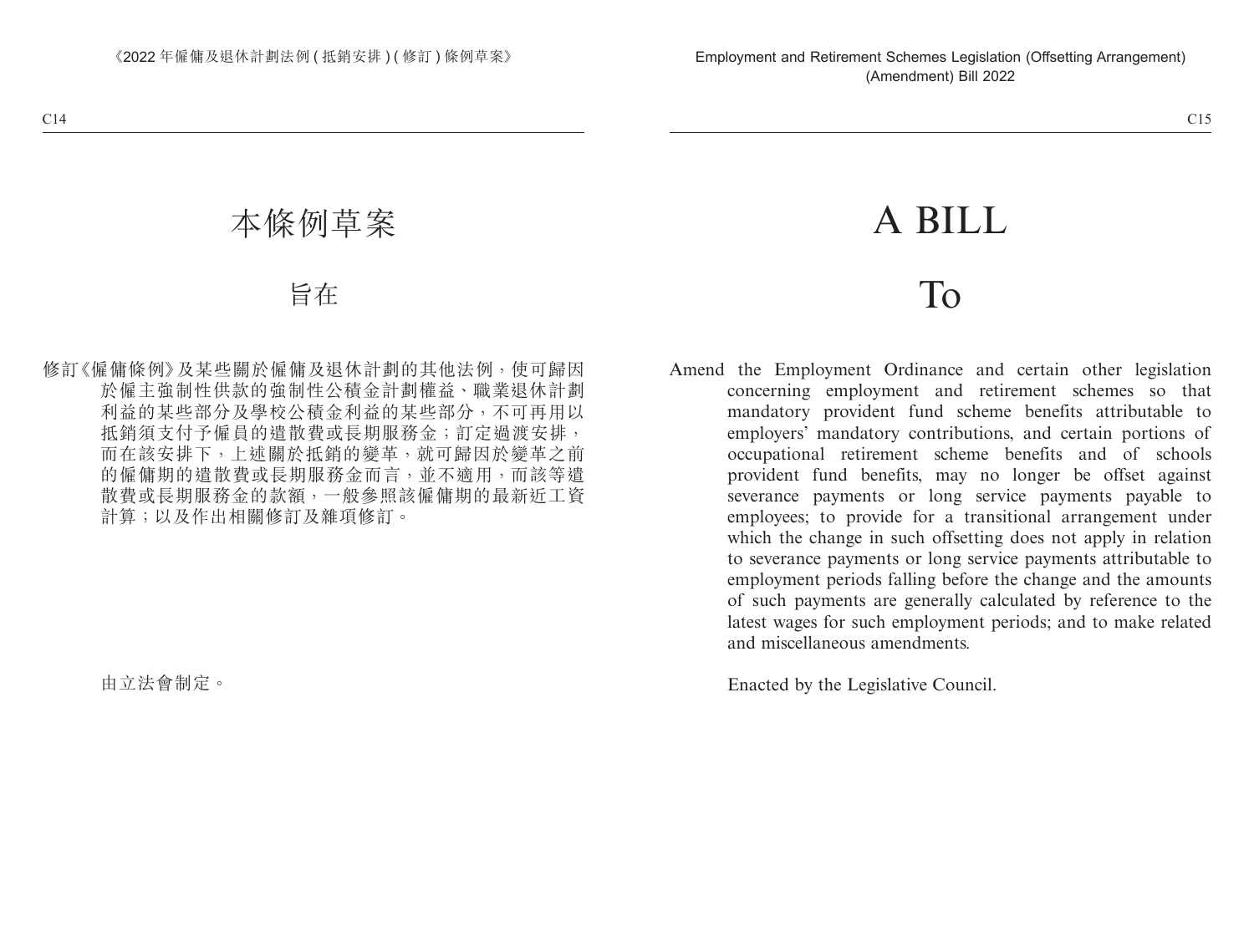# 本條例草案

## 旨在

修訂《僱傭條例》及某些關於僱傭及退休計劃的其他法例，使可歸因於僱主強制性供款的強制性公積金計劃權益、職業退休計劃利益的某些部分及學校公積金利益的某些部分，不可再用以抵銷須支付予僱員的遣散費或長期服務金；訂定過渡安排，而在該安排下，上述關於抵銷的變革，就可歸因於變革之前的僱傭期的遣散費或長期服務金而言，並不適用，而該等遣散費或長期服務金的款額，一般參照該僱傭期的最新近工資計算；以及作出相關修訂及雜項修訂。

由立法會制定。

# A BILL

## To

Amend the Employment Ordinance and certain other legislation concerning employment and retirement schemes so that mandatory provident fund scheme benefits attributable to employers' mandatory contributions, and certain portions of occupational retirement scheme benefits and of schools provident fund benefits, may no longer be offset against severance payments or long service payments payable to employees; to provide for a transitional arrangement under which the change in such offsetting does not apply in relation to severance payments or long service payments attributable to employment periods falling before the change and the amounts of such payments are generally calculated by reference to the latest wages for such employment periods; and to make related and miscellaneous amendments.

Enacted by the Legislative Council.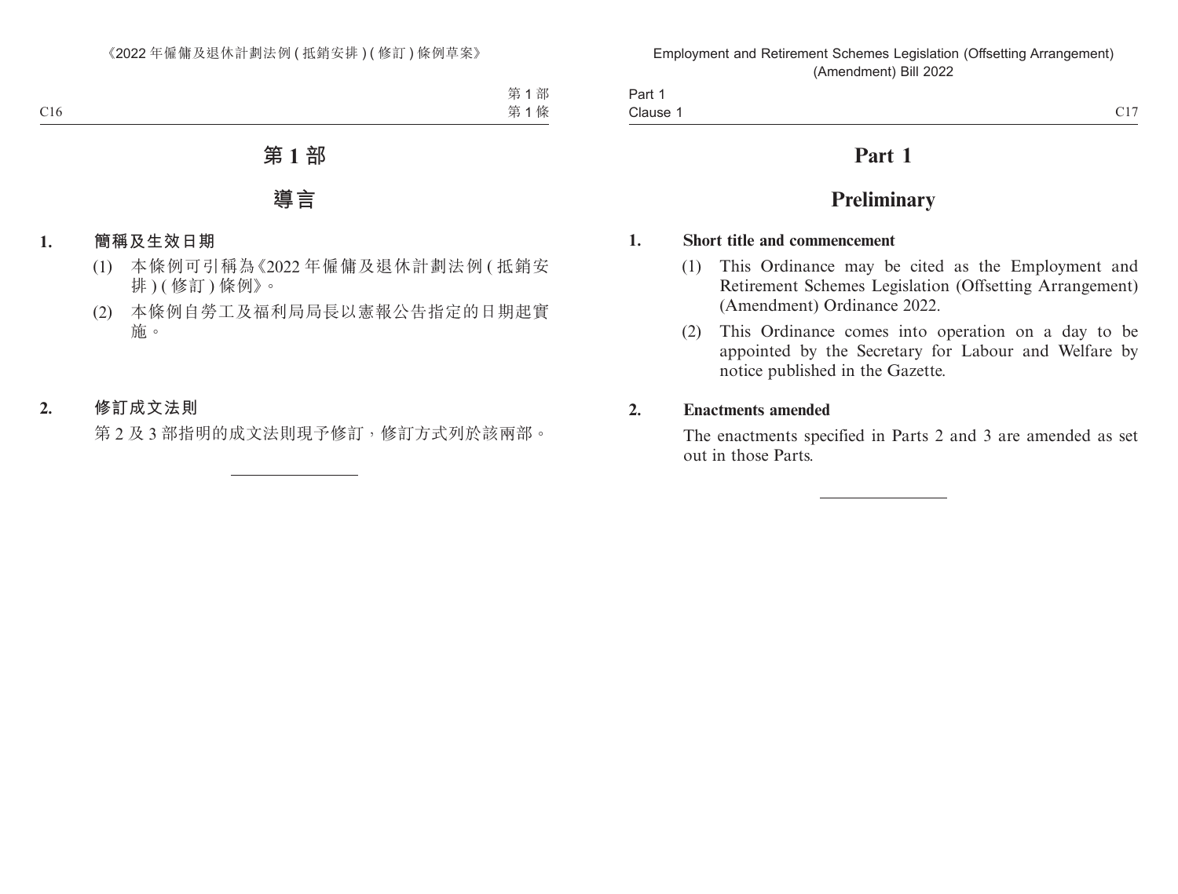# 第 1 部

## 導言

**1. 簡稱及生效日期**

(1) 本條例可引稱為《2022 年僱傭及退休計劃法例 ( 抵銷安排 ) ( 修訂 ) 條例》。

(2) 本條例自勞工及福利局局長以憲報公告指定的日期起實施。

**2. 修訂成文法則**

第 2 及 3 部指明的成文法則現予修訂，修訂方式列於該兩部。

# Part 1

## Preliminary

**1. Short title and commencement**

(1) This Ordinance may be cited as the Employment and Retirement Schemes Legislation (Offsetting Arrangement) (Amendment) Ordinance 2022.

(2) This Ordinance comes into operation on a day to be appointed by the Secretary for Labour and Welfare by notice published in the Gazette.

**2. Enactments amended**

The enactments specified in Parts 2 and 3 are amended as set out in those Parts.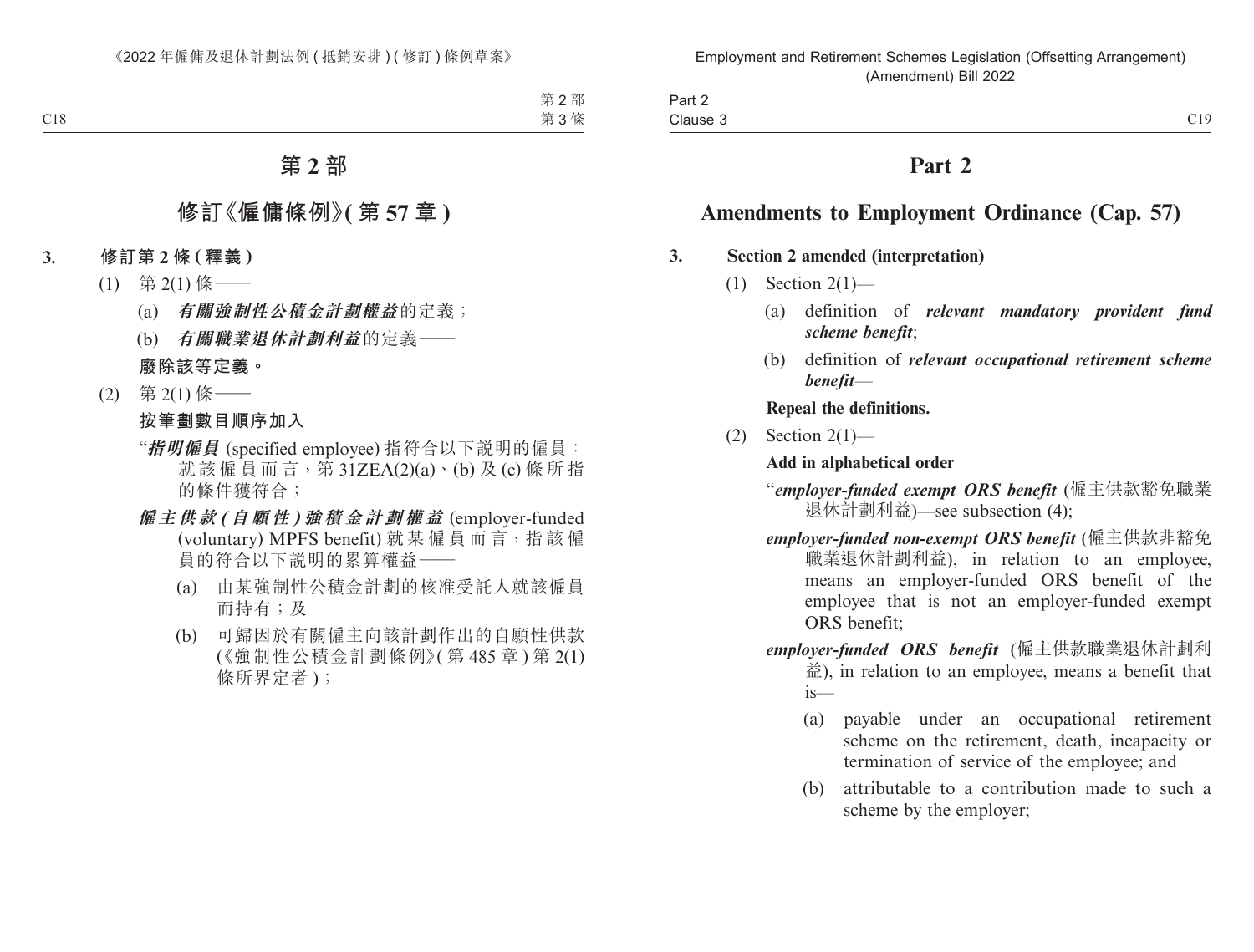# 第 2 部

## 修訂《僱傭條例》(第 57 章)

**3. 修訂第 2 條 (釋義)**

(1) 第 2(1) 條——

(a) ***有關強制性公積金計劃權益***的定義;

(b) ***有關職業退休計劃利益***的定義——

**廢除該等定義。**

(2) 第 2(1) 條——

**按筆劃數目順序加入**

“***指明僱員*** (specified employee) 指符合以下説明的僱員:就該僱員而言,第 31ZEA(2)(a)、(b) 及 (c) 條所指的條件獲符合;

***僱主供款 (自願性) 強積金計劃權益*** (employer-funded (voluntary) MPFS benefit) 就某僱員而言,指該僱員的符合以下説明的累算權益——

(a) 由某強制性公積金計劃的核准受託人就該僱員而持有;及

(b) 可歸因於有關僱主向該計劃作出的自願性供款 (《強制性公積金計劃條例》(第 485 章) 第 2(1) 條所界定者);

# Part 2

## Amendments to Employment Ordinance (Cap. 57)

**3. Section 2 amended (interpretation)**

(1) Section 2(1)—

(a) definition of ***relevant mandatory provident fund scheme benefit***;

(b) definition of ***relevant occupational retirement scheme benefit***—

**Repeal the definitions.**

(2) Section 2(1)—

**Add in alphabetical order**

“***employer-funded exempt ORS benefit*** (僱主供款豁免職業退休計劃利益)—see subsection (4);

***employer-funded non-exempt ORS benefit*** (僱主供款非豁免職業退休計劃利益), in relation to an employee, means an employer-funded ORS benefit of the employee that is not an employer-funded exempt ORS benefit;

***employer-funded ORS benefit*** (僱主供款職業退休計劃利益), in relation to an employee, means a benefit that is—

(a) payable under an occupational retirement scheme on the retirement, death, incapacity or termination of service of the employee; and

(b) attributable to a contribution made to such a scheme by the employer;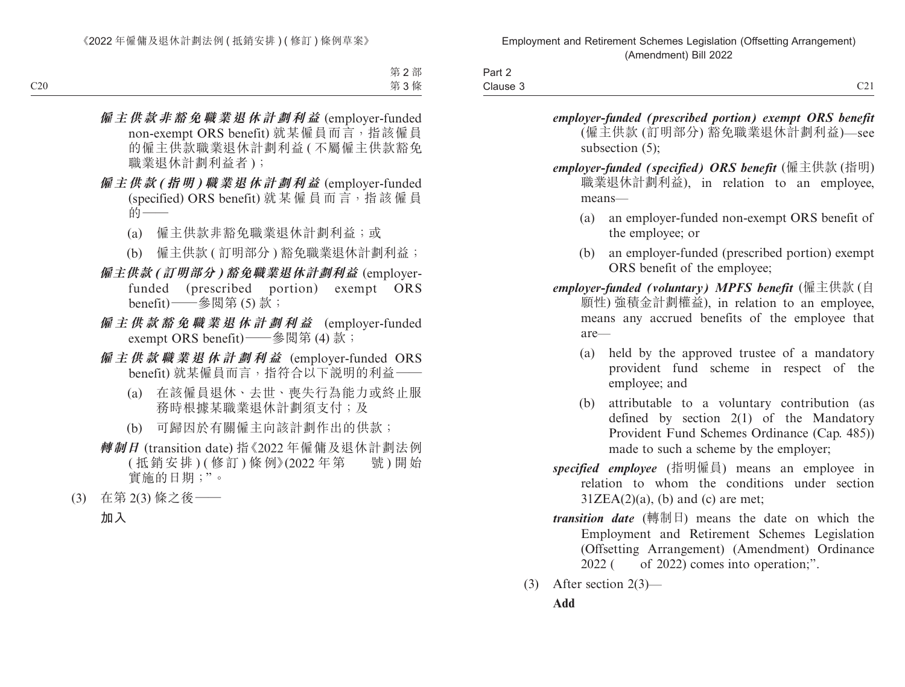***僱主供款非豁免職業退休計劃利益*** (employer-funded non-exempt ORS benefit) 就某僱員而言，指該僱員的僱主供款職業退休計劃利益 (不屬僱主供款豁免職業退休計劃利益者)；

***僱主供款 (指明) 職業退休計劃利益*** (employer-funded (specified) ORS benefit) 就某僱員而言，指該僱員的——

(a) 僱主供款非豁免職業退休計劃利益；或

(b) 僱主供款 (訂明部分) 豁免職業退休計劃利益；

***僱主供款 (訂明部分) 豁免職業退休計劃利益*** (employer-funded (prescribed portion) exempt ORS benefit)——參閱第 (5) 款；

***僱主供款豁免職業退休計劃利益*** (employer-funded exempt ORS benefit)——參閱第 (4) 款；

***僱主供款職業退休計劃利益*** (employer-funded ORS benefit) 就某僱員而言，指符合以下說明的利益——

(a) 在該僱員退休、去世、喪失行為能力或終止服務時根據某職業退休計劃須支付；及

(b) 可歸因於有關僱主向該計劃作出的供款；

***轉制日*** (transition date) 指《2022 年僱傭及退休計劃法例 (抵銷安排) (修訂) 條例》(2022 年第　　號) 開始實施的日期；”。

(3) 在第 2(3) 條之後——

**加入**

***employer-funded (prescribed portion) exempt ORS benefit*** (僱主供款 (訂明部分) 豁免職業退休計劃利益)—see subsection (5);

***employer-funded (specified) ORS benefit*** (僱主供款 (指明) 職業退休計劃利益), in relation to an employee, means—

(a) an employer-funded non-exempt ORS benefit of the employee; or

(b) an employer-funded (prescribed portion) exempt ORS benefit of the employee;

***employer-funded (voluntary) MPFS benefit*** (僱主供款 (自願性) 強積金計劃權益), in relation to an employee, means any accrued benefits of the employee that are—

(a) held by the approved trustee of a mandatory provident fund scheme in respect of the employee; and

(b) attributable to a voluntary contribution (as defined by section 2(1) of the Mandatory Provident Fund Schemes Ordinance (Cap. 485)) made to such a scheme by the employer;

***specified employee*** (指明僱員) means an employee in relation to whom the conditions under section 31ZEA(2)(a), (b) and (c) are met;

***transition date*** (轉制日) means the date on which the Employment and Retirement Schemes Legislation (Offsetting Arrangement) (Amendment) Ordinance 2022 (　　of 2022) comes into operation;”.

(3) After section 2(3)—

**Add**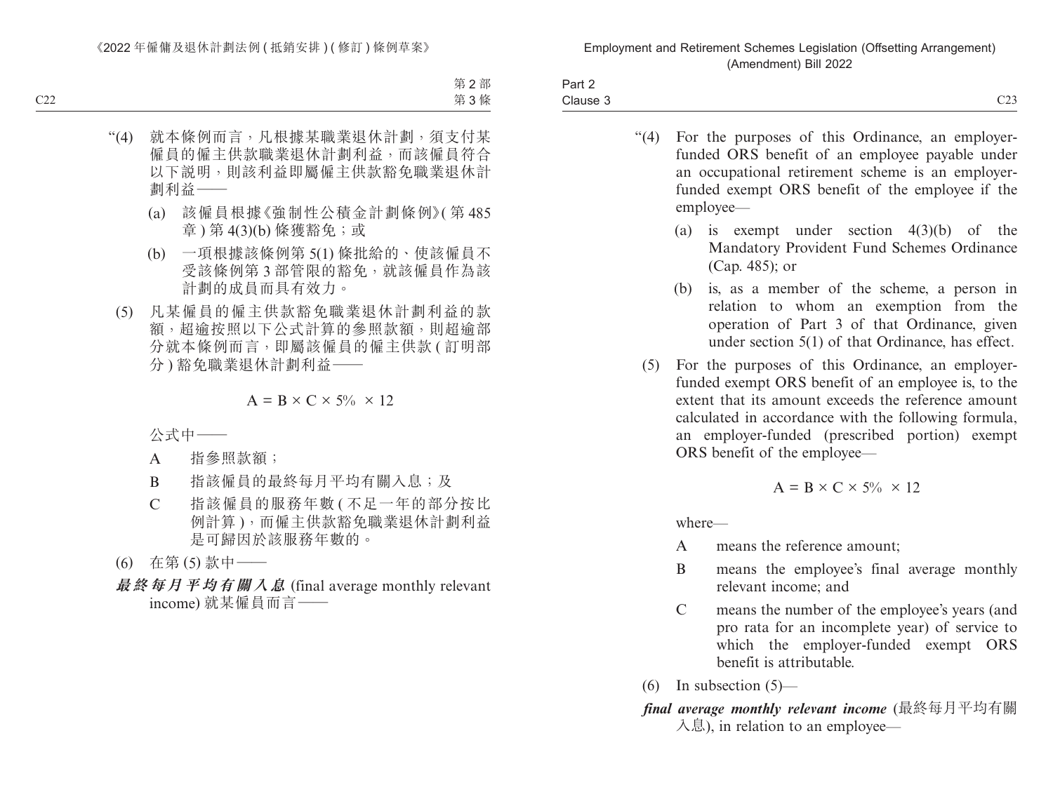“(4) 就本條例而言，凡根據某職業退休計劃，須支付某僱員的僱主供款職業退休計劃利益，而該僱員符合以下說明，則該利益即屬僱主供款豁免職業退休計劃利益——

(a) 該僱員根據《強制性公積金計劃條例》(第 485 章 ) 第 4(3)(b) 條獲豁免；或

(b) 一項根據該條例第 5(1) 條批給的、使該僱員不受該條例第 3 部管限的豁免，就該僱員作為該計劃的成員而具有效力。

(5) 凡某僱員的僱主供款豁免職業退休計劃利益的款額，超逾按照以下公式計算的參照款額，則超逾部分就本條例而言，即屬該僱員的僱主供款 ( 訂明部分 ) 豁免職業退休計劃利益——

$$A = B \times C \times 5\% \times 12$$

公式中——

A 指參照款額；

B 指該僱員的最終每月平均有關入息；及

C 指該僱員的服務年數 ( 不足一年的部分按比例計算 )，而僱主供款豁免職業退休計劃利益是可歸因於該服務年數的。

(6) 在第 (5) 款中——

***最終每月平均有關入息*** (final average monthly relevant income) 就某僱員而言——

“(4) For the purposes of this Ordinance, an employer-funded ORS benefit of an employee payable under an occupational retirement scheme is an employer-funded exempt ORS benefit of the employee if the employee—

(a) is exempt under section 4(3)(b) of the Mandatory Provident Fund Schemes Ordinance (Cap. 485); or

(b) is, as a member of the scheme, a person in relation to whom an exemption from the operation of Part 3 of that Ordinance, given under section 5(1) of that Ordinance, has effect.

(5) For the purposes of this Ordinance, an employer-funded exempt ORS benefit of an employee is, to the extent that its amount exceeds the reference amount calculated in accordance with the following formula, an employer-funded (prescribed portion) exempt ORS benefit of the employee—

$$A = B \times C \times 5\% \times 12$$

where—

A means the reference amount;

B means the employee’s final average monthly relevant income; and

C means the number of the employee’s years (and pro rata for an incomplete year) of service to which the employer-funded exempt ORS benefit is attributable.

(6) In subsection (5)—

***final average monthly relevant income*** (最終每月平均有關入息), in relation to an employee—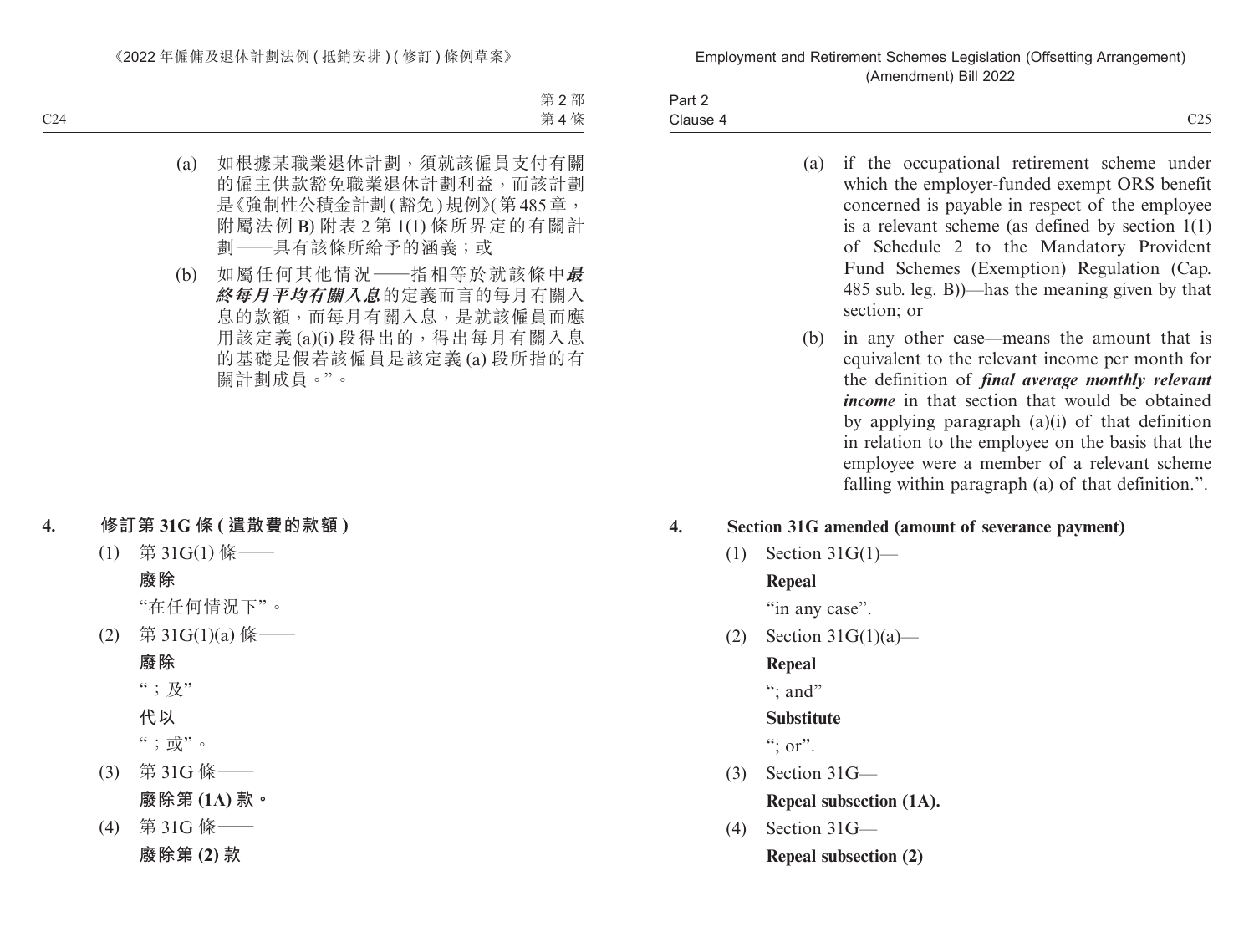(a) 如根據某職業退休計劃，須就該僱員支付有關的僱主供款豁免職業退休計劃利益，而該計劃是《強制性公積金計劃(豁免)規例》(第485章，附屬法例B)附表2第1(1)條所界定的有關計劃——具有該條所給予的涵義；或

(b) 如屬任何其他情況——指相等於就該條中***最終每月平均有關入息***的定義而言的每月有關入息的款額，而每月有關入息，是就該僱員而應用該定義(a)(i)段得出的，得出每月有關入息的基礎是假若該僱員是該定義(a)段所指的有關計劃成員。”。

**4. 修訂第31G條(遣散費的款額)**

(1) 第31G(1)條——

**廢除**

“在任何情況下”。

(2) 第31G(1)(a)條——

**廢除**

“；及”

**代以**

“；或”。

(3) 第31G條——

**廢除第(1A)款。**

(4) 第31G條——

**廢除第(2)款**

(a) if the occupational retirement scheme under which the employer-funded exempt ORS benefit concerned is payable in respect of the employee is a relevant scheme (as defined by section 1(1) of Schedule 2 to the Mandatory Provident Fund Schemes (Exemption) Regulation (Cap. 485 sub. leg. B))—has the meaning given by that section; or

(b) in any other case—means the amount that is equivalent to the relevant income per month for the definition of ***final average monthly relevant income*** in that section that would be obtained by applying paragraph (a)(i) of that definition in relation to the employee on the basis that the employee were a member of a relevant scheme falling within paragraph (a) of that definition.”.

**4. Section 31G amended (amount of severance payment)**

(1) Section 31G(1)—

**Repeal**

“in any case”.

(2) Section 31G(1)(a)—

**Repeal**

“; and”

**Substitute**

“; or”.

(3) Section 31G—

**Repeal subsection (1A).**

(4) Section 31G—

**Repeal subsection (2)**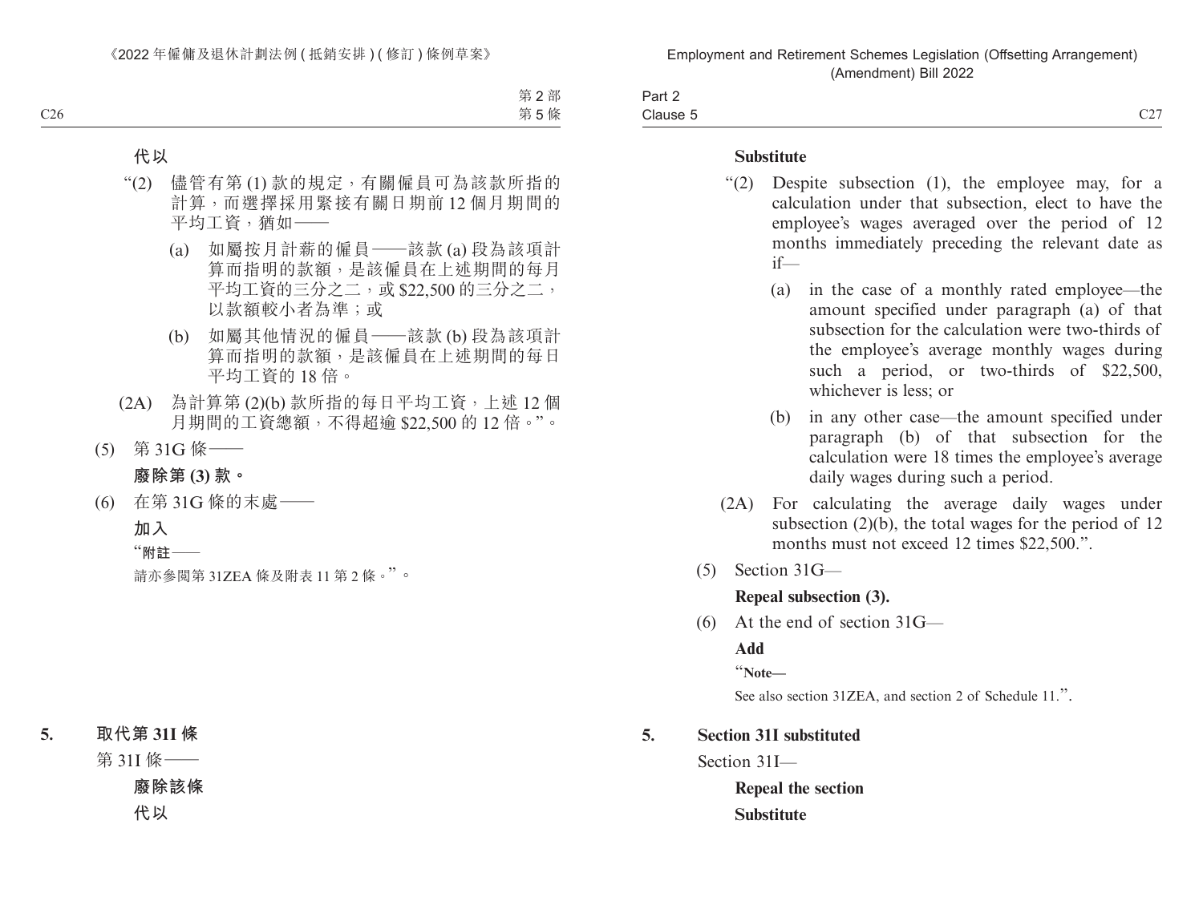**代以**

"(2) 儘管有第 (1) 款的規定，有關僱員可為該款所指的計算，而選擇採用緊接有關日期前 12 個月期間的平均工資，猶如——

(a) 如屬按月計薪的僱員——該款 (a) 段為該項計算而指明的款額，是該僱員在上述期間的每月平均工資的三分之二，或 $22,500 的三分之二，以款額較小者為準；或

(b) 如屬其他情況的僱員——該款 (b) 段為該項計算而指明的款額，是該僱員在上述期間的每日平均工資的 18 倍。

(2A) 為計算第 (2)(b) 款所指的每日平均工資，上述 12 個月期間的工資總額，不得超逾 $22,500 的 12 倍。"。

(5) 第 31G 條——

**廢除第 (3) 款。**

(6) 在第 31G 條的末處——

**加入**

"**附註**——

請亦參閱第 31ZEA 條及附表 11 第 2 條。"。

**5. 取代第 31I 條**

第 31I 條——

**廢除該條**

**代以**

**Substitute**

"(2) Despite subsection (1), the employee may, for a calculation under that subsection, elect to have the employee's wages averaged over the period of 12 months immediately preceding the relevant date as if—

(a) in the case of a monthly rated employee—the amount specified under paragraph (a) of that subsection for the calculation were two-thirds of the employee's average monthly wages during such a period, or two-thirds of $22,500, whichever is less; or

(b) in any other case—the amount specified under paragraph (b) of that subsection for the calculation were 18 times the employee's average daily wages during such a period.

(2A) For calculating the average daily wages under subsection (2)(b), the total wages for the period of 12 months must not exceed 12 times $22,500.".

(5) Section 31G—

**Repeal subsection (3).**

(6) At the end of section 31G—

**Add**

"**Note—**

See also section 31ZEA, and section 2 of Schedule 11.".

**5. Section 31I substituted**

Section 31I—

**Repeal the section**

**Substitute**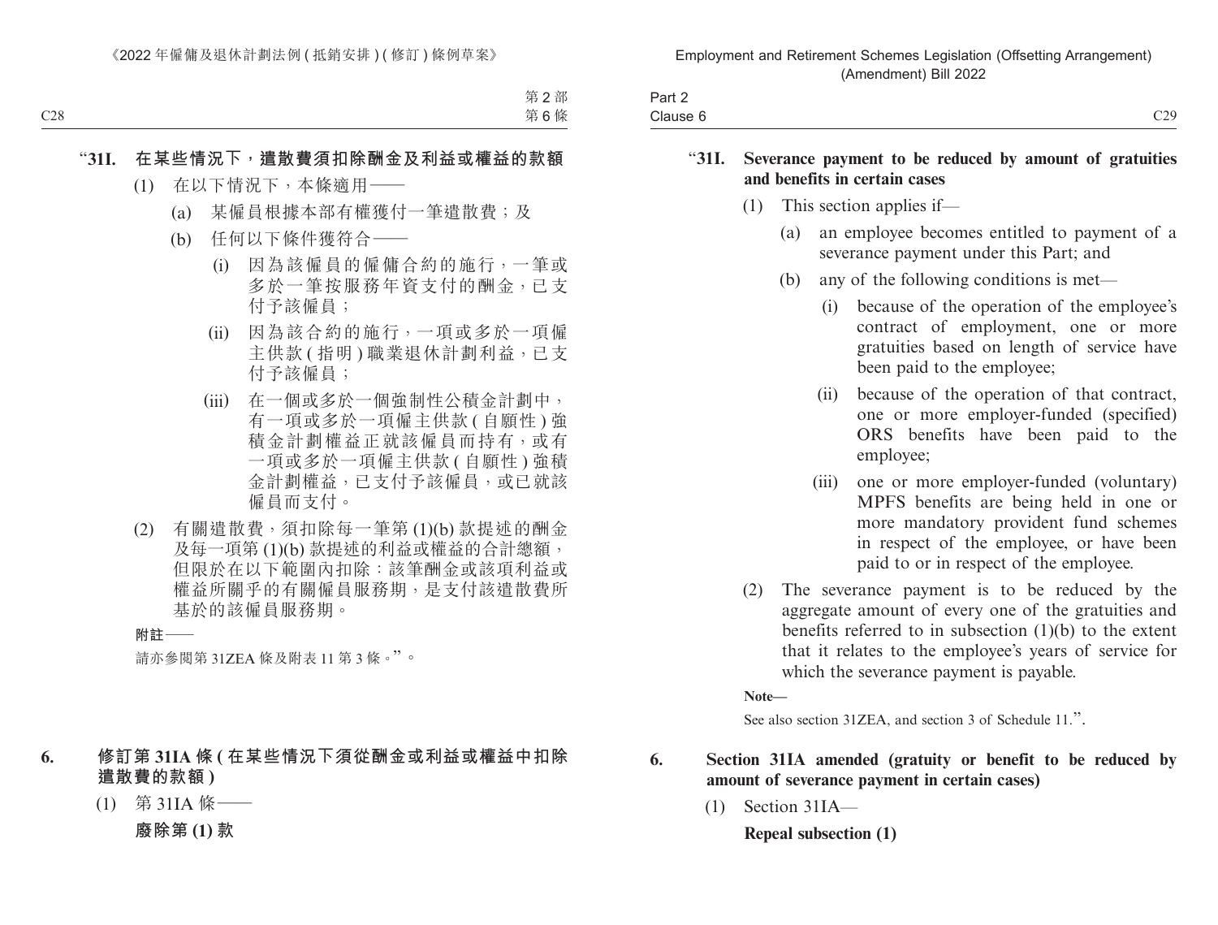"**31I. 在某些情況下，遣散費須扣除酬金及利益或權益的款額**

(1) 在以下情況下，本條適用——

(a) 某僱員根據本部有權獲付一筆遣散費；及

(b) 任何以下條件獲符合——

(i) 因為該僱員的僱傭合約的施行，一筆或多於一筆按服務年資支付的酬金，已支付予該僱員；

(ii) 因為該合約的施行，一項或多於一項僱主供款 (指明) 職業退休計劃利益，已支付予該僱員；

(iii) 在一個或多於一個強制性公積金計劃中，有一項或多於一項僱主供款 (自願性) 強積金計劃權益正就該僱員而持有，或有一項或多於一項僱主供款 (自願性) 強積金計劃權益，已支付予該僱員，或已就該僱員而支付。

(2) 有關遣散費，須扣除每一筆第 (1)(b) 款提述的酬金及每一項第 (1)(b) 款提述的利益或權益的合計總額，但限於在以下範圍內扣除：該筆酬金或該項利益或權益所關乎的有關僱員服務期，是支付該遣散費所基於的該僱員服務期。

**附註——**

請亦參閱第 31ZEA 條及附表 11 第 3 條。"。

**6. 修訂第 31IA 條 (在某些情況下須從酬金或利益或權益中扣除遣散費的款額)**

(1) 第 31IA 條——

**廢除第 (1) 款**

"**31I. Severance payment to be reduced by amount of gratuities and benefits in certain cases**

(1) This section applies if—

(a) an employee becomes entitled to payment of a severance payment under this Part; and

(b) any of the following conditions is met—

(i) because of the operation of the employee's contract of employment, one or more gratuities based on length of service have been paid to the employee;

(ii) because of the operation of that contract, one or more employer-funded (specified) ORS benefits have been paid to the employee;

(iii) one or more employer-funded (voluntary) MPFS benefits are being held in one or more mandatory provident fund schemes in respect of the employee, or have been paid to or in respect of the employee.

(2) The severance payment is to be reduced by the aggregate amount of every one of the gratuities and benefits referred to in subsection (1)(b) to the extent that it relates to the employee's years of service for which the severance payment is payable.

**Note—**

See also section 31ZEA, and section 3 of Schedule 11.".

**6. Section 31IA amended (gratuity or benefit to be reduced by amount of severance payment in certain cases)**

(1) Section 31IA—

**Repeal subsection (1)**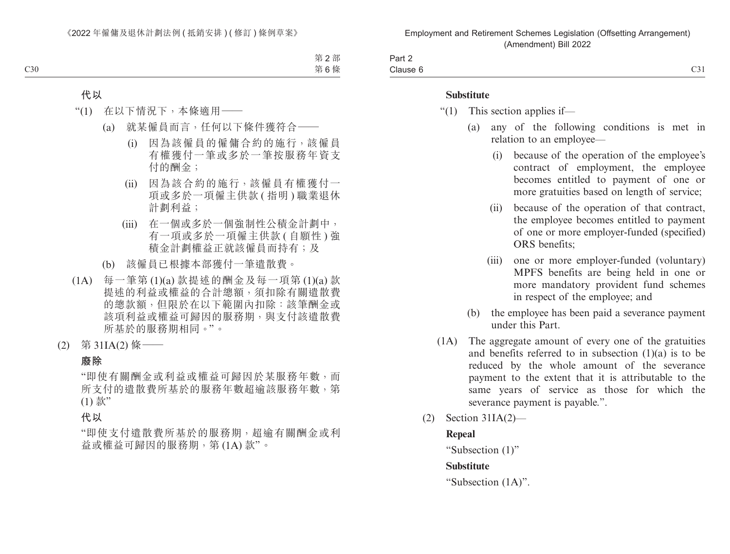**代以**

"(1) 在以下情況下，本條適用——

(a) 就某僱員而言，任何以下條件獲符合——

(i) 因為該僱員的僱傭合約的施行，該僱員有權獲付一筆或多於一筆按服務年資支付的酬金；

(ii) 因為該合約的施行，該僱員有權獲付一項或多於一項僱主供款(指明)職業退休計劃利益；

(iii) 在一個或多於一個強制性公積金計劃中，有一項或多於一項僱主供款(自願性)強積金計劃權益正就該僱員而持有；及

(b) 該僱員已根據本部獲付一筆遣散費。

(1A) 每一筆第(1)(a)款提述的酬金及每一項第(1)(a)款提述的利益或權益的合計總額，須扣除有關遣散費的總款額，但限於在以下範圍內扣除：該筆酬金或該項利益或權益可歸因的服務期，與支付該遣散費所基於的服務期相同。"。

(2) 第31IA(2)條——

**廢除**

"即使有關酬金或利益或權益可歸因於某服務年數，而所支付的遣散費所基於的服務年數超逾該服務年數，第(1)款"

**代以**

"即使支付遣散費所基於的服務期，超逾有關酬金或利益或權益可歸因的服務期，第(1A)款"。

**Substitute**

"(1) This section applies if—

(a) any of the following conditions is met in relation to an employee—

(i) because of the operation of the employee's contract of employment, the employee becomes entitled to payment of one or more gratuities based on length of service;

(ii) because of the operation of that contract, the employee becomes entitled to payment of one or more employer-funded (specified) ORS benefits;

(iii) one or more employer-funded (voluntary) MPFS benefits are being held in one or more mandatory provident fund schemes in respect of the employee; and

(b) the employee has been paid a severance payment under this Part.

(1A) The aggregate amount of every one of the gratuities and benefits referred to in subsection (1)(a) is to be reduced by the whole amount of the severance payment to the extent that it is attributable to the same years of service as those for which the severance payment is payable.".

(2) Section 31IA(2)—

**Repeal**

"Subsection (1)"

**Substitute**

"Subsection (1A)".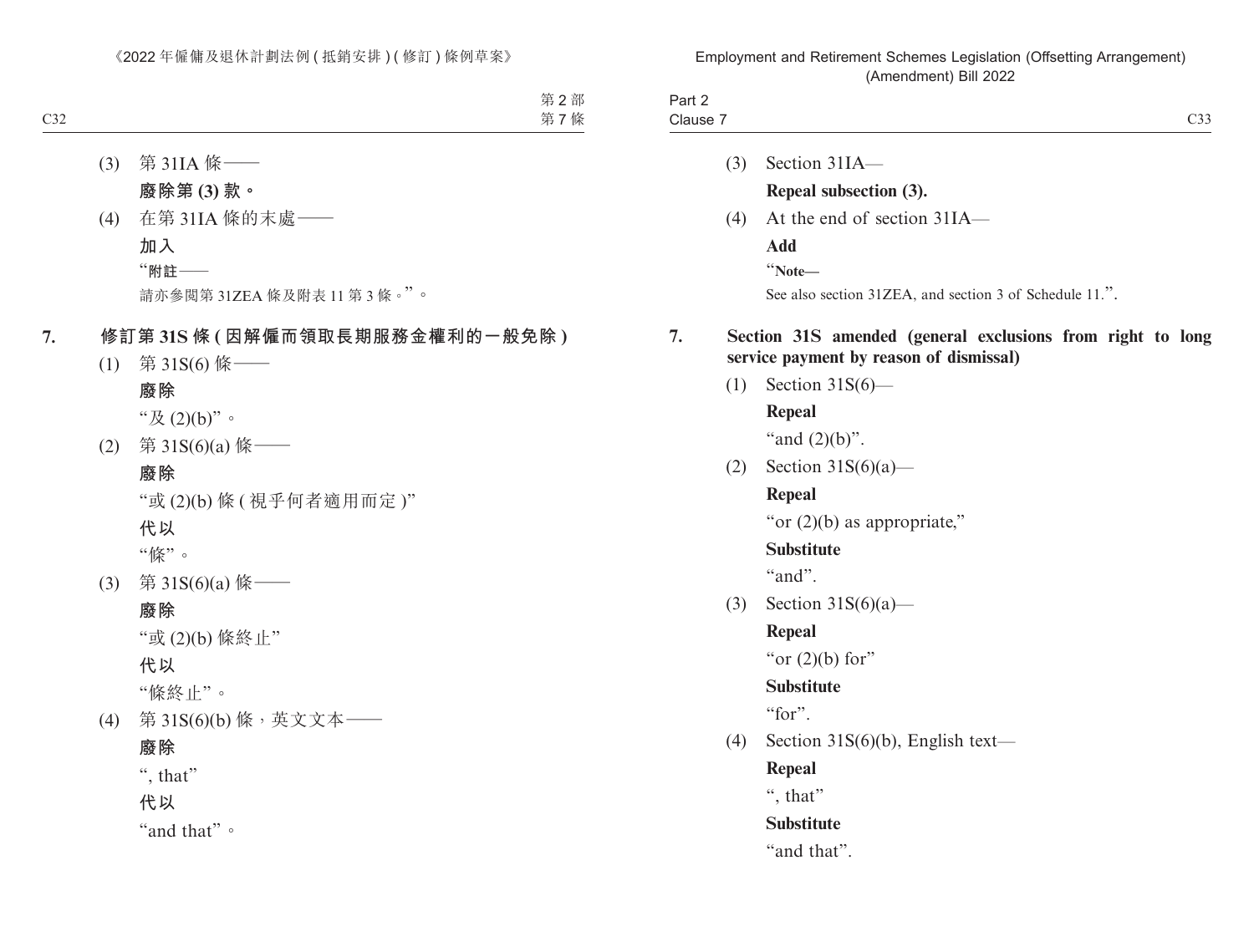(3) 第 31IA 條——

**廢除第 (3) 款。**

(4) 在第 31IA 條的末處——

**加入**

"**附註**——

請亦參閱第 31ZEA 條及附表 11 第 3 條。"。

## 7. 修訂第 31S 條 (因解僱而領取長期服務金權利的一般免除)

(1) 第 31S(6) 條——

**廢除**

"及 (2)(b)"。

(2) 第 31S(6)(a) 條——

**廢除**

"或 (2)(b) 條 (視乎何者適用而定)"

**代以**

"條"。

(3) 第 31S(6)(a) 條——

**廢除**

"或 (2)(b) 條終止"

**代以**

"條終止"。

(4) 第 31S(6)(b) 條，英文文本——

**廢除**

", that"

**代以**

"and that"。

(3) Section 31IA—

**Repeal subsection (3).**

(4) At the end of section 31IA—

**Add**

"**Note—**

See also section 31ZEA, and section 3 of Schedule 11.".

## 7. Section 31S amended (general exclusions from right to long service payment by reason of dismissal)

(1) Section 31S(6)—

**Repeal**

"and (2)(b)".

(2) Section 31S(6)(a)—

**Repeal**

"or (2)(b) as appropriate,"

**Substitute**

"and".

(3) Section 31S(6)(a)—

**Repeal**

"or (2)(b) for"

**Substitute**

"for".

(4) Section 31S(6)(b), English text—

**Repeal**

", that"

**Substitute**

"and that".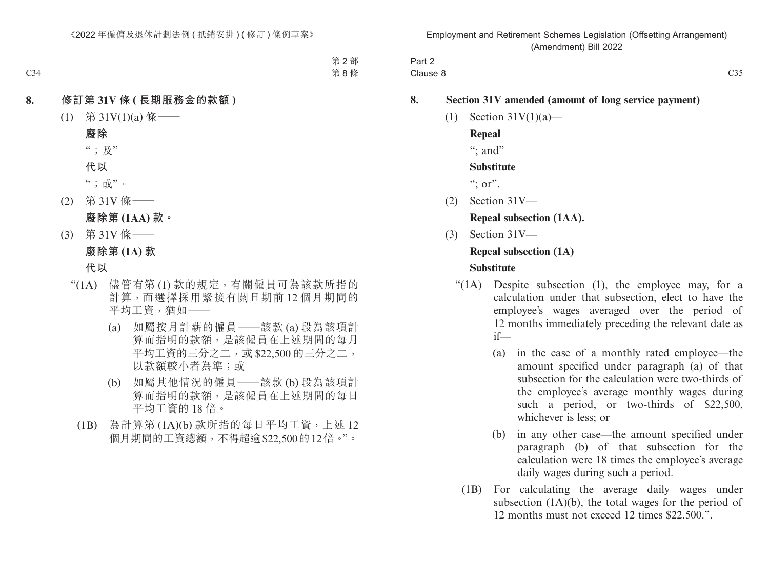**8. 修訂第 31V 條 ( 長期服務金的款額 )**

(1) 第 31V(1)(a) 條——

**廢除**

“；及”

**代以**

“；或”。

(2) 第 31V 條——

**廢除第 (1AA) 款。**

(3) 第 31V 條——

**廢除第 (1A) 款**

**代以**

“(1A) 儘管有第 (1) 款的規定，有關僱員可為該款所指的計算，而選擇採用緊接有關日期前 12 個月期間的平均工資，猶如——

(a) 如屬按月計薪的僱員——該款 (a) 段為該項計算而指明的款額，是該僱員在上述期間的每月平均工資的三分之二，或 $22,500 的三分之二，以款額較小者為準；或

(b) 如屬其他情況的僱員——該款 (b) 段為該項計算而指明的款額，是該僱員在上述期間的每日平均工資的 18 倍。

(1B) 為計算第 (1A)(b) 款所指的每日平均工資，上述 12 個月期間的工資總額，不得超逾 $22,500 的 12 倍。”。

**8. Section 31V amended (amount of long service payment)**

(1) Section 31V(1)(a)—

**Repeal**

“; and”

**Substitute**

“; or”.

(2) Section 31V—

**Repeal subsection (1AA).**

(3) Section 31V—

**Repeal subsection (1A)**

**Substitute**

“(1A) Despite subsection (1), the employee may, for a calculation under that subsection, elect to have the employee's wages averaged over the period of 12 months immediately preceding the relevant date as if—

(a) in the case of a monthly rated employee—the amount specified under paragraph (a) of that subsection for the calculation were two-thirds of the employee's average monthly wages during such a period, or two-thirds of $22,500, whichever is less; or

(b) in any other case—the amount specified under paragraph (b) of that subsection for the calculation were 18 times the employee's average daily wages during such a period.

(1B) For calculating the average daily wages under subsection (1A)(b), the total wages for the period of 12 months must not exceed 12 times $22,500.”.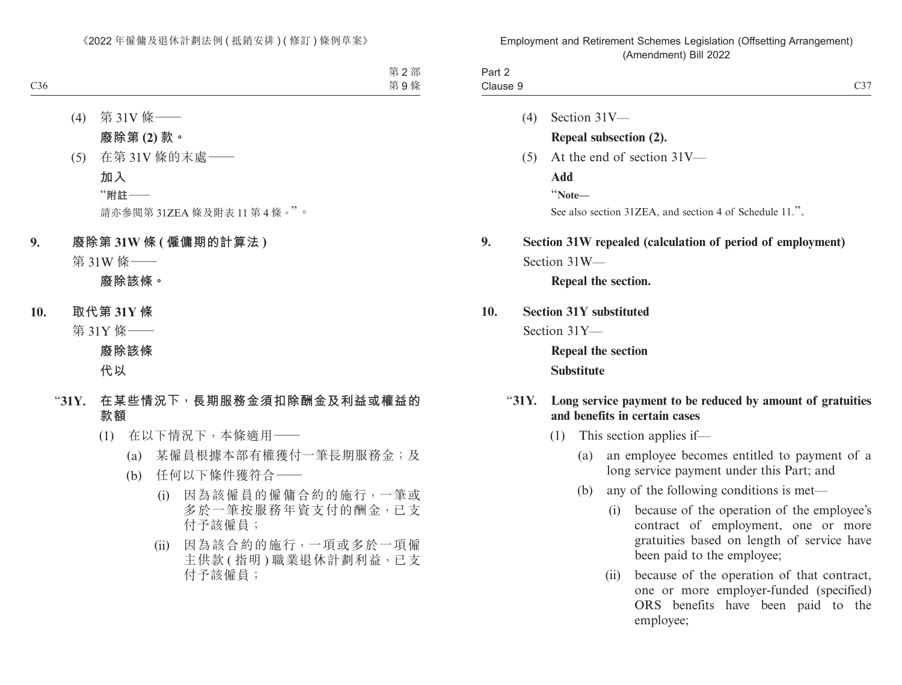(4) 第 31V 條——

**廢除第 (2) 款。**

(5) 在第 31V 條的末處——

**加入**

“**附註**——

請亦參閱第 31ZEA 條及附表 11 第 4 條。”。

**9. 廢除第 31W 條 (僱傭期的計算法)**

第 31W 條——

**廢除該條。**

**10. 取代第 31Y 條**

第 31Y 條——

**廢除該條**

**代以**

“**31Y. 在某些情況下，長期服務金須扣除酬金及利益或權益的款額**

(1) 在以下情況下，本條適用——

(a) 某僱員根據本部有權獲付一筆長期服務金；及

(b) 任何以下條件獲符合——

(i) 因為該僱員的僱傭合約的施行，一筆或多於一筆按服務年資支付的酬金，已支付予該僱員；

(ii) 因為該合約的施行，一項或多於一項僱主供款 (指明) 職業退休計劃利益，已支付予該僱員；

(4) Section 31V—

**Repeal subsection (2).**

(5) At the end of section 31V—

**Add**

“**Note—**

See also section 31ZEA, and section 4 of Schedule 11.”.

**9. Section 31W repealed (calculation of period of employment)**

Section 31W—

**Repeal the section.**

**10. Section 31Y substituted**

Section 31Y—

**Repeal the section**

**Substitute**

“**31Y. Long service payment to be reduced by amount of gratuities and benefits in certain cases**

(1) This section applies if—

(a) an employee becomes entitled to payment of a long service payment under this Part; and

(b) any of the following conditions is met—

(i) because of the operation of the employee’s contract of employment, one or more gratuities based on length of service have been paid to the employee;

(ii) because of the operation of that contract, one or more employer-funded (specified) ORS benefits have been paid to the employee;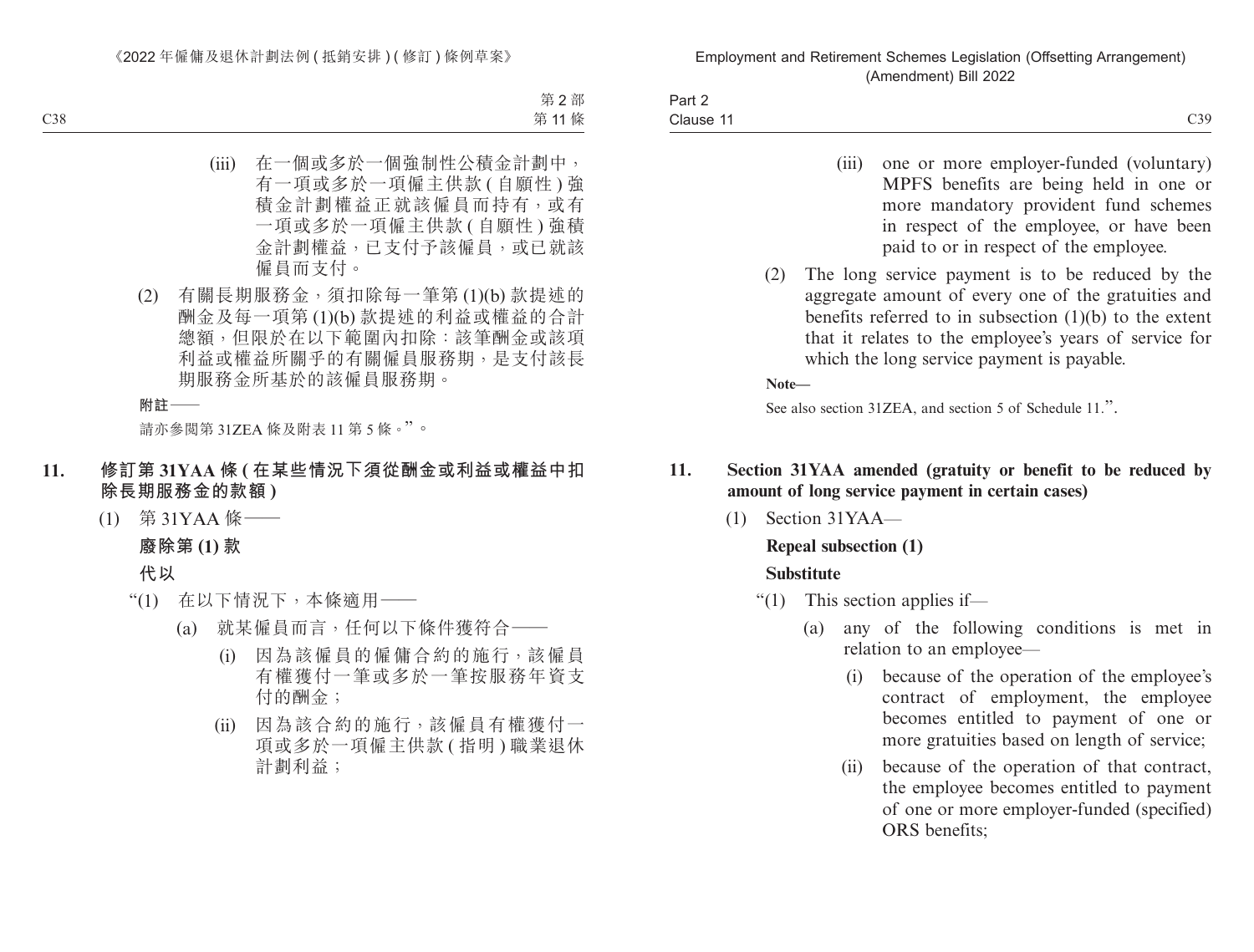(iii) 在一個或多於一個強制性公積金計劃中，有一項或多於一項僱主供款 (自願性) 強積金計劃權益正就該僱員而持有，或有一項或多於一項僱主供款 (自願性) 強積金計劃權益，已支付予該僱員，或已就該僱員而支付。

(2) 有關長期服務金，須扣除每一筆第 (1)(b) 款提述的酬金及每一項第 (1)(b) 款提述的利益或權益的合計總額，但限於在以下範圍內扣除：該筆酬金或該項利益或權益所關乎的有關僱員服務期，是支付該長期服務金所基於的該僱員服務期。

**附註——**

請亦參閱第 31ZEA 條及附表 11 第 5 條。”。

## 11. 修訂第 31YAA 條 (在某些情況下須從酬金或利益或權益中扣除長期服務金的款額)

(1) 第 31YAA 條——

**廢除第 (1) 款**

**代以**

“(1) 在以下情況下，本條適用——

(a) 就某僱員而言，任何以下條件獲符合——

(i) 因為該僱員的僱傭合約的施行，該僱員有權獲付一筆或多於一筆按服務年資支付的酬金；

(ii) 因為該合約的施行，該僱員有權獲付一項或多於一項僱主供款 (指明) 職業退休計劃利益；

(iii) one or more employer-funded (voluntary) MPFS benefits are being held in one or more mandatory provident fund schemes in respect of the employee, or have been paid to or in respect of the employee.

(2) The long service payment is to be reduced by the aggregate amount of every one of the gratuities and benefits referred to in subsection (1)(b) to the extent that it relates to the employee's years of service for which the long service payment is payable.

**Note—**

See also section 31ZEA, and section 5 of Schedule 11.”.

## 11. Section 31YAA amended (gratuity or benefit to be reduced by amount of long service payment in certain cases)

(1) Section 31YAA—

**Repeal subsection (1)**

**Substitute**

“(1) This section applies if—

(a) any of the following conditions is met in relation to an employee—

(i) because of the operation of the employee's contract of employment, the employee becomes entitled to payment of one or more gratuities based on length of service;

(ii) because of the operation of that contract, the employee becomes entitled to payment of one or more employer-funded (specified) ORS benefits;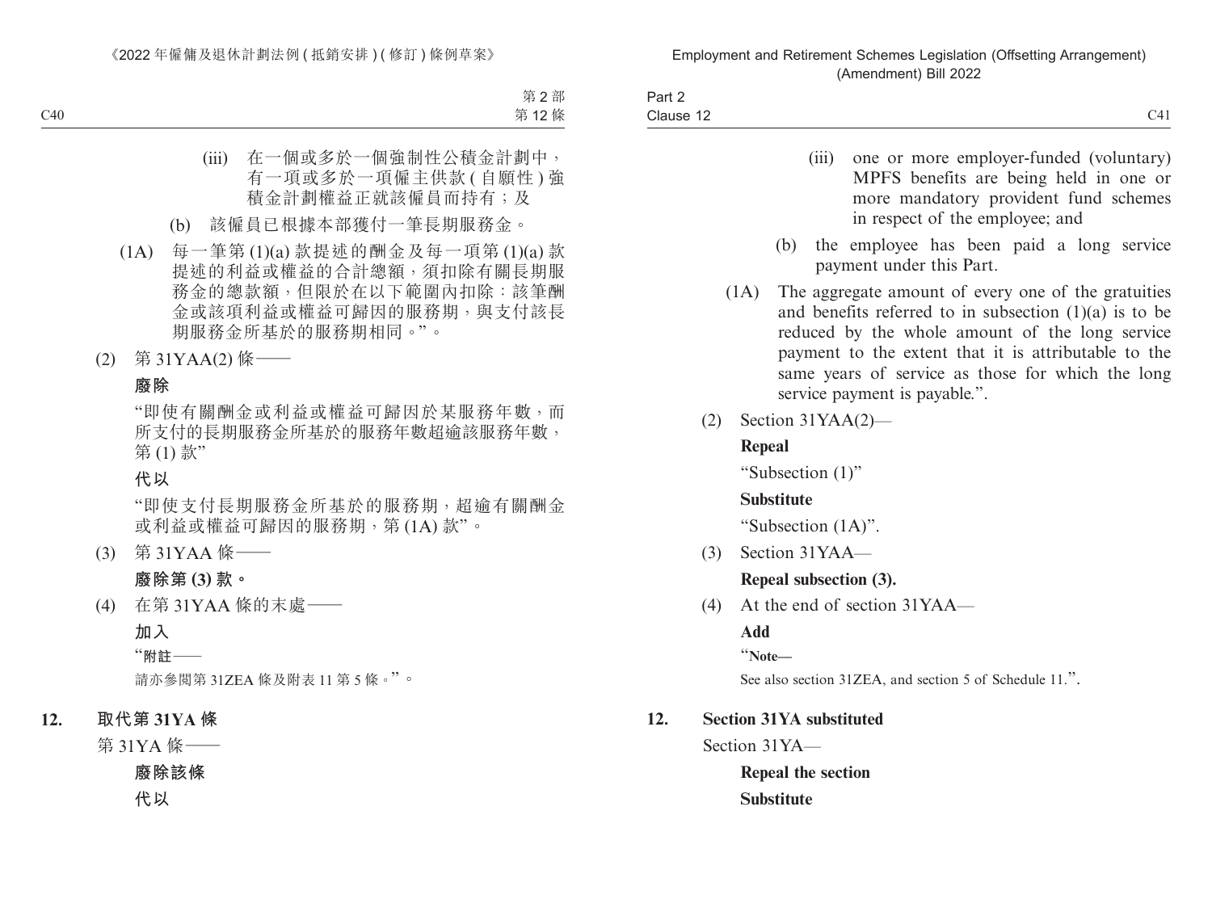(iii) 在一個或多於一個強制性公積金計劃中，有一項或多於一項僱主供款(自願性)強積金計劃權益正就該僱員而持有；及

(b) 該僱員已根據本部獲付一筆長期服務金。

(1A) 每一筆第(1)(a)款提述的酬金及每一項第(1)(a)款提述的利益或權益的合計總額，須扣除有關長期服務金的總款額，但限於在以下範圍內扣除：該筆酬金或該項利益或權益可歸因的服務期，與支付該長期服務金所基於的服務期相同。”。

(2) 第31YAA(2)條——

**廢除**

“即使有關酬金或利益或權益可歸因於某服務年數，而所支付的長期服務金所基於的服務年數超逾該服務年數，第(1)款”

**代以**

“即使支付長期服務金所基於的服務期，超逾有關酬金或利益或權益可歸因的服務期，第(1A)款”。

(3) 第31YAA條——

**廢除第(3)款。**

(4) 在第31YAA條的末處——

**加入**

“**附註——**

請亦參閱第31ZEA條及附表11第5條。”。

**12. 取代第31YA條**

第31YA條——

**廢除該條**

**代以**

(iii) one or more employer-funded (voluntary) MPFS benefits are being held in one or more mandatory provident fund schemes in respect of the employee; and

(b) the employee has been paid a long service payment under this Part.

(1A) The aggregate amount of every one of the gratuities and benefits referred to in subsection (1)(a) is to be reduced by the whole amount of the long service payment to the extent that it is attributable to the same years of service as those for which the long service payment is payable.”.

(2) Section 31YAA(2)—

**Repeal**

“Subsection (1)”

**Substitute**

“Subsection (1A)”.

(3) Section 31YAA—

**Repeal subsection (3).**

(4) At the end of section 31YAA—

**Add**

“**Note—**

See also section 31ZEA, and section 5 of Schedule 11.”.

**12. Section 31YA substituted**

Section 31YA—

**Repeal the section**

**Substitute**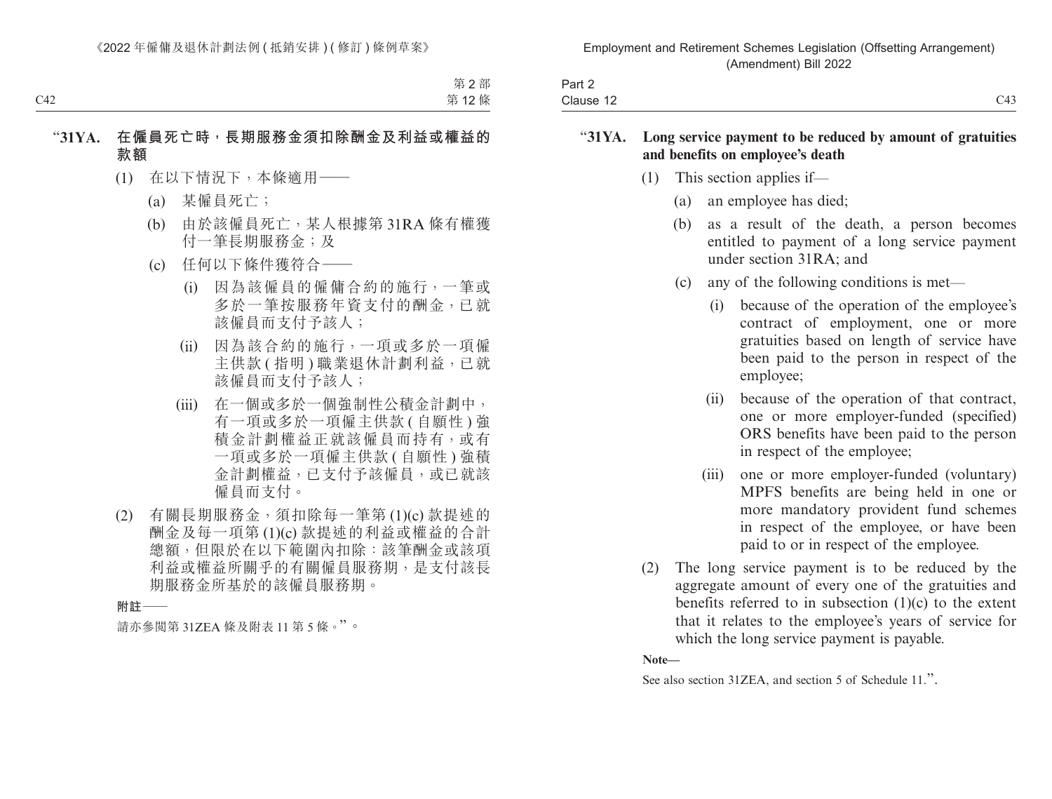"**31YA. 在僱員死亡時，長期服務金須扣除酬金及利益或權益的款額**

(1) 在以下情況下，本條適用——

(a) 某僱員死亡；

(b) 由於該僱員死亡，某人根據第 31RA 條有權獲付一筆長期服務金；及

(c) 任何以下條件獲符合——

(i) 因為該僱員的僱傭合約的施行，一筆或多於一筆按服務年資支付的酬金，已就該僱員而支付予該人；

(ii) 因為該合約的施行，一項或多於一項僱主供款 (指明) 職業退休計劃利益，已就該僱員而支付予該人；

(iii) 在一個或多於一個強制性公積金計劃中，有一項或多於一項僱主供款 (自願性) 強積金計劃權益正就該僱員而持有，或有一項或多於一項僱主供款 (自願性) 強積金計劃權益，已支付予該僱員，或已就該僱員而支付。

(2) 有關長期服務金，須扣除每一筆第 (1)(c) 款提述的酬金及每一項第 (1)(c) 款提述的利益或權益的合計總額，但限於在以下範圍內扣除：該筆酬金或該項利益或權益所關乎的有關僱員服務期，是支付該長期服務金所基於的該僱員服務期。

**附註——**

請亦參閱第 31ZEA 條及附表 11 第 5 條。"。

"**31YA. Long service payment to be reduced by amount of gratuities and benefits on employee's death**

(1) This section applies if—

(a) an employee has died;

(b) as a result of the death, a person becomes entitled to payment of a long service payment under section 31RA; and

(c) any of the following conditions is met—

(i) because of the operation of the employee's contract of employment, one or more gratuities based on length of service have been paid to the person in respect of the employee;

(ii) because of the operation of that contract, one or more employer-funded (specified) ORS benefits have been paid to the person in respect of the employee;

(iii) one or more employer-funded (voluntary) MPFS benefits are being held in one or more mandatory provident fund schemes in respect of the employee, or have been paid to or in respect of the employee.

(2) The long service payment is to be reduced by the aggregate amount of every one of the gratuities and benefits referred to in subsection (1)(c) to the extent that it relates to the employee's years of service for which the long service payment is payable.

**Note—**

See also section 31ZEA, and section 5 of Schedule 11.".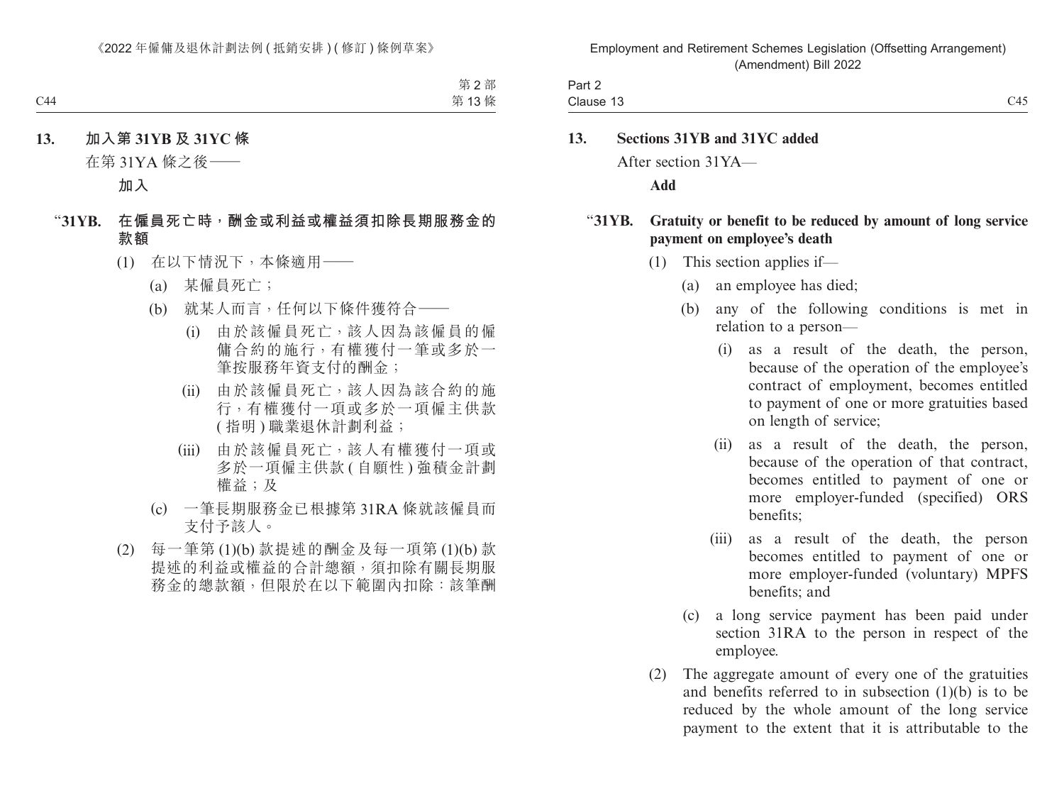## 13. 加入第 31YB 及 31YC 條

在第 31YA 條之後——

**加入**

### "31YB. 在僱員死亡時，酬金或利益或權益須扣除長期服務金的款額

(1) 在以下情況下，本條適用——

(a) 某僱員死亡；

(b) 就某人而言，任何以下條件獲符合——

(i) 由於該僱員死亡，該人因為該僱員的僱傭合約的施行，有權獲付一筆或多於一筆按服務年資支付的酬金；

(ii) 由於該僱員死亡，該人因為該合約的施行，有權獲付一項或多於一項僱主供款(指明)職業退休計劃利益；

(iii) 由於該僱員死亡，該人有權獲付一項或多於一項僱主供款(自願性)強積金計劃權益；及

(c) 一筆長期服務金已根據第 31RA 條就該僱員而支付予該人。

(2) 每一筆第 (1)(b) 款提述的酬金及每一項第 (1)(b) 款提述的利益或權益的合計總額，須扣除有關長期服務金的總款額，但限於在以下範圍內扣除：該筆酬

## 13. Sections 31YB and 31YC added

After section 31YA—

**Add**

### "31YB. Gratuity or benefit to be reduced by amount of long service payment on employee's death

(1) This section applies if—

(a) an employee has died;

(b) any of the following conditions is met in relation to a person—

(i) as a result of the death, the person, because of the operation of the employee's contract of employment, becomes entitled to payment of one or more gratuities based on length of service;

(ii) as a result of the death, the person, because of the operation of that contract, becomes entitled to payment of one or more employer-funded (specified) ORS benefits;

(iii) as a result of the death, the person becomes entitled to payment of one or more employer-funded (voluntary) MPFS benefits; and

(c) a long service payment has been paid under section 31RA to the person in respect of the employee.

(2) The aggregate amount of every one of the gratuities and benefits referred to in subsection (1)(b) is to be reduced by the whole amount of the long service payment to the extent that it is attributable to the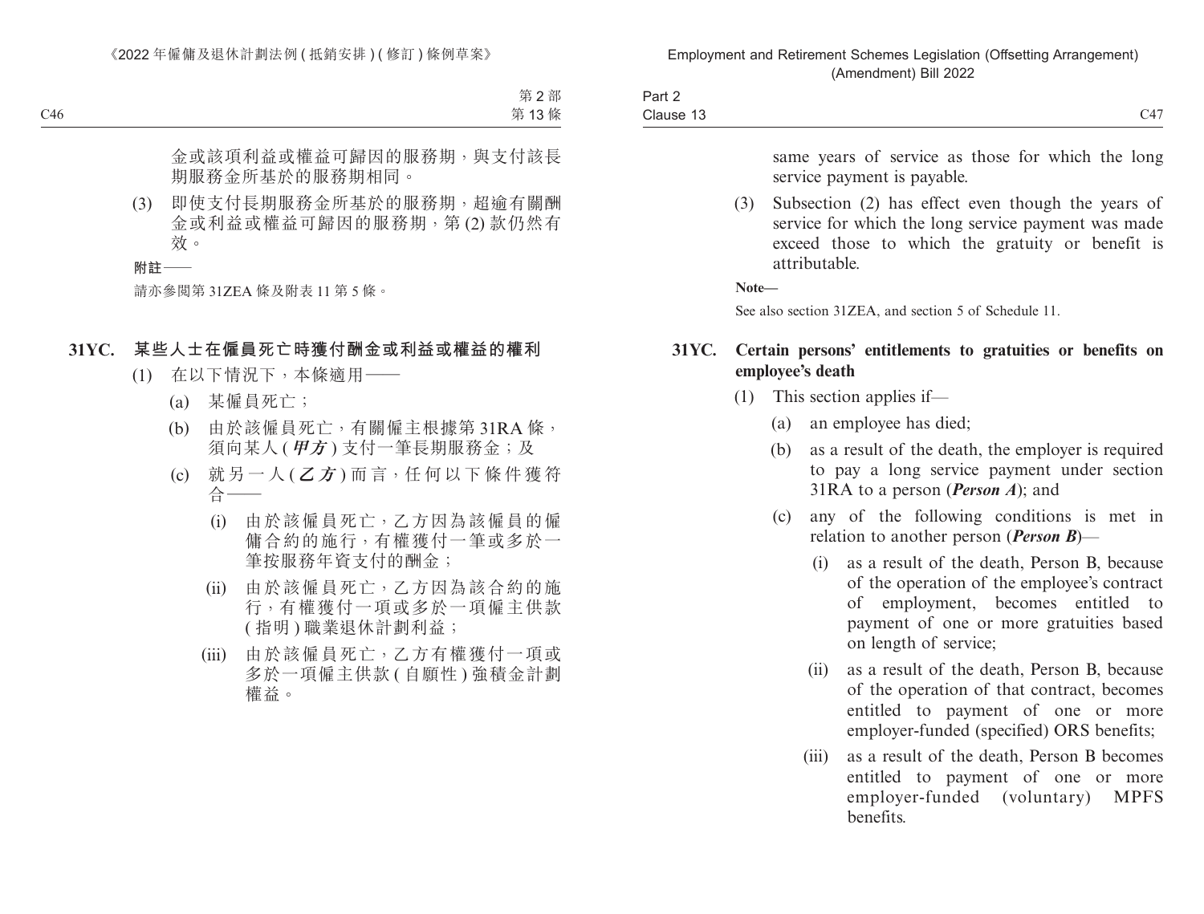金或該項利益或權益可歸因的服務期，與支付該長期服務金所基於的服務期相同。

(3) 即使支付長期服務金所基於的服務期，超逾有關酬金或利益或權益可歸因的服務期，第 (2) 款仍然有效。

**附註——**

請亦參閱第 31ZEA 條及附表 11 第 5 條。

### 31YC. 某些人士在僱員死亡時獲付酬金或利益或權益的權利

(1) 在以下情況下，本條適用——

(a) 某僱員死亡；

(b) 由於該僱員死亡，有關僱主根據第 31RA 條，須向某人 (***甲方***) 支付一筆長期服務金；及

(c) 就另一人 (***乙方***) 而言，任何以下條件獲符合——

(i) 由於該僱員死亡，乙方因為該僱員的僱傭合約的施行，有權獲付一筆或多於一筆按服務年資支付的酬金；

(ii) 由於該僱員死亡，乙方因為該合約的施行，有權獲付一項或多於一項僱主供款 (指明) 職業退休計劃利益；

(iii) 由於該僱員死亡，乙方有權獲付一項或多於一項僱主供款 (自願性) 強積金計劃權益。

same years of service as those for which the long service payment is payable.

(3) Subsection (2) has effect even though the years of service for which the long service payment was made exceed those to which the gratuity or benefit is attributable.

**Note—**

See also section 31ZEA, and section 5 of Schedule 11.

### 31YC. Certain persons' entitlements to gratuities or benefits on employee's death

(1) This section applies if—

(a) an employee has died;

(b) as a result of the death, the employer is required to pay a long service payment under section 31RA to a person (***Person A***); and

(c) any of the following conditions is met in relation to another person (***Person B***)—

(i) as a result of the death, Person B, because of the operation of the employee's contract of employment, becomes entitled to payment of one or more gratuities based on length of service;

(ii) as a result of the death, Person B, because of the operation of that contract, becomes entitled to payment of one or more employer-funded (specified) ORS benefits;

(iii) as a result of the death, Person B becomes entitled to payment of one or more employer-funded (voluntary) MPFS benefits.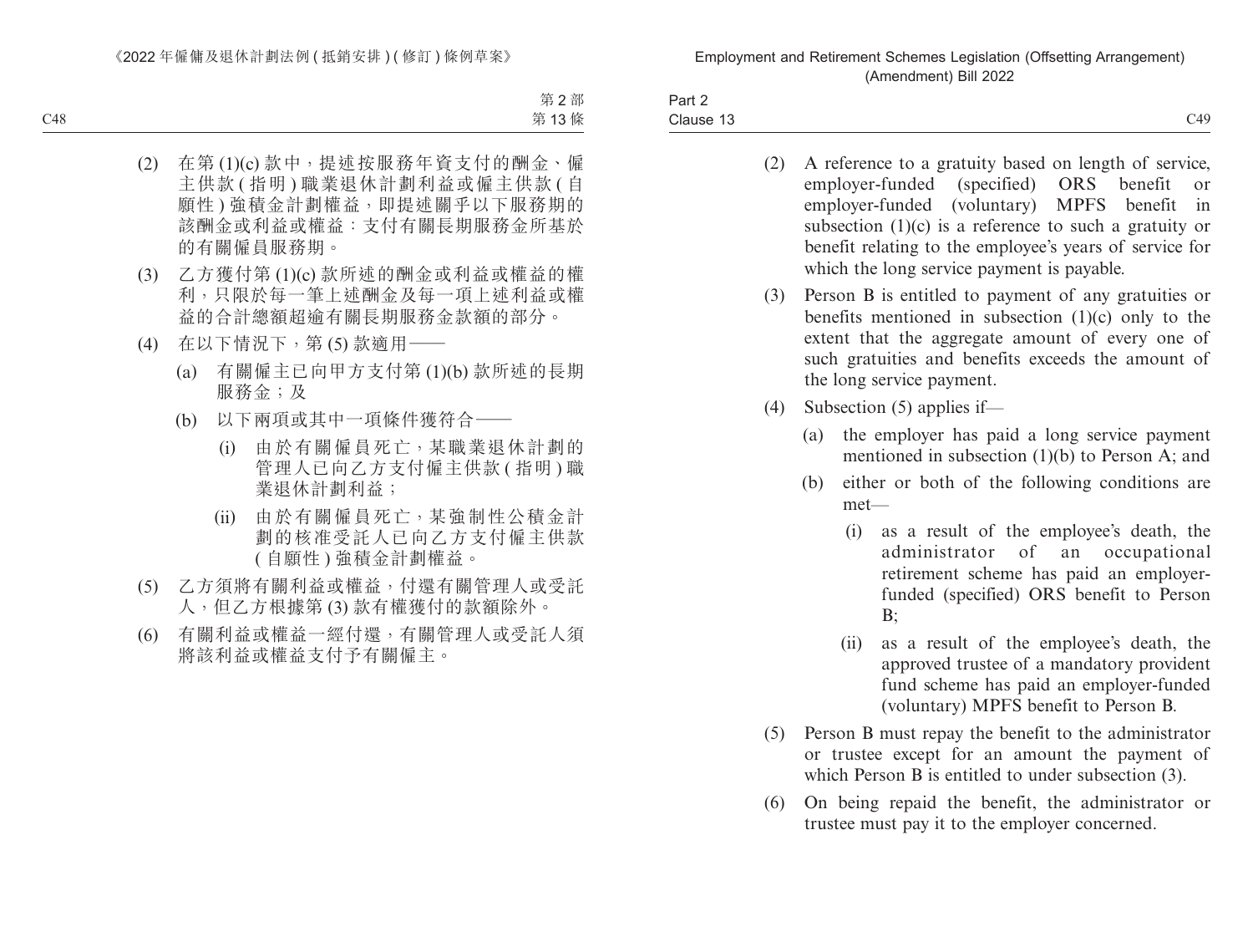(2) 在第 (1)(c) 款中，提述按服務年資支付的酬金、僱主供款 ( 指明 ) 職業退休計劃利益或僱主供款 ( 自願性 ) 強積金計劃權益，即提述關乎以下服務期的該酬金或利益或權益：支付有關長期服務金所基於的有關僱員服務期。

(3) 乙方獲付第 (1)(c) 款所述的酬金或利益或權益的權利，只限於每一筆上述酬金及每一項上述利益或權益的合計總額超逾有關長期服務金款額的部分。

(4) 在以下情況下，第 (5) 款適用——

  (a) 有關僱主已向甲方支付第 (1)(b) 款所述的長期服務金；及

  (b) 以下兩項或其中一項條件獲符合——

    (i) 由於有關僱員死亡，某職業退休計劃的管理人已向乙方支付僱主供款 ( 指明 ) 職業退休計劃利益；

    (ii) 由於有關僱員死亡，某強制性公積金計劃的核准受託人已向乙方支付僱主供款 ( 自願性 ) 強積金計劃權益。

(5) 乙方須將有關利益或權益，付還有關管理人或受託人，但乙方根據第 (3) 款有權獲付的款額除外。

(6) 有關利益或權益一經付還，有關管理人或受託人須將該利益或權益支付予有關僱主。

(2) A reference to a gratuity based on length of service, employer-funded (specified) ORS benefit or employer-funded (voluntary) MPFS benefit in subsection (1)(c) is a reference to such a gratuity or benefit relating to the employee's years of service for which the long service payment is payable.

(3) Person B is entitled to payment of any gratuities or benefits mentioned in subsection (1)(c) only to the extent that the aggregate amount of every one of such gratuities and benefits exceeds the amount of the long service payment.

(4) Subsection (5) applies if—

  (a) the employer has paid a long service payment mentioned in subsection (1)(b) to Person A; and

  (b) either or both of the following conditions are met—

    (i) as a result of the employee's death, the administrator of an occupational retirement scheme has paid an employer-funded (specified) ORS benefit to Person B;

    (ii) as a result of the employee's death, the approved trustee of a mandatory provident fund scheme has paid an employer-funded (voluntary) MPFS benefit to Person B.

(5) Person B must repay the benefit to the administrator or trustee except for an amount the payment of which Person B is entitled to under subsection (3).

(6) On being repaid the benefit, the administrator or trustee must pay it to the employer concerned.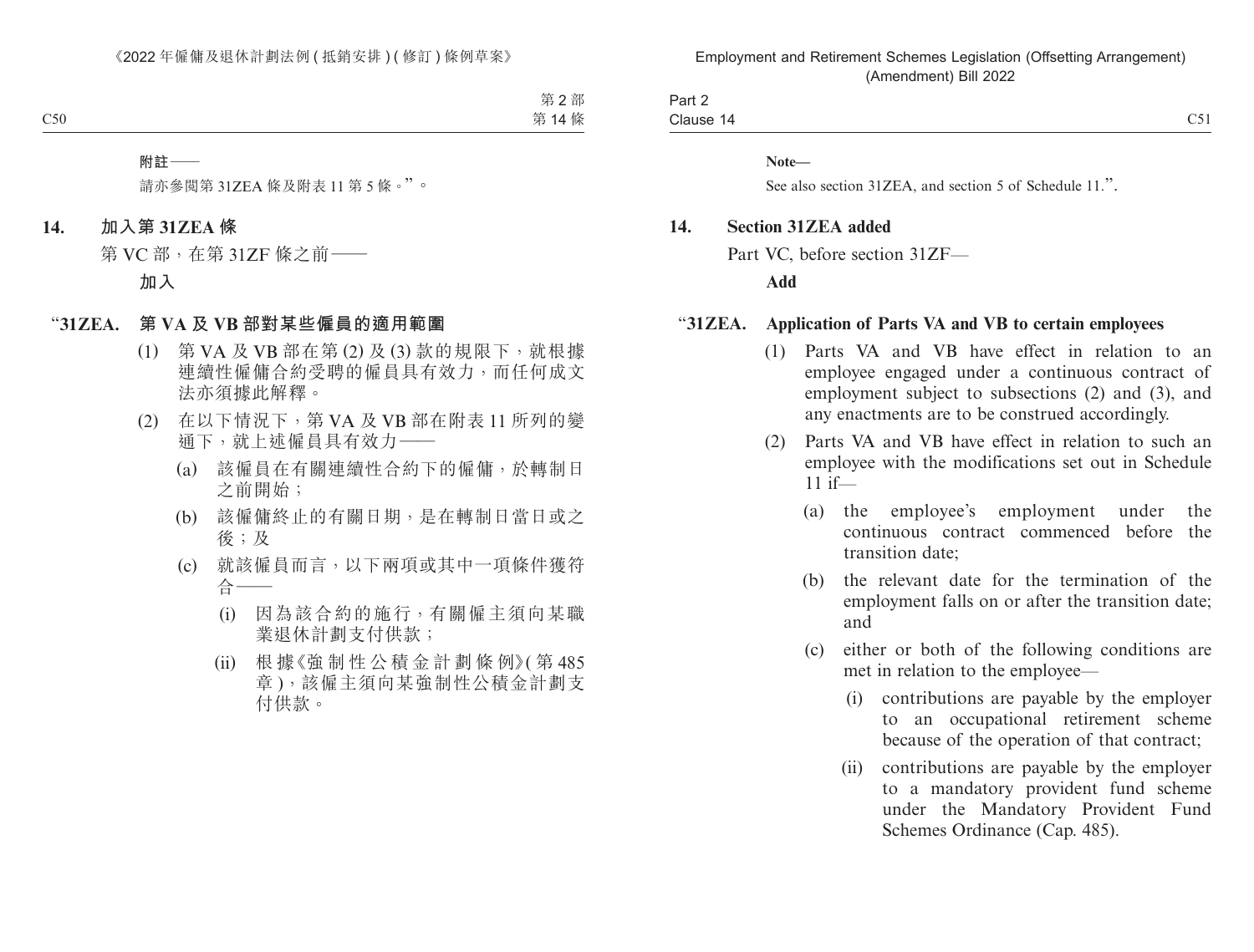**附註——**

請亦參閱第 31ZEA 條及附表 11 第 5 條。”。

## 14. 加入第 31ZEA 條

第 VC 部，在第 31ZF 條之前——

**加入**

### “31ZEA. 第 VA 及 VB 部對某些僱員的適用範圍

(1) 第 VA 及 VB 部在第 (2) 及 (3) 款的規限下，就根據連續性僱傭合約受聘的僱員具有效力，而任何成文法亦須據此解釋。

(2) 在以下情況下，第 VA 及 VB 部在附表 11 所列的變通下，就上述僱員具有效力——

(a) 該僱員在有關連續性合約下的僱傭，於轉制日之前開始；

(b) 該僱傭終止的有關日期，是在轉制日當日或之後；及

(c) 就該僱員而言，以下兩項或其中一項條件獲符合——

(i) 因為該合約的施行，有關僱主須向某職業退休計劃支付供款；

(ii) 根據《強制性公積金計劃條例》(第 485 章)，該僱主須向某強制性公積金計劃支付供款。

---

**Note—**

See also section 31ZEA, and section 5 of Schedule 11.”.

## 14. Section 31ZEA added

Part VC, before section 31ZF—

**Add**

### “31ZEA. Application of Parts VA and VB to certain employees

(1) Parts VA and VB have effect in relation to an employee engaged under a continuous contract of employment subject to subsections (2) and (3), and any enactments are to be construed accordingly.

(2) Parts VA and VB have effect in relation to such an employee with the modifications set out in Schedule 11 if—

(a) the employee’s employment under the continuous contract commenced before the transition date;

(b) the relevant date for the termination of the employment falls on or after the transition date; and

(c) either or both of the following conditions are met in relation to the employee—

(i) contributions are payable by the employer to an occupational retirement scheme because of the operation of that contract;

(ii) contributions are payable by the employer to a mandatory provident fund scheme under the Mandatory Provident Fund Schemes Ordinance (Cap. 485).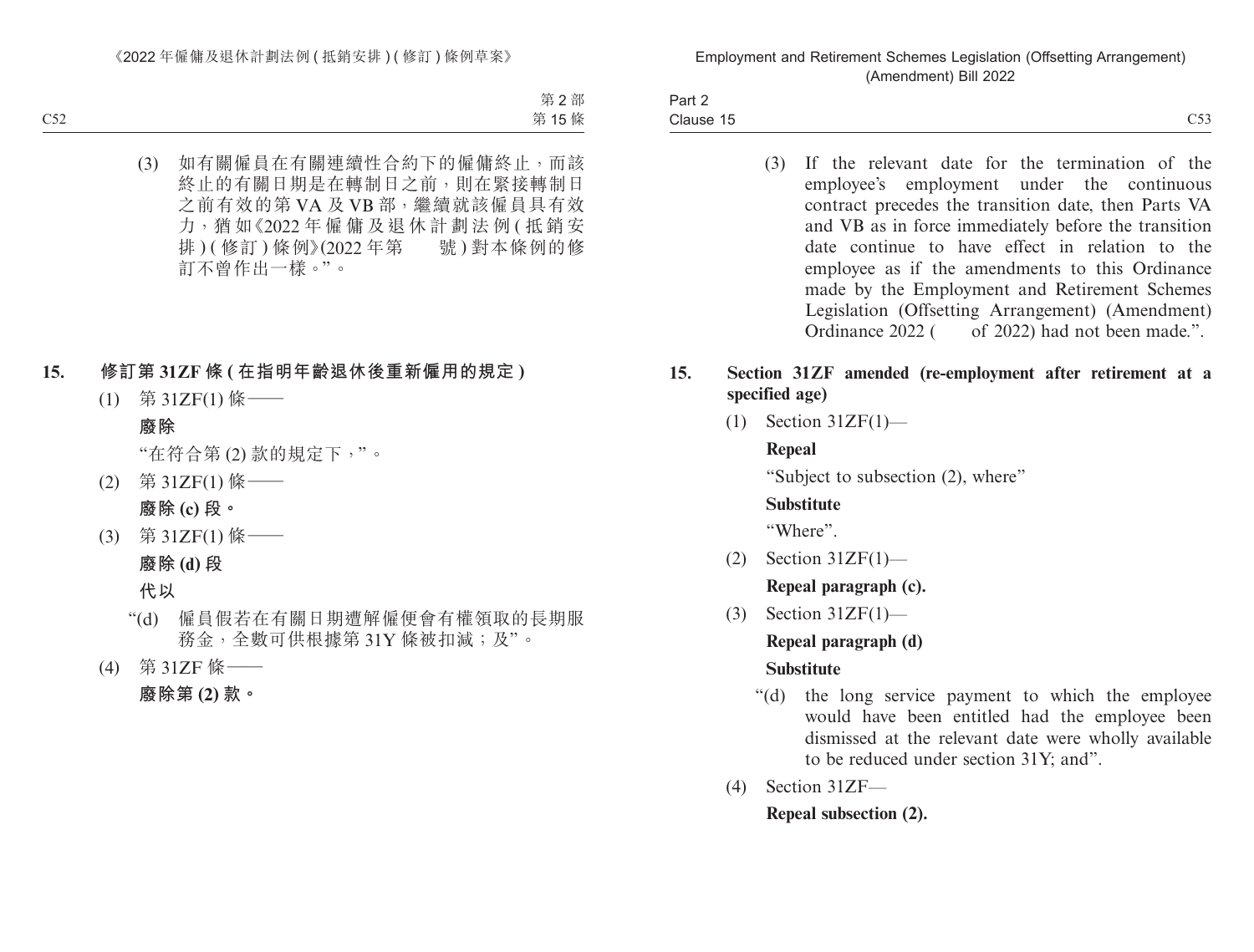(3) 如有關僱員在有關連續性合約下的僱傭終止，而該終止的有關日期是在轉制日之前，則在緊接轉制日之前有效的第 VA 及 VB 部，繼續就該僱員具有效力，猶如《2022 年僱傭及退休計劃法例 ( 抵銷安排 ) ( 修訂 ) 條例》(2022 年第　　號 ) 對本條例的修訂不曾作出一樣。”。

**15. 修訂第 31ZF 條 ( 在指明年齡退休後重新僱用的規定 )**

(1) 第 31ZF(1) 條——

**廢除**

“在符合第 (2) 款的規定下，”。

(2) 第 31ZF(1) 條——

**廢除 (c) 段。**

(3) 第 31ZF(1) 條——

**廢除 (d) 段**

**代以**

“(d) 僱員假若在有關日期遭解僱便會有權領取的長期服務金，全數可供根據第 31Y 條被扣減；及”。

(4) 第 31ZF 條——

**廢除第 (2) 款。**

(3) If the relevant date for the termination of the employee's employment under the continuous contract precedes the transition date, then Parts VA and VB as in force immediately before the transition date continue to have effect in relation to the employee as if the amendments to this Ordinance made by the Employment and Retirement Schemes Legislation (Offsetting Arrangement) (Amendment) Ordinance 2022 (　　of 2022) had not been made.".

**15. Section 31ZF amended (re-employment after retirement at a specified age)**

(1) Section 31ZF(1)—

**Repeal**

"Subject to subsection (2), where"

**Substitute**

"Where".

(2) Section 31ZF(1)—

**Repeal paragraph (c).**

(3) Section 31ZF(1)—

**Repeal paragraph (d)**

**Substitute**

"(d) the long service payment to which the employee would have been entitled had the employee been dismissed at the relevant date were wholly available to be reduced under section 31Y; and".

(4) Section 31ZF—

**Repeal subsection (2).**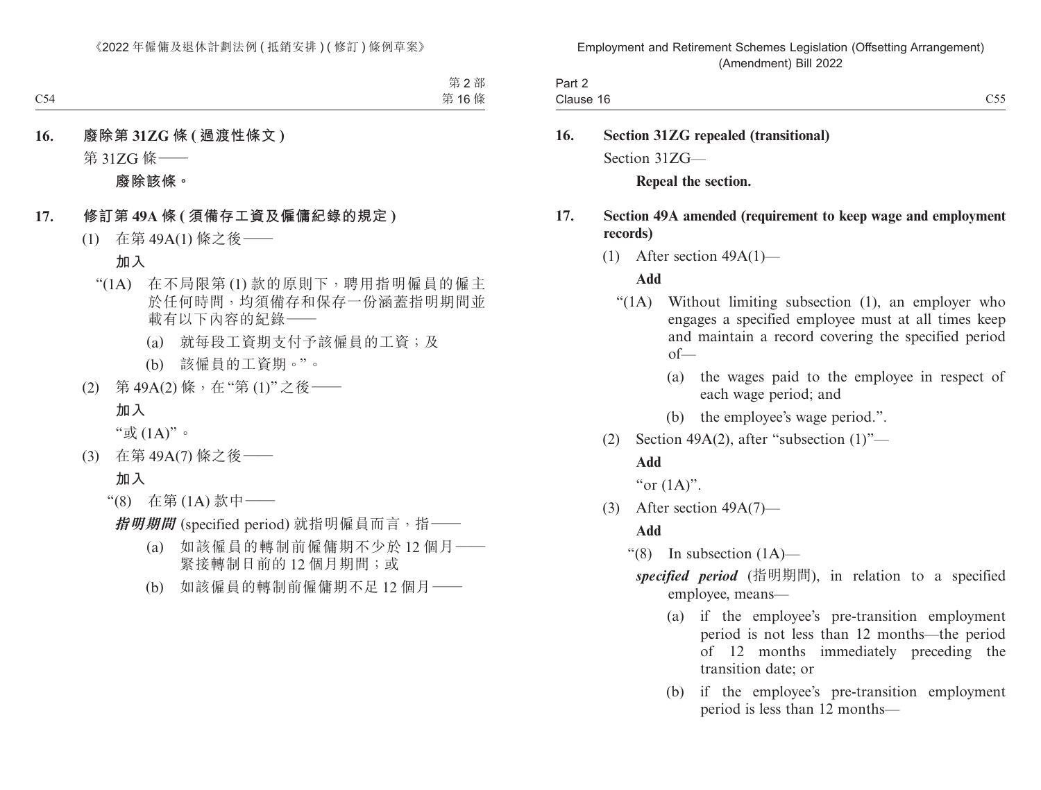**16. 廢除第 31ZG 條 (過渡性條文)**

第 31ZG 條——

**廢除該條。**

**17. 修訂第 49A 條 (須備存工資及僱傭紀錄的規定)**

(1) 在第 49A(1) 條之後——

**加入**

“(1A) 在不局限第 (1) 款的原則下，聘用指明僱員的僱主於任何時間，均須備存和保存一份涵蓋指明期間並載有以下內容的紀錄——

(a) 就每段工資期支付予該僱員的工資；及

(b) 該僱員的工資期。”。

(2) 第 49A(2) 條，在“第 (1)”之後——

**加入**

“或 (1A)”。

(3) 在第 49A(7) 條之後——

**加入**

“(8) 在第 (1A) 款中——

***指明期間*** (specified period) 就指明僱員而言，指——

(a) 如該僱員的轉制前僱傭期不少於 12 個月——緊接轉制日前的 12 個月期間；或

(b) 如該僱員的轉制前僱傭期不足 12 個月——

**16. Section 31ZG repealed (transitional)**

Section 31ZG—

**Repeal the section.**

**17. Section 49A amended (requirement to keep wage and employment records)**

(1) After section 49A(1)—

**Add**

“(1A) Without limiting subsection (1), an employer who engages a specified employee must at all times keep and maintain a record covering the specified period of—

(a) the wages paid to the employee in respect of each wage period; and

(b) the employee’s wage period.”.

(2) Section 49A(2), after “subsection (1)”—

**Add**

“or (1A)”.

(3) After section 49A(7)—

**Add**

“(8) In subsection (1A)—

***specified period*** (指明期間), in relation to a specified employee, means—

(a) if the employee’s pre-transition employment period is not less than 12 months—the period of 12 months immediately preceding the transition date; or

(b) if the employee’s pre-transition employment period is less than 12 months—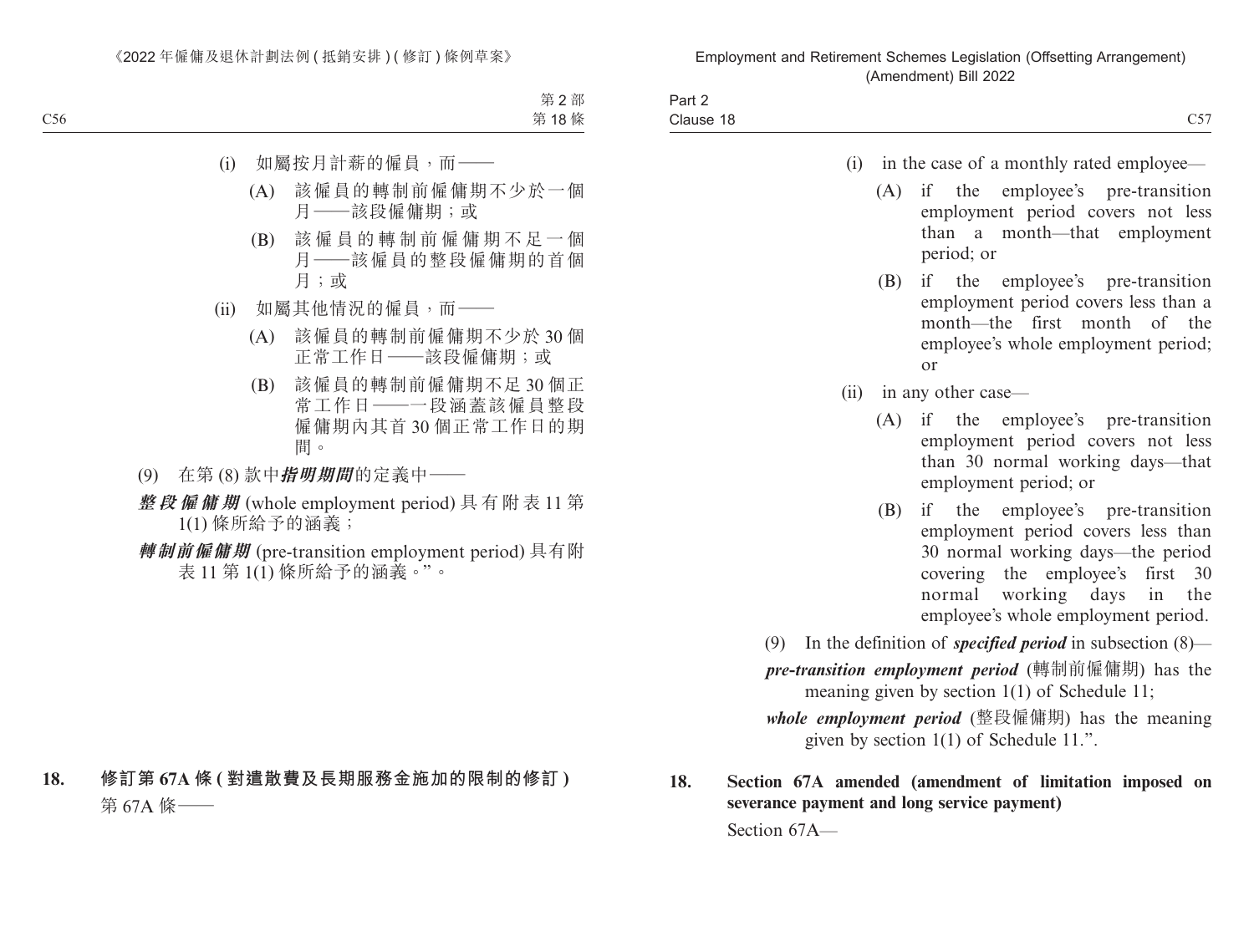(i) 如屬按月計薪的僱員，而——

(A) 該僱員的轉制前僱傭期不少於一個月——該段僱傭期；或

(B) 該僱員的轉制前僱傭期不足一個月——該僱員的整段僱傭期的首個月；或

(ii) 如屬其他情況的僱員，而——

(A) 該僱員的轉制前僱傭期不少於 30 個正常工作日——該段僱傭期；或

(B) 該僱員的轉制前僱傭期不足 30 個正常工作日——一段涵蓋該僱員整段僱傭期內其首 30 個正常工作日的期間。

(9) 在第 (8) 款中***指明期間***的定義中——

***整段僱傭期*** (whole employment period) 具有附表 11 第 1(1) 條所給予的涵義；

***轉制前僱傭期*** (pre-transition employment period) 具有附表 11 第 1(1) 條所給予的涵義。”。

**18. 修訂第 67A 條 (對遣散費及長期服務金施加的限制的修訂)**

第 67A 條——

(i) in the case of a monthly rated employee—

(A) if the employee's pre-transition employment period covers not less than a month—that employment period; or

(B) if the employee's pre-transition employment period covers less than a month—the first month of the employee's whole employment period; or

(ii) in any other case—

(A) if the employee's pre-transition employment period covers not less than 30 normal working days—that employment period; or

(B) if the employee's pre-transition employment period covers less than 30 normal working days—the period covering the employee's first 30 normal working days in the employee's whole employment period.

(9) In the definition of ***specified period*** in subsection (8)—

***pre-transition employment period*** (轉制前僱傭期) has the meaning given by section 1(1) of Schedule 11;

***whole employment period*** (整段僱傭期) has the meaning given by section 1(1) of Schedule 11.".

**18. Section 67A amended (amendment of limitation imposed on severance payment and long service payment)**

Section 67A—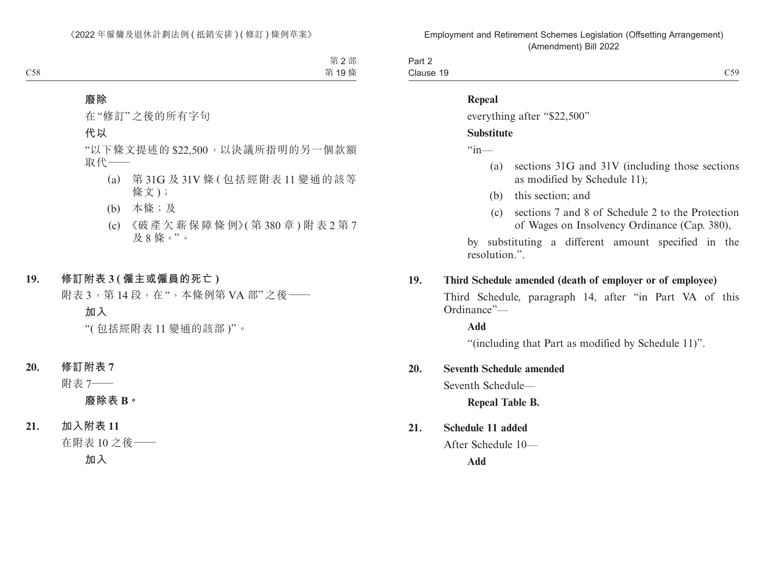**廢除**

在“修訂”之後的所有字句

**代以**

“以下條文提述的 $22,500，以決議所指明的另一個款額取代——

(a) 第 31G 及 31V 條 (包括經附表 11 變通的該等條文)；

(b) 本條；及

(c) 《破產欠薪保障條例》(第 380 章) 附表 2 第 7 及 8 條。”。

**19. 修訂附表 3 (僱主或僱員的死亡)**

附表 3，第 14 段，在“，本條例第 VA 部”之後——

**加入**

“(包括經附表 11 變通的該部)”。

**20. 修訂附表 7**

附表 7——

**廢除表 B。**

**21. 加入附表 11**

在附表 10 之後——

**加入**

**Repeal**

everything after “$22,500”

**Substitute**

“in—

(a) sections 31G and 31V (including those sections as modified by Schedule 11);

(b) this section; and

(c) sections 7 and 8 of Schedule 2 to the Protection of Wages on Insolvency Ordinance (Cap. 380),

by substituting a different amount specified in the resolution.”.

**19. Third Schedule amended (death of employer or of employee)**

Third Schedule, paragraph 14, after “in Part VA of this Ordinance”—

**Add**

“(including that Part as modified by Schedule 11)”.

**20. Seventh Schedule amended**

Seventh Schedule—

**Repeal Table B.**

**21. Schedule 11 added**

After Schedule 10—

**Add**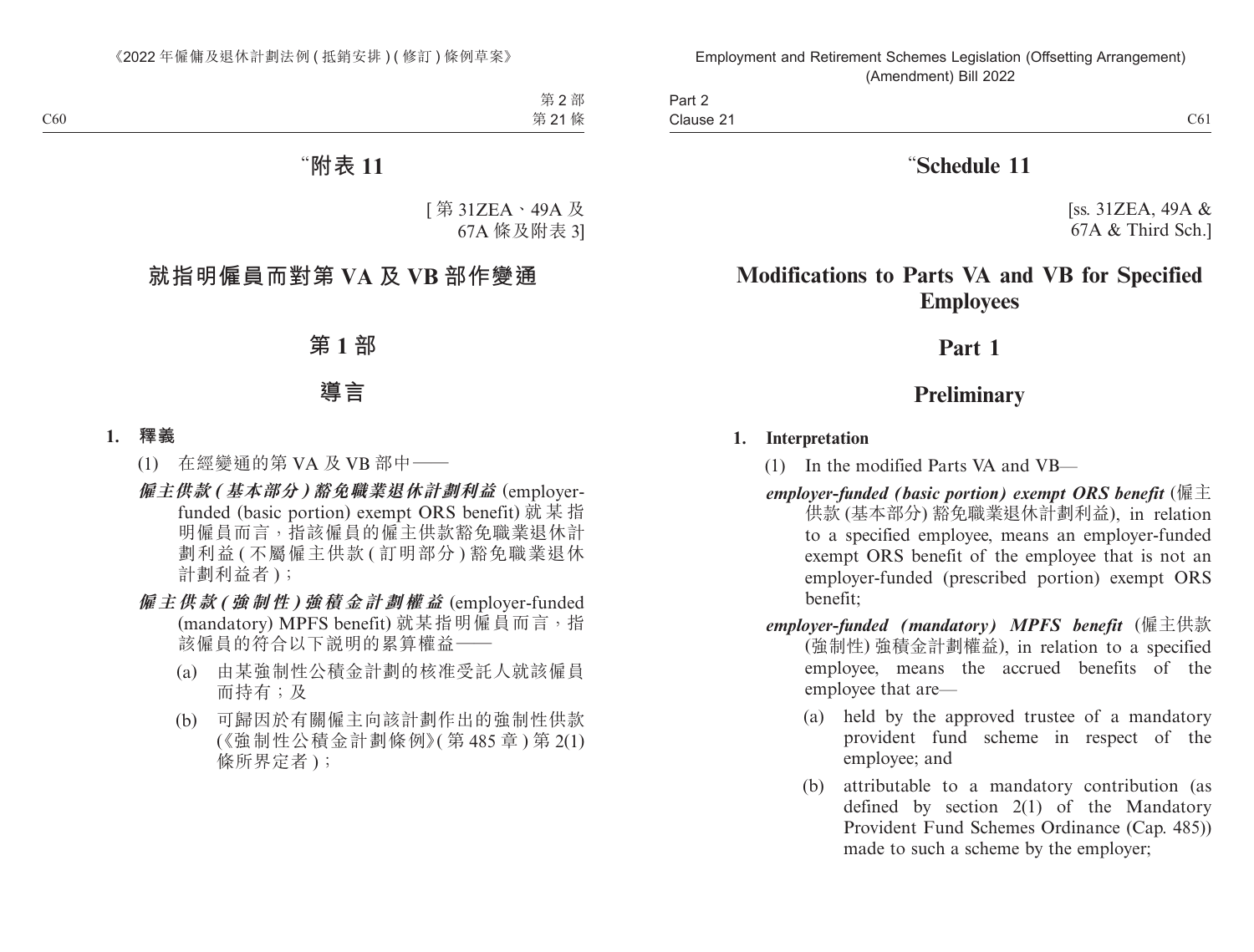# “附表 11

[ 第 31ZEA、49A 及 67A 條及附表 3]

# 就指明僱員而對第 VA 及 VB 部作變通

## 第 1 部

## 導言

**1. 釋義**

(1) 在經變通的第 VA 及 VB 部中——

***僱主供款 (基本部分) 豁免職業退休計劃利益*** (employer-funded (basic portion) exempt ORS benefit) 就某指明僱員而言，指該僱員的僱主供款豁免職業退休計劃利益 (不屬僱主供款 (訂明部分) 豁免職業退休計劃利益者)；

***僱主供款 (強制性) 強積金計劃權益*** (employer-funded (mandatory) MPFS benefit) 就某指明僱員而言，指該僱員的符合以下說明的累算權益——

(a) 由某強制性公積金計劃的核准受託人就該僱員而持有；及

(b) 可歸因於有關僱主向該計劃作出的強制性供款 (《強制性公積金計劃條例》(第 485 章) 第 2(1) 條所界定者)；

# “Schedule 11

[ss. 31ZEA, 49A & 67A & Third Sch.]

# Modifications to Parts VA and VB for Specified Employees

## Part 1

## Preliminary

**1. Interpretation**

(1) In the modified Parts VA and VB—

***employer-funded (basic portion) exempt ORS benefit*** (僱主供款 (基本部分) 豁免職業退休計劃利益), in relation to a specified employee, means an employer-funded exempt ORS benefit of the employee that is not an employer-funded (prescribed portion) exempt ORS benefit;

***employer-funded (mandatory) MPFS benefit*** (僱主供款 (強制性) 強積金計劃權益), in relation to a specified employee, means the accrued benefits of the employee that are—

(a) held by the approved trustee of a mandatory provident fund scheme in respect of the employee; and

(b) attributable to a mandatory contribution (as defined by section 2(1) of the Mandatory Provident Fund Schemes Ordinance (Cap. 485)) made to such a scheme by the employer;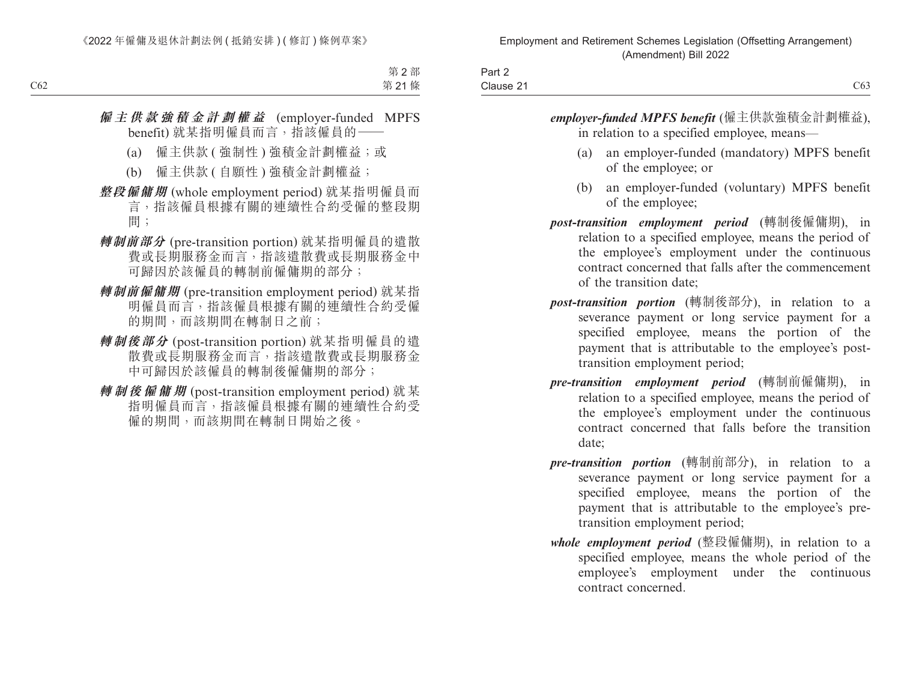***僱主供款強積金計劃權益*** (employer-funded MPFS benefit) 就某指明僱員而言，指該僱員的——

(a) 僱主供款 ( 強制性 ) 強積金計劃權益；或

(b) 僱主供款 ( 自願性 ) 強積金計劃權益；

***整段僱傭期*** (whole employment period) 就某指明僱員而言，指該僱員根據有關的連續性合約受僱的整段期間；

***轉制前部分*** (pre-transition portion) 就某指明僱員的遣散費或長期服務金而言，指該遣散費或長期服務金中可歸因於該僱員的轉制前僱傭期的部分；

***轉制前僱傭期*** (pre-transition employment period) 就某指明僱員而言，指該僱員根據有關的連續性合約受僱的期間，而該期間在轉制日之前；

***轉制後部分*** (post-transition portion) 就某指明僱員的遣散費或長期服務金而言，指該遣散費或長期服務金中可歸因於該僱員的轉制後僱傭期的部分；

***轉制後僱傭期*** (post-transition employment period) 就某指明僱員而言，指該僱員根據有關的連續性合約受僱的期間，而該期間在轉制日開始之後。

***employer-funded MPFS benefit*** (僱主供款強積金計劃權益), in relation to a specified employee, means—

(a) an employer-funded (mandatory) MPFS benefit of the employee; or

(b) an employer-funded (voluntary) MPFS benefit of the employee;

***post-transition employment period*** (轉制後僱傭期), in relation to a specified employee, means the period of the employee's employment under the continuous contract concerned that falls after the commencement of the transition date;

***post-transition portion*** (轉制後部分), in relation to a severance payment or long service payment for a specified employee, means the portion of the payment that is attributable to the employee's post-transition employment period;

***pre-transition employment period*** (轉制前僱傭期), in relation to a specified employee, means the period of the employee's employment under the continuous contract concerned that falls before the transition date;

***pre-transition portion*** (轉制前部分), in relation to a severance payment or long service payment for a specified employee, means the portion of the payment that is attributable to the employee's pre-transition employment period;

***whole employment period*** (整段僱傭期), in relation to a specified employee, means the whole period of the employee's employment under the continuous contract concerned.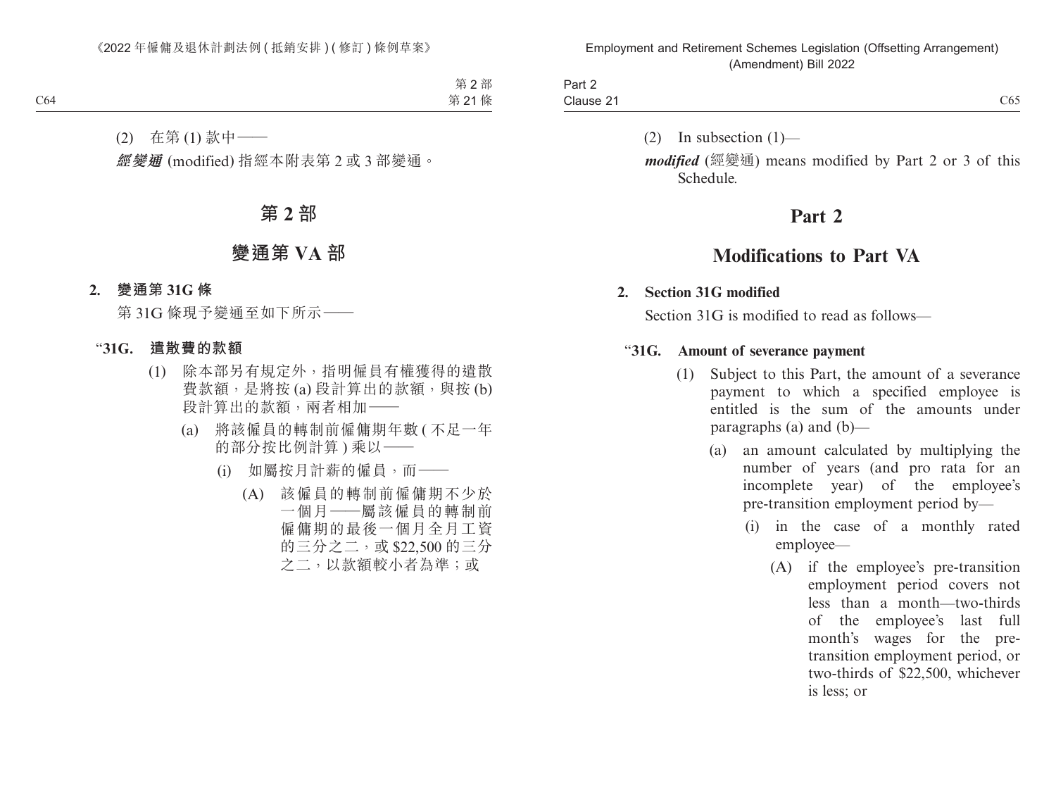(2) 在第 (1) 款中——

***經變通*** (modified) 指經本附表第 2 或 3 部變通。

# 第 2 部

# 變通第 VA 部

**2. 變通第 31G 條**

第 31G 條現予變通至如下所示——

“**31G. 遣散費的款額**

(1) 除本部另有規定外，指明僱員有權獲得的遣散費款額，是將按 (a) 段計算出的款額，與按 (b) 段計算出的款額，兩者相加——

(a) 將該僱員的轉制前僱傭期年數 ( 不足一年的部分按比例計算 ) 乘以——

(i) 如屬按月計薪的僱員，而——

(A) 該僱員的轉制前僱傭期不少於一個月——屬該僱員的轉制前僱傭期的最後一個月全月工資的三分之二，或 $22,500 的三分之二，以款額較小者為準；或

(2) In subsection (1)—

***modified*** (經變通) means modified by Part 2 or 3 of this Schedule.

# Part 2

# Modifications to Part VA

**2. Section 31G modified**

Section 31G is modified to read as follows—

“**31G. Amount of severance payment**

(1) Subject to this Part, the amount of a severance payment to which a specified employee is entitled is the sum of the amounts under paragraphs (a) and (b)—

(a) an amount calculated by multiplying the number of years (and pro rata for an incomplete year) of the employee’s pre-transition employment period by—

(i) in the case of a monthly rated employee—

(A) if the employee’s pre-transition employment period covers not less than a month—two-thirds of the employee’s last full month’s wages for the pre-transition employment period, or two-thirds of $22,500, whichever is less; or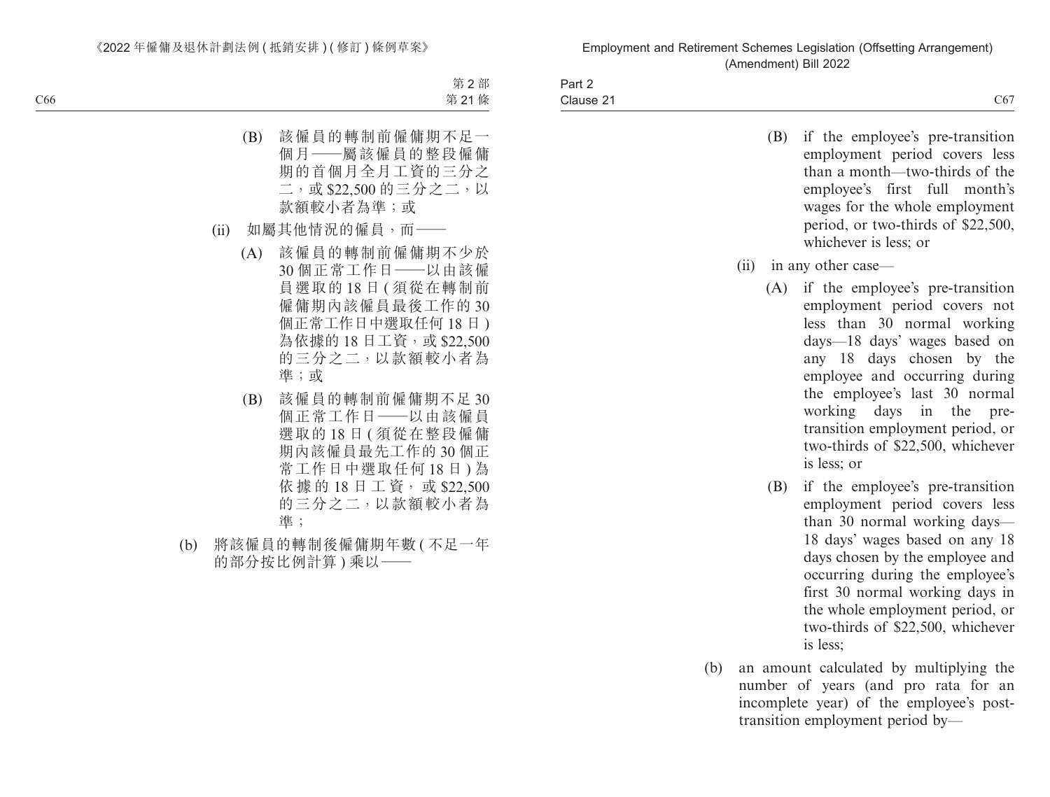(B) 該僱員的轉制前僱傭期不足一個月——屬該僱員的整段僱傭期的首個月全月工資的三分之二，或 $22,500 的三分之二，以款額較小者為準；或

(ii) 如屬其他情況的僱員，而——

(A) 該僱員的轉制前僱傭期不少於 30 個正常工作日——以由該僱員選取的 18 日 (須從在轉制前僱傭期內該僱員最後工作的 30 個正常工作日中選取任何 18 日) 為依據的 18 日工資，或 $22,500 的三分之二，以款額較小者為準；或

(B) 該僱員的轉制前僱傭期不足 30 個正常工作日——以由該僱員選取的 18 日 (須從在整段僱傭期內該僱員最先工作的 30 個正常工作日中選取任何 18 日) 為依據的 18 日工資，或 $22,500 的三分之二，以款額較小者為準；

(b) 將該僱員的轉制後僱傭期年數 (不足一年的部分按比例計算) 乘以——

(B) if the employee's pre-transition employment period covers less than a month—two-thirds of the employee's first full month's wages for the whole employment period, or two-thirds of $22,500, whichever is less; or

(ii) in any other case—

(A) if the employee's pre-transition employment period covers not less than 30 normal working days—18 days' wages based on any 18 days chosen by the employee and occurring during the employee's last 30 normal working days in the pre-transition employment period, or two-thirds of $22,500, whichever is less; or

(B) if the employee's pre-transition employment period covers less than 30 normal working days—18 days' wages based on any 18 days chosen by the employee and occurring during the employee's first 30 normal working days in the whole employment period, or two-thirds of $22,500, whichever is less;

(b) an amount calculated by multiplying the number of years (and pro rata for an incomplete year) of the employee's post-transition employment period by—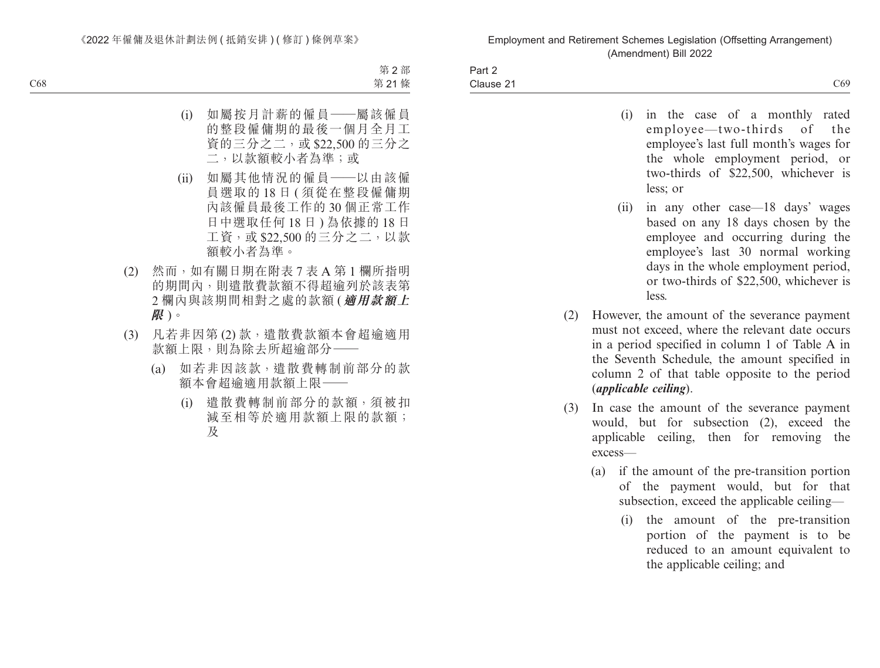(i) 如屬按月計薪的僱員——屬該僱員的整段僱傭期的最後一個月全月工資的三分之二，或 $22,500 的三分之二，以款額較小者為準；或

(ii) 如屬其他情況的僱員——以由該僱員選取的 18 日 ( 須從在整段僱傭期內該僱員最後工作的 30 個正常工作日中選取任何 18 日 ) 為依據的 18 日工資，或 $22,500 的三分之二，以款額較小者為準。

(2) 然而，如有關日期在附表 7 表 A 第 1 欄所指明的期間內，則遣散費款額不得超逾列於該表第 2 欄內與該期間相對之處的款額 (***適用款額上限***)。

(3) 凡若非因第 (2) 款，遣散費款額本會超逾適用款額上限，則為除去所超逾部分——

(a) 如若非因該款，遣散費轉制前部分的款額本會超逾適用款額上限——

(i) 遣散費轉制前部分的款額，須被扣減至相等於適用款額上限的款額；及

(i) in the case of a monthly rated employee—two-thirds of the employee's last full month's wages for the whole employment period, or two-thirds of $22,500, whichever is less; or

(ii) in any other case—18 days' wages based on any 18 days chosen by the employee and occurring during the employee's last 30 normal working days in the whole employment period, or two-thirds of $22,500, whichever is less.

(2) However, the amount of the severance payment must not exceed, where the relevant date occurs in a period specified in column 1 of Table A in the Seventh Schedule, the amount specified in column 2 of that table opposite to the period (***applicable ceiling***).

(3) In case the amount of the severance payment would, but for subsection (2), exceed the applicable ceiling, then for removing the excess—

(a) if the amount of the pre-transition portion of the payment would, but for that subsection, exceed the applicable ceiling—

(i) the amount of the pre-transition portion of the payment is to be reduced to an amount equivalent to the applicable ceiling; and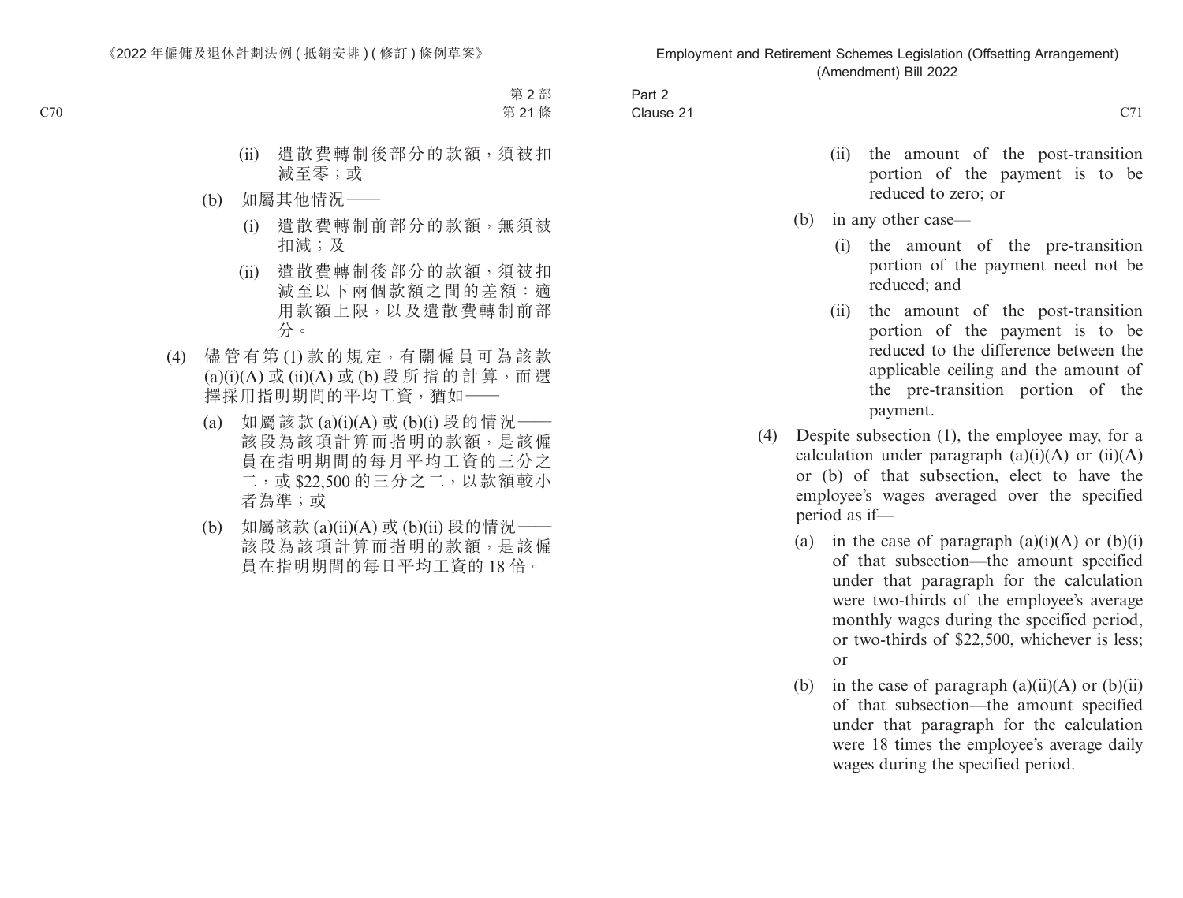(ii) 遣散費轉制後部分的款額，須被扣減至零；或

(b) 如屬其他情況——

(i) 遣散費轉制前部分的款額，無須被扣減；及

(ii) 遣散費轉制後部分的款額，須被扣減至以下兩個款額之間的差額：適用款額上限，以及遣散費轉制前部分。

(4) 儘管有第 (1) 款的規定，有關僱員可為該款 (a)(i)(A) 或 (ii)(A) 或 (b) 段所指的計算，而選擇採用指明期間的平均工資，猶如——

(a) 如屬該款 (a)(i)(A) 或 (b)(i) 段的情況——該段為該項計算而指明的款額，是該僱員在指明期間的每月平均工資的三分之二，或 $22,500 的三分之二，以款額較小者為準；或

(b) 如屬該款 (a)(ii)(A) 或 (b)(ii) 段的情況——該段為該項計算而指明的款額，是該僱員在指明期間的每日平均工資的 18 倍。

(ii) the amount of the post-transition portion of the payment is to be reduced to zero; or

(b) in any other case—

(i) the amount of the pre-transition portion of the payment need not be reduced; and

(ii) the amount of the post-transition portion of the payment is to be reduced to the difference between the applicable ceiling and the amount of the pre-transition portion of the payment.

(4) Despite subsection (1), the employee may, for a calculation under paragraph (a)(i)(A) or (ii)(A) or (b) of that subsection, elect to have the employee's wages averaged over the specified period as if—

(a) in the case of paragraph (a)(i)(A) or (b)(i) of that subsection—the amount specified under that paragraph for the calculation were two-thirds of the employee's average monthly wages during the specified period, or two-thirds of $22,500, whichever is less; or

(b) in the case of paragraph (a)(ii)(A) or (b)(ii) of that subsection—the amount specified under that paragraph for the calculation were 18 times the employee's average daily wages during the specified period.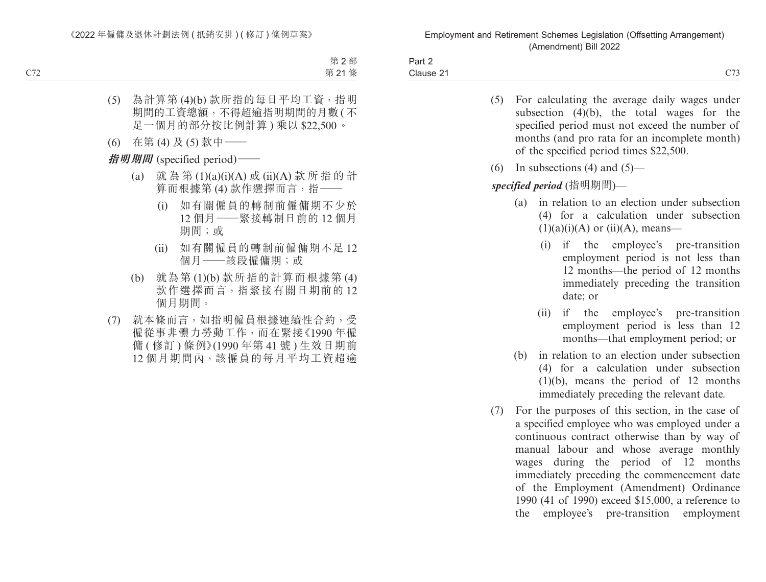(5) 為計算第 (4)(b) 款所指的每日平均工資，指明期間的工資總額，不得超逾指明期間的月數 (不足一個月的部分按比例計算) 乘以 $22,500。

(6) 在第 (4) 及 (5) 款中——

***指明期間*** (specified period)——

(a) 就為第 (1)(a)(i)(A) 或 (ii)(A) 款所指的計算而根據第 (4) 款作選擇而言，指——

(i) 如有關僱員的轉制前僱傭期不少於 12 個月——緊接轉制日前的 12 個月期間；或

(ii) 如有關僱員的轉制前僱傭期不足 12 個月——該段僱傭期；或

(b) 就為第 (1)(b) 款所指的計算而根據第 (4) 款作選擇而言，指緊接有關日期前的 12 個月期間。

(7) 就本條而言，如指明僱員根據連續性合約，受僱從事非體力勞動工作，而在緊接《1990 年僱傭 (修訂) 條例》(1990 年第 41 號) 生效日期前 12 個月期間內，該僱員的每月平均工資超逾

(5) For calculating the average daily wages under subsection (4)(b), the total wages for the specified period must not exceed the number of months (and pro rata for an incomplete month) of the specified period times $22,500.

(6) In subsections (4) and (5)—

***specified period*** (指明期間)—

(a) in relation to an election under subsection (4) for a calculation under subsection (1)(a)(i)(A) or (ii)(A), means—

(i) if the employee's pre-transition employment period is not less than 12 months—the period of 12 months immediately preceding the transition date; or

(ii) if the employee's pre-transition employment period is less than 12 months—that employment period; or

(b) in relation to an election under subsection (4) for a calculation under subsection (1)(b), means the period of 12 months immediately preceding the relevant date.

(7) For the purposes of this section, in the case of a specified employee who was employed under a continuous contract otherwise than by way of manual labour and whose average monthly wages during the period of 12 months immediately preceding the commencement date of the Employment (Amendment) Ordinance 1990 (41 of 1990) exceed $15,000, a reference to the employee's pre-transition employment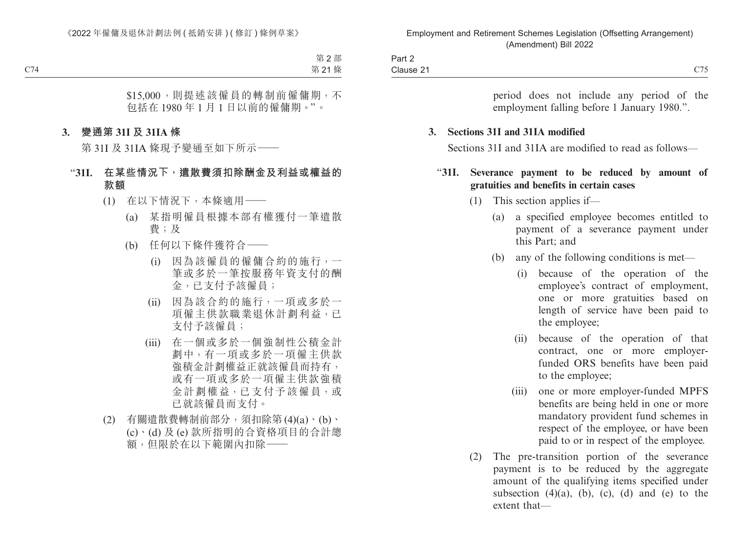$15,000，則提述該僱員的轉制前僱傭期，不包括在 1980 年 1 月 1 日以前的僱傭期。”。

### 3. 變通第 31I 及 31IA 條

第 31I 及 31IA 條現予變通至如下所示——

**“31I. 在某些情況下，遣散費須扣除酬金及利益或權益的款額**

(1) 在以下情況下，本條適用——

(a) 某指明僱員根據本部有權獲付一筆遣散費；及

(b) 任何以下條件獲符合——

(i) 因為該僱員的僱傭合約的施行，一筆或多於一筆按服務年資支付的酬金，已支付予該僱員；

(ii) 因為該合約的施行，一項或多於一項僱主供款職業退休計劃利益，已支付予該僱員；

(iii) 在一個或多於一個強制性公積金計劃中，有一項或多於一項僱主供款強積金計劃權益正就該僱員而持有，或有一項或多於一項僱主供款強積金計劃權益，已支付予該僱員，或已就該僱員而支付。

(2) 有關遣散費轉制前部分，須扣除第 (4)(a)、(b)、(c)、(d) 及 (e) 款所指明的合資格項目的合計總額，但限於在以下範圍內扣除——

---

period does not include any period of the employment falling before 1 January 1980.”.

### 3. Sections 31I and 31IA modified

Sections 31I and 31IA are modified to read as follows—

**“31I. Severance payment to be reduced by amount of gratuities and benefits in certain cases**

(1) This section applies if—

(a) a specified employee becomes entitled to payment of a severance payment under this Part; and

(b) any of the following conditions is met—

(i) because of the operation of the employee's contract of employment, one or more gratuities based on length of service have been paid to the employee;

(ii) because of the operation of that contract, one or more employer-funded ORS benefits have been paid to the employee;

(iii) one or more employer-funded MPFS benefits are being held in one or more mandatory provident fund schemes in respect of the employee, or have been paid to or in respect of the employee.

(2) The pre-transition portion of the severance payment is to be reduced by the aggregate amount of the qualifying items specified under subsection (4)(a), (b), (c), (d) and (e) to the extent that—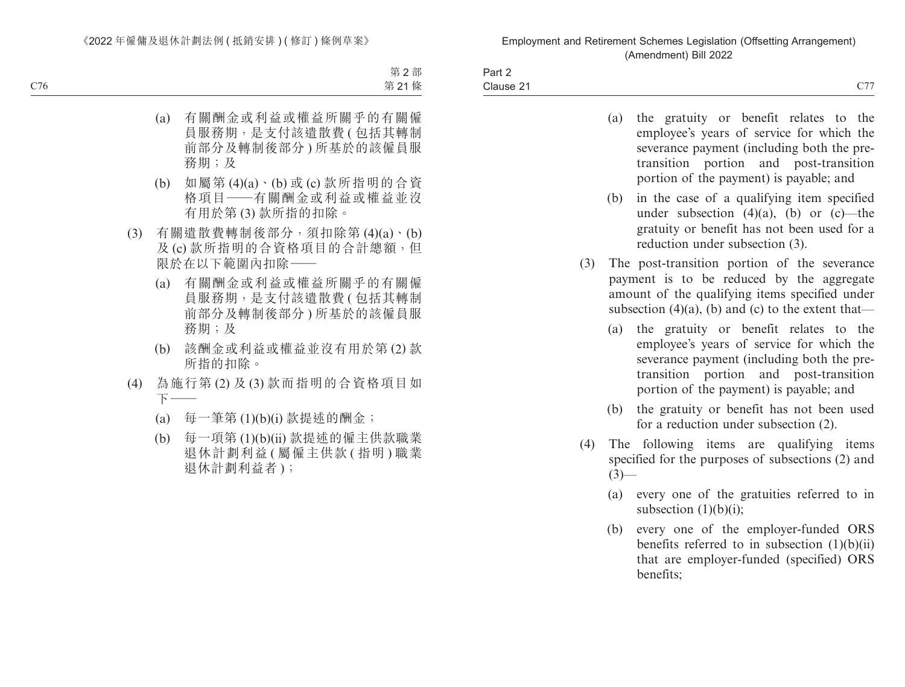(a) 有關酬金或利益或權益所關乎的有關僱員服務期，是支付該遣散費 ( 包括其轉制前部分及轉制後部分 ) 所基於的該僱員服務期；及

(b) 如屬第 (4)(a)、(b) 或 (c) 款所指明的合資格項目——有關酬金或利益或權益並沒有用於第 (3) 款所指的扣除。

(3) 有關遣散費轉制後部分，須扣除第 (4)(a)、(b) 及 (c) 款所指明的合資格項目的合計總額，但限於在以下範圍內扣除——

(a) 有關酬金或利益或權益所關乎的有關僱員服務期，是支付該遣散費 ( 包括其轉制前部分及轉制後部分 ) 所基於的該僱員服務期；及

(b) 該酬金或利益或權益並沒有用於第 (2) 款所指的扣除。

(4) 為施行第 (2) 及 (3) 款而指明的合資格項目如下——

(a) 每一筆第 (1)(b)(i) 款提述的酬金；

(b) 每一項第 (1)(b)(ii) 款提述的僱主供款職業退休計劃利益 ( 屬僱主供款 ( 指明 ) 職業退休計劃利益者 )；

(a) the gratuity or benefit relates to the employee's years of service for which the severance payment (including both the pre-transition portion and post-transition portion of the payment) is payable; and

(b) in the case of a qualifying item specified under subsection (4)(a), (b) or (c)—the gratuity or benefit has not been used for a reduction under subsection (3).

(3) The post-transition portion of the severance payment is to be reduced by the aggregate amount of the qualifying items specified under subsection (4)(a), (b) and (c) to the extent that—

(a) the gratuity or benefit relates to the employee's years of service for which the severance payment (including both the pre-transition portion and post-transition portion of the payment) is payable; and

(b) the gratuity or benefit has not been used for a reduction under subsection (2).

(4) The following items are qualifying items specified for the purposes of subsections (2) and (3)—

(a) every one of the gratuities referred to in subsection (1)(b)(i);

(b) every one of the employer-funded ORS benefits referred to in subsection (1)(b)(ii) that are employer-funded (specified) ORS benefits;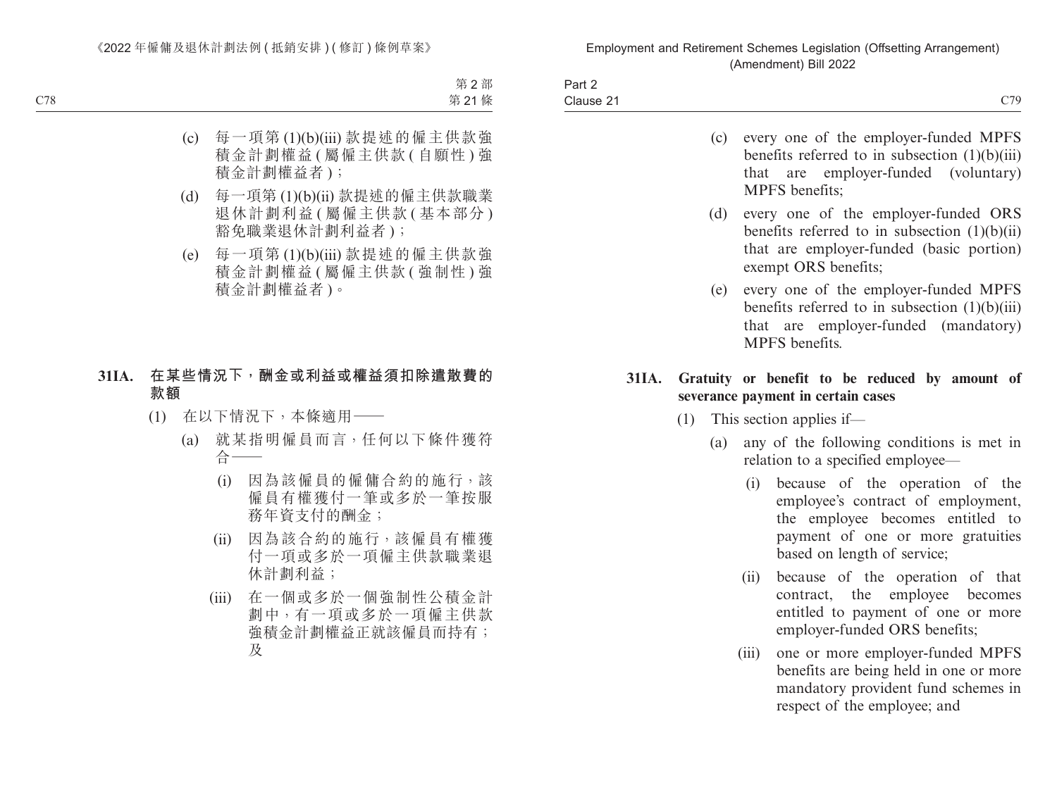(c) 每一項第 (1)(b)(iii) 款提述的僱主供款強積金計劃權益 (屬僱主供款 (自願性) 強積金計劃權益者)；

(d) 每一項第 (1)(b)(ii) 款提述的僱主供款職業退休計劃利益 (屬僱主供款 (基本部分) 豁免職業退休計劃利益者)；

(e) 每一項第 (1)(b)(iii) 款提述的僱主供款強積金計劃權益 (屬僱主供款 (強制性) 強積金計劃權益者)。

**31IA. 在某些情況下，酬金或利益或權益須扣除遣散費的款額**

(1) 在以下情況下，本條適用——

(a) 就某指明僱員而言，任何以下條件獲符合——

(i) 因為該僱員的僱傭合約的施行，該僱員有權獲付一筆或多於一筆按服務年資支付的酬金；

(ii) 因為該合約的施行，該僱員有權獲付一項或多於一項僱主供款職業退休計劃利益；

(iii) 在一個或多於一個強制性公積金計劃中，有一項或多於一項僱主供款強積金計劃權益正就該僱員而持有；及

(c) every one of the employer-funded MPFS benefits referred to in subsection (1)(b)(iii) that are employer-funded (voluntary) MPFS benefits;

(d) every one of the employer-funded ORS benefits referred to in subsection (1)(b)(ii) that are employer-funded (basic portion) exempt ORS benefits;

(e) every one of the employer-funded MPFS benefits referred to in subsection (1)(b)(iii) that are employer-funded (mandatory) MPFS benefits.

**31IA. Gratuity or benefit to be reduced by amount of severance payment in certain cases**

(1) This section applies if—

(a) any of the following conditions is met in relation to a specified employee—

(i) because of the operation of the employee's contract of employment, the employee becomes entitled to payment of one or more gratuities based on length of service;

(ii) because of the operation of that contract, the employee becomes entitled to payment of one or more employer-funded ORS benefits;

(iii) one or more employer-funded MPFS benefits are being held in one or more mandatory provident fund schemes in respect of the employee; and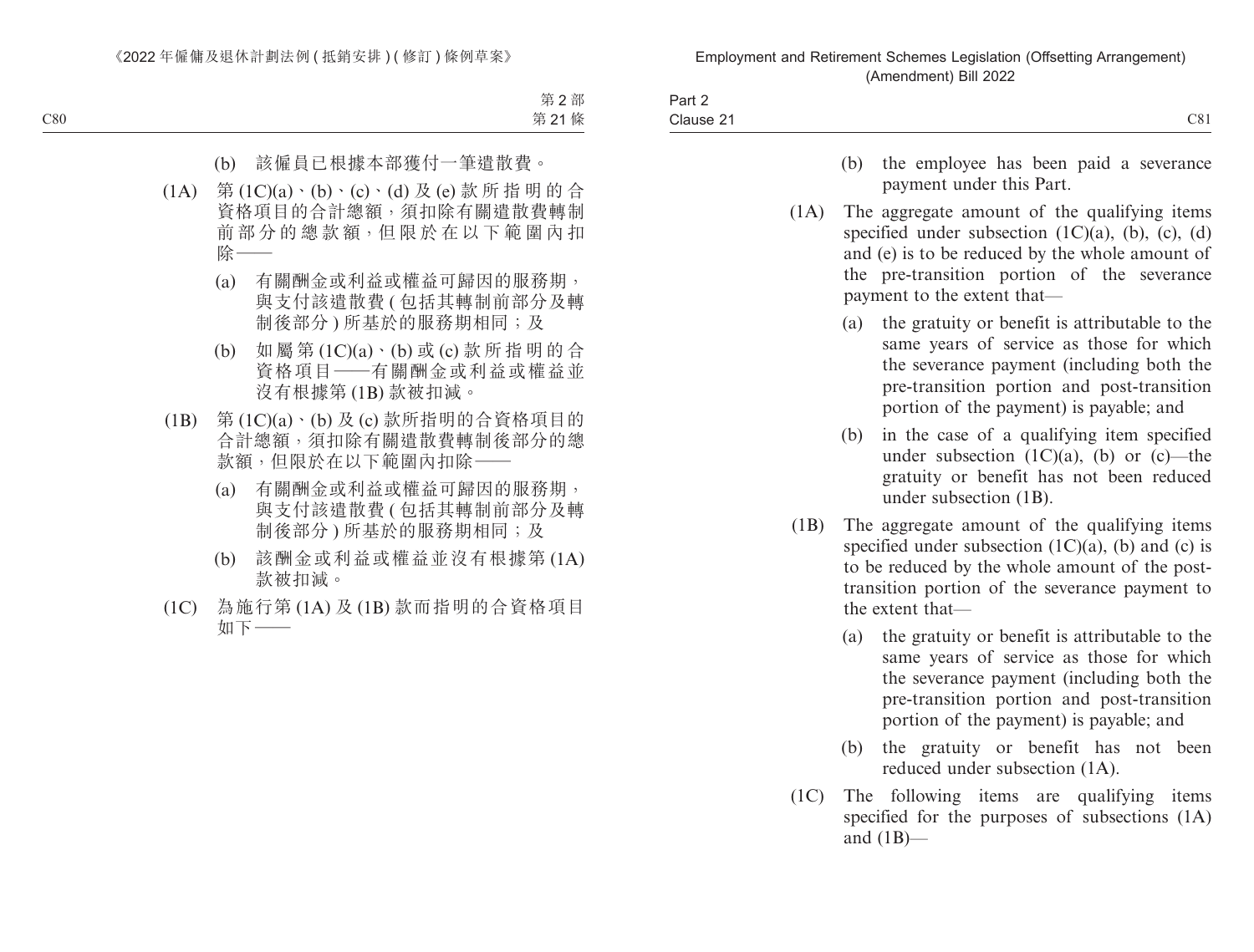(b) 該僱員已根據本部獲付一筆遣散費。

(1A) 第 (1C)(a)、(b)、(c)、(d) 及 (e) 款所指明的合資格項目的合計總額，須扣除有關遣散費轉制前部分的總款額，但限於在以下範圍內扣除——

(a) 有關酬金或利益或權益可歸因的服務期，與支付該遣散費 (包括其轉制前部分及轉制後部分) 所基於的服務期相同；及

(b) 如屬第 (1C)(a)、(b) 或 (c) 款所指明的合資格項目——有關酬金或利益或權益並沒有根據第 (1B) 款被扣減。

(1B) 第 (1C)(a)、(b) 及 (c) 款所指明的合資格項目的合計總額，須扣除有關遣散費轉制後部分的總款額，但限於在以下範圍內扣除——

(a) 有關酬金或利益或權益可歸因的服務期，與支付該遣散費 (包括其轉制前部分及轉制後部分) 所基於的服務期相同；及

(b) 該酬金或利益或權益並沒有根據第 (1A) 款被扣減。

(1C) 為施行第 (1A) 及 (1B) 款而指明的合資格項目如下——

(b) the employee has been paid a severance payment under this Part.

(1A) The aggregate amount of the qualifying items specified under subsection (1C)(a), (b), (c), (d) and (e) is to be reduced by the whole amount of the pre-transition portion of the severance payment to the extent that—

(a) the gratuity or benefit is attributable to the same years of service as those for which the severance payment (including both the pre-transition portion and post-transition portion of the payment) is payable; and

(b) in the case of a qualifying item specified under subsection (1C)(a), (b) or (c)—the gratuity or benefit has not been reduced under subsection (1B).

(1B) The aggregate amount of the qualifying items specified under subsection (1C)(a), (b) and (c) is to be reduced by the whole amount of the post-transition portion of the severance payment to the extent that—

(a) the gratuity or benefit is attributable to the same years of service as those for which the severance payment (including both the pre-transition portion and post-transition portion of the payment) is payable; and

(b) the gratuity or benefit has not been reduced under subsection (1A).

(1C) The following items are qualifying items specified for the purposes of subsections (1A) and (1B)—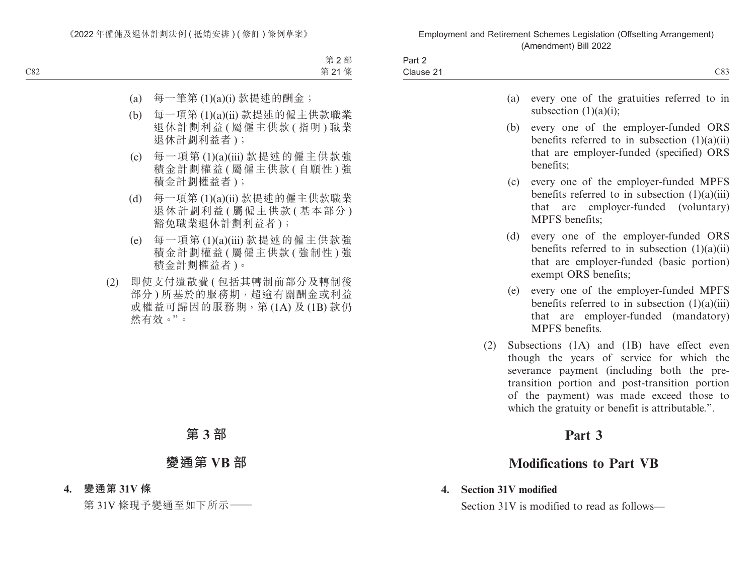(a) 每一筆第 (1)(a)(i) 款提述的酬金；

(b) 每一項第 (1)(a)(ii) 款提述的僱主供款職業退休計劃利益 ( 屬僱主供款 ( 指明 ) 職業退休計劃利益者 )；

(c) 每一項第 (1)(a)(iii) 款提述的僱主供款強積金計劃權益 ( 屬僱主供款 ( 自願性 ) 強積金計劃權益者 )；

(d) 每一項第 (1)(a)(ii) 款提述的僱主供款職業退休計劃利益 ( 屬僱主供款 ( 基本部分 ) 豁免職業退休計劃利益者 )；

(e) 每一項第 (1)(a)(iii) 款提述的僱主供款強積金計劃權益 ( 屬僱主供款 ( 強制性 ) 強積金計劃權益者 )。

(2) 即使支付遣散費 ( 包括其轉制前部分及轉制後部分 ) 所基於的服務期，超逾有關酬金或利益或權益可歸因的服務期，第 (1A) 及 (1B) 款仍然有效。”。

# 第 3 部

## 變通第 VB 部

**4. 變通第 31V 條**

第 31V 條現予變通至如下所示——

(a) every one of the gratuities referred to in subsection (1)(a)(i);

(b) every one of the employer-funded ORS benefits referred to in subsection (1)(a)(ii) that are employer-funded (specified) ORS benefits;

(c) every one of the employer-funded MPFS benefits referred to in subsection (1)(a)(iii) that are employer-funded (voluntary) MPFS benefits;

(d) every one of the employer-funded ORS benefits referred to in subsection (1)(a)(ii) that are employer-funded (basic portion) exempt ORS benefits;

(e) every one of the employer-funded MPFS benefits referred to in subsection (1)(a)(iii) that are employer-funded (mandatory) MPFS benefits.

(2) Subsections (1A) and (1B) have effect even though the years of service for which the severance payment (including both the pre-transition portion and post-transition portion of the payment) was made exceed those to which the gratuity or benefit is attributable.”.

# Part 3

## Modifications to Part VB

**4. Section 31V modified**

Section 31V is modified to read as follows—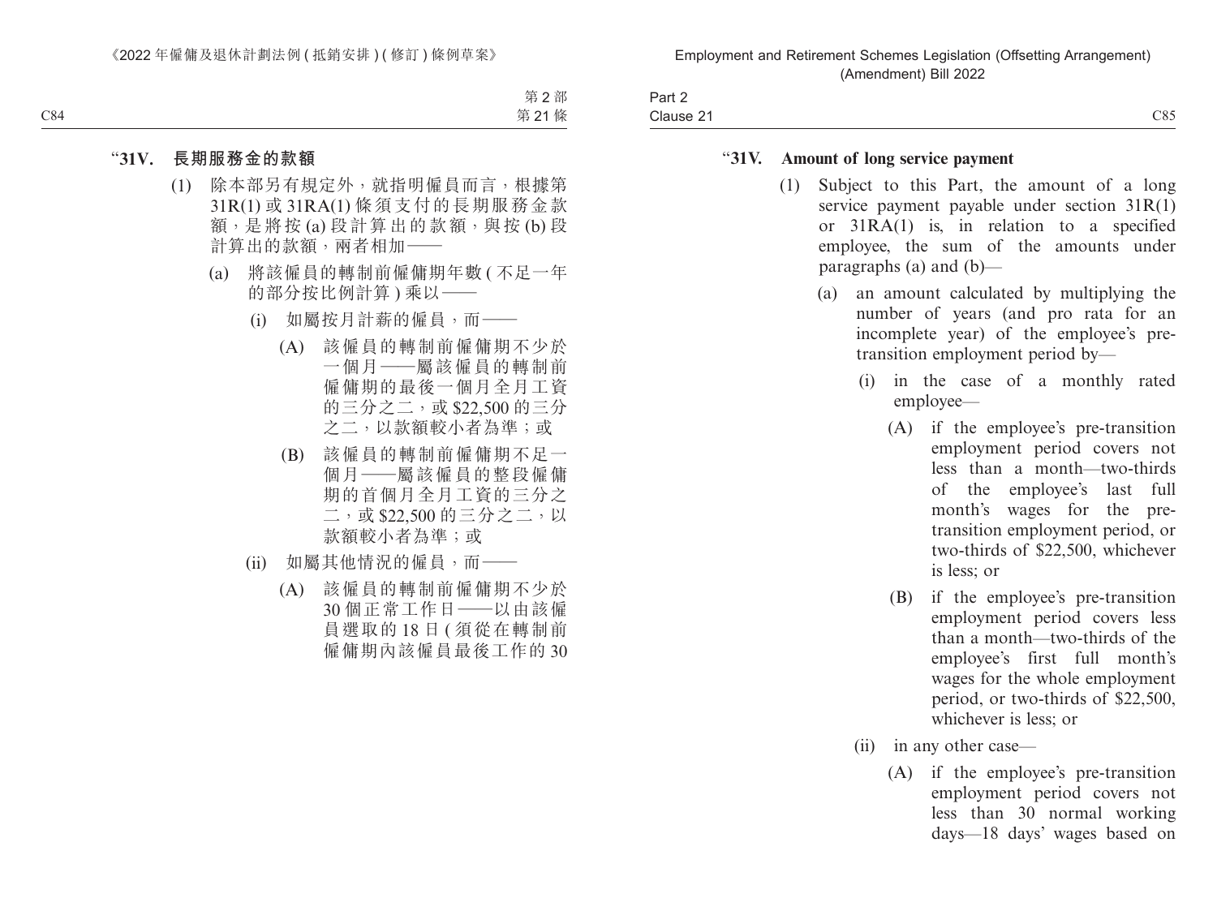"**31V. 長期服務金的款額**

(1) 除本部另有規定外，就指明僱員而言，根據第31R(1) 或 31RA(1) 條須支付的長期服務金款額，是將按 (a) 段計算出的款額，與按 (b) 段計算出的款額，兩者相加——

(a) 將該僱員的轉制前僱傭期年數 ( 不足一年的部分按比例計算 ) 乘以——

(i) 如屬按月計薪的僱員，而——

(A) 該僱員的轉制前僱傭期不少於一個月——屬該僱員的轉制前僱傭期的最後一個月全月工資的三分之二，或 $22,500 的三分之二，以款額較小者為準；或

(B) 該僱員的轉制前僱傭期不足一個月——屬該僱員的整段僱傭期的首個月全月工資的三分之二，或 $22,500 的三分之二，以款額較小者為準；或

(ii) 如屬其他情況的僱員，而——

(A) 該僱員的轉制前僱傭期不少於 30 個正常工作日——以由該僱員選取的 18 日 ( 須從在轉制前僱傭期內該僱員最後工作的 30

"**31V. Amount of long service payment**

(1) Subject to this Part, the amount of a long service payment payable under section 31R(1) or 31RA(1) is, in relation to a specified employee, the sum of the amounts under paragraphs (a) and (b)—

(a) an amount calculated by multiplying the number of years (and pro rata for an incomplete year) of the employee's pre-transition employment period by—

(i) in the case of a monthly rated employee—

(A) if the employee's pre-transition employment period covers not less than a month—two-thirds of the employee's last full month's wages for the pre-transition employment period, or two-thirds of $22,500, whichever is less; or

(B) if the employee's pre-transition employment period covers less than a month—two-thirds of the employee's first full month's wages for the whole employment period, or two-thirds of $22,500, whichever is less; or

(ii) in any other case—

(A) if the employee's pre-transition employment period covers not less than 30 normal working days—18 days' wages based on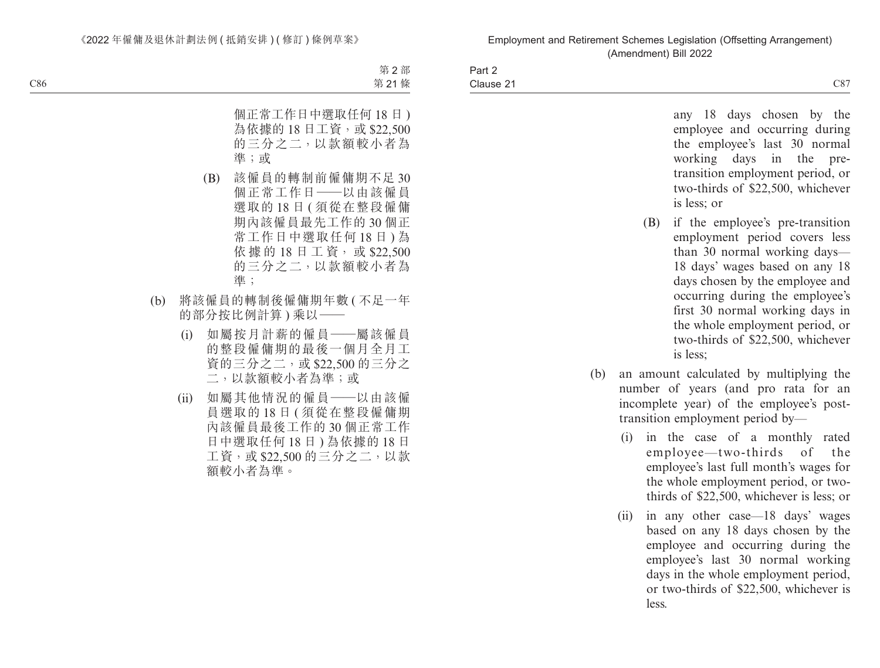個正常工作日中選取任何 18 日)為依據的 18 日工資，或 $22,500 的三分之二，以款額較小者為準；或

(B) 該僱員的轉制前僱傭期不足 30 個正常工作日——以由該僱員選取的 18 日 (須從在整段僱傭期內該僱員最先工作的 30 個正常工作日中選取任何 18 日) 為依據的 18 日工資，或 $22,500 的三分之二，以款額較小者為準；

(b) 將該僱員的轉制後僱傭期年數 (不足一年的部分按比例計算) 乘以——

(i) 如屬按月計薪的僱員——屬該僱員的整段僱傭期的最後一個月全月工資的三分之二，或 $22,500 的三分之二，以款額較小者為準；或

(ii) 如屬其他情況的僱員——以由該僱員選取的 18 日 (須從在整段僱傭期內該僱員最後工作的 30 個正常工作日中選取任何 18 日) 為依據的 18 日工資，或 $22,500 的三分之二，以款額較小者為準。

any 18 days chosen by the employee and occurring during the employee's last 30 normal working days in the pre-transition employment period, or two-thirds of $22,500, whichever is less; or

(B) if the employee's pre-transition employment period covers less than 30 normal working days—18 days' wages based on any 18 days chosen by the employee and occurring during the employee's first 30 normal working days in the whole employment period, or two-thirds of $22,500, whichever is less;

(b) an amount calculated by multiplying the number of years (and pro rata for an incomplete year) of the employee's post-transition employment period by—

(i) in the case of a monthly rated employee—two-thirds of the employee's last full month's wages for the whole employment period, or two-thirds of $22,500, whichever is less; or

(ii) in any other case—18 days' wages based on any 18 days chosen by the employee and occurring during the employee's last 30 normal working days in the whole employment period, or two-thirds of $22,500, whichever is less.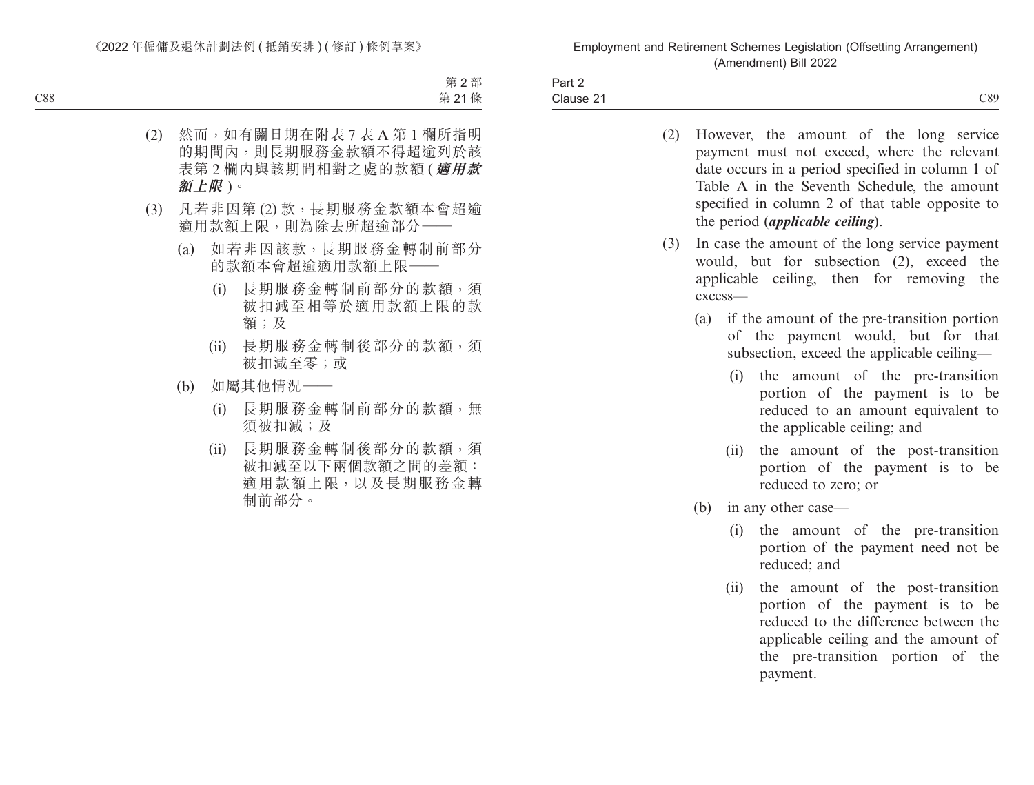(2) 然而，如有關日期在附表 7 表 A 第 1 欄所指明的期間內，則長期服務金款額不得超逾列於該表第 2 欄內與該期間相對之處的款額 (***適用款額上限***)。

(3) 凡若非因第 (2) 款，長期服務金款額本會超逾適用款額上限，則為除去所超逾部分——

(a) 如若非因該款，長期服務金轉制前部分的款額本會超逾適用款額上限——

(i) 長期服務金轉制前部分的款額，須被扣減至相等於適用款額上限的款額；及

(ii) 長期服務金轉制後部分的款額，須被扣減至零；或

(b) 如屬其他情況——

(i) 長期服務金轉制前部分的款額，無須被扣減；及

(ii) 長期服務金轉制後部分的款額，須被扣減至以下兩個款額之間的差額：適用款額上限，以及長期服務金轉制前部分。

(2) However, the amount of the long service payment must not exceed, where the relevant date occurs in a period specified in column 1 of Table A in the Seventh Schedule, the amount specified in column 2 of that table opposite to the period (***applicable ceiling***).

(3) In case the amount of the long service payment would, but for subsection (2), exceed the applicable ceiling, then for removing the excess—

(a) if the amount of the pre-transition portion of the payment would, but for that subsection, exceed the applicable ceiling—

(i) the amount of the pre-transition portion of the payment is to be reduced to an amount equivalent to the applicable ceiling; and

(ii) the amount of the post-transition portion of the payment is to be reduced to zero; or

(b) in any other case—

(i) the amount of the pre-transition portion of the payment need not be reduced; and

(ii) the amount of the post-transition portion of the payment is to be reduced to the difference between the applicable ceiling and the amount of the pre-transition portion of the payment.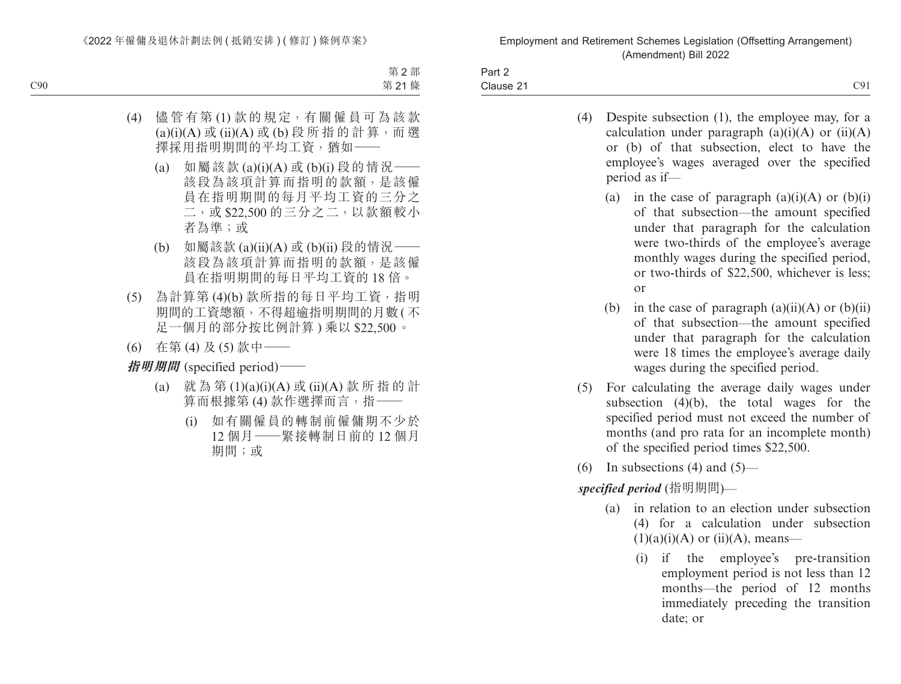(4) 儘管有第 (1) 款的規定，有關僱員可為該款 (a)(i)(A) 或 (ii)(A) 或 (b) 段所指的計算，而選擇採用指明期間的平均工資，猶如——

(a) 如屬該款 (a)(i)(A) 或 (b)(i) 段的情況——該段為該項計算而指明的款額，是該僱員在指明期間的每月平均工資的三分之二，或 $22,500 的三分之二，以款額較小者為準；或

(b) 如屬該款 (a)(ii)(A) 或 (b)(ii) 段的情況——該段為該項計算而指明的款額，是該僱員在指明期間的每日平均工資的 18 倍。

(5) 為計算第 (4)(b) 款所指的每日平均工資，指明期間的工資總額，不得超逾指明期間的月數 (不足一個月的部分按比例計算) 乘以 $22,500。

(6) 在第 (4) 及 (5) 款中——

***指明期間*** (specified period)——

(a) 就為第 (1)(a)(i)(A) 或 (ii)(A) 款所指的計算而根據第 (4) 款作選擇而言，指——

(i) 如有關僱員的轉制前僱傭期不少於 12 個月——緊接轉制日前的 12 個月期間；或

(4) Despite subsection (1), the employee may, for a calculation under paragraph (a)(i)(A) or (ii)(A) or (b) of that subsection, elect to have the employee's wages averaged over the specified period as if—

(a) in the case of paragraph (a)(i)(A) or (b)(i) of that subsection—the amount specified under that paragraph for the calculation were two-thirds of the employee's average monthly wages during the specified period, or two-thirds of $22,500, whichever is less; or

(b) in the case of paragraph (a)(ii)(A) or (b)(ii) of that subsection—the amount specified under that paragraph for the calculation were 18 times the employee's average daily wages during the specified period.

(5) For calculating the average daily wages under subsection (4)(b), the total wages for the specified period must not exceed the number of months (and pro rata for an incomplete month) of the specified period times $22,500.

(6) In subsections (4) and (5)—

***specified period*** (指明期間)—

(a) in relation to an election under subsection (4) for a calculation under subsection (1)(a)(i)(A) or (ii)(A), means—

(i) if the employee's pre-transition employment period is not less than 12 months—the period of 12 months immediately preceding the transition date; or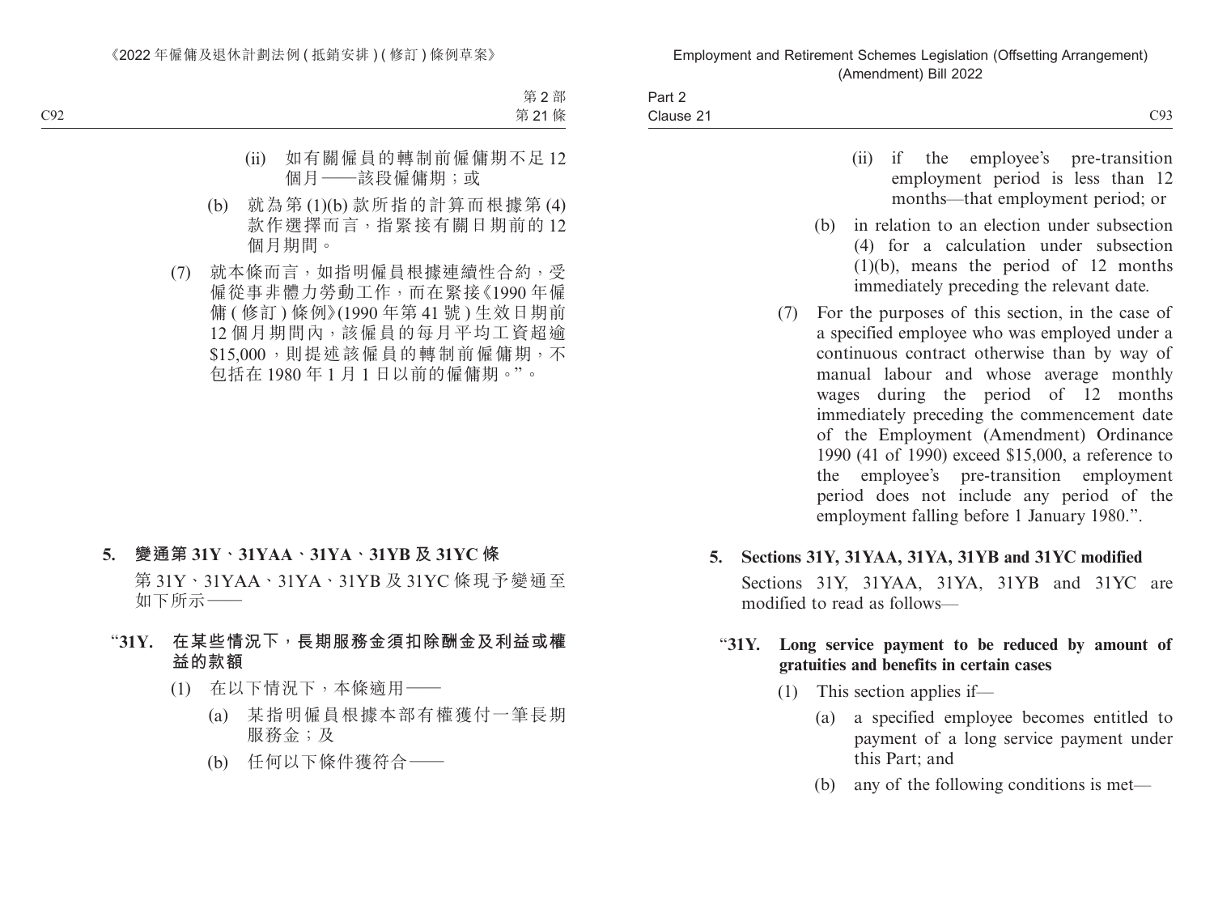(ii) 如有關僱員的轉制前僱傭期不足 12 個月——該段僱傭期；或

(b) 就為第 (1)(b) 款所指的計算而根據第 (4) 款作選擇而言，指緊接有關日期前的 12 個月期間。

(7) 就本條而言，如指明僱員根據連續性合約，受僱從事非體力勞動工作，而在緊接《1990 年僱傭 ( 修訂 ) 條例》(1990 年第 41 號 ) 生效日期前 12 個月期間內，該僱員的每月平均工資超逾 $15,000，則提述該僱員的轉制前僱傭期，不包括在 1980 年 1 月 1 日以前的僱傭期。”。

**5. 變通第 31Y、31YAA、31YA、31YB 及 31YC 條**

第 31Y、31YAA、31YA、31YB 及 31YC 條現予變通至如下所示——

**“31Y. 在某些情況下，長期服務金須扣除酬金及利益或權益的款額**

(1) 在以下情況下，本條適用——

(a) 某指明僱員根據本部有權獲付一筆長期服務金；及

(b) 任何以下條件獲符合——

(ii) if the employee’s pre-transition employment period is less than 12 months—that employment period; or

(b) in relation to an election under subsection (4) for a calculation under subsection (1)(b), means the period of 12 months immediately preceding the relevant date.

(7) For the purposes of this section, in the case of a specified employee who was employed under a continuous contract otherwise than by way of manual labour and whose average monthly wages during the period of 12 months immediately preceding the commencement date of the Employment (Amendment) Ordinance 1990 (41 of 1990) exceed $15,000, a reference to the employee’s pre-transition employment period does not include any period of the employment falling before 1 January 1980.”.

**5. Sections 31Y, 31YAA, 31YA, 31YB and 31YC modified**

Sections 31Y, 31YAA, 31YA, 31YB and 31YC are modified to read as follows—

**“31Y. Long service payment to be reduced by amount of gratuities and benefits in certain cases**

(1) This section applies if—

(a) a specified employee becomes entitled to payment of a long service payment under this Part; and

(b) any of the following conditions is met—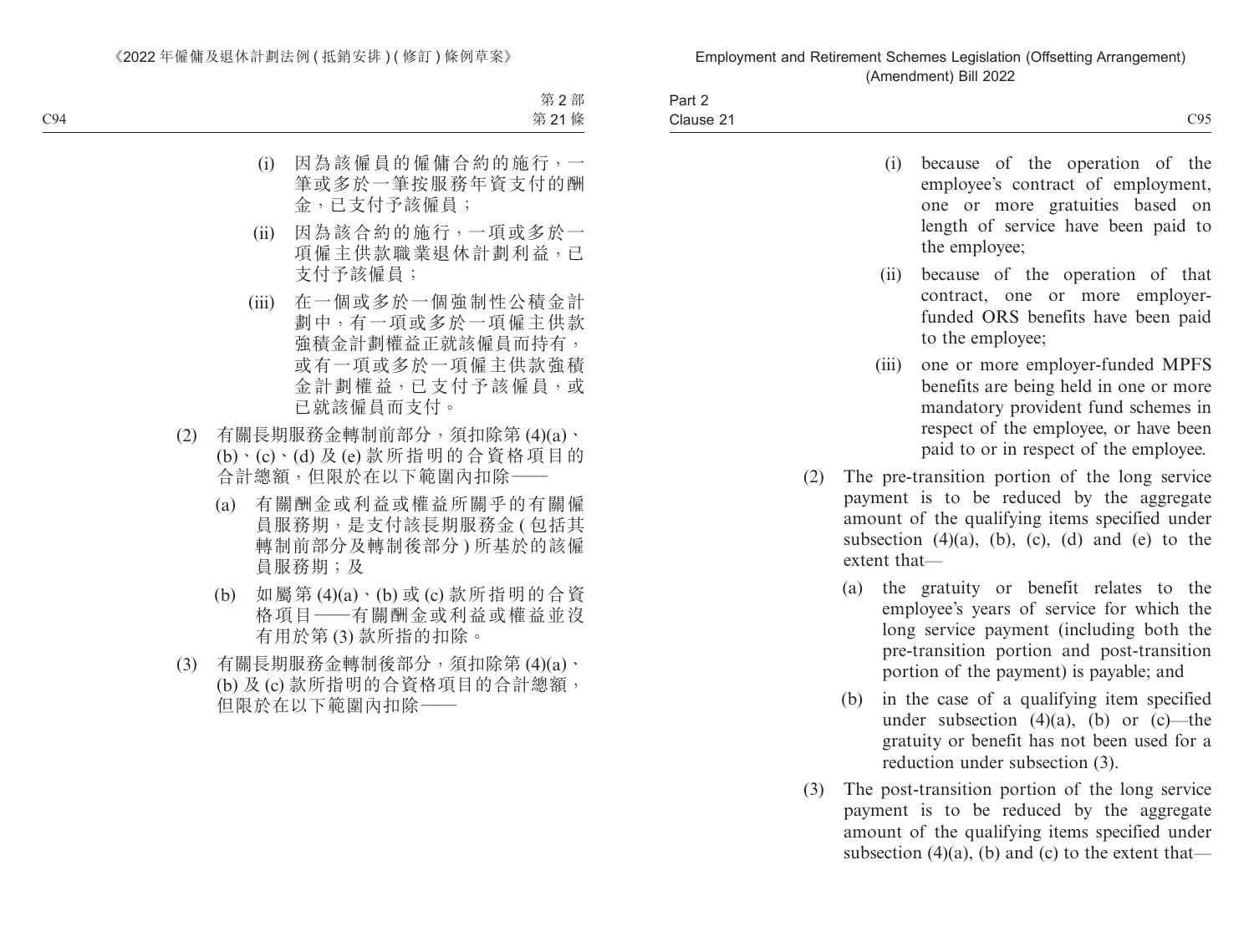(i) 因為該僱員的僱傭合約的施行，一筆或多於一筆按服務年資支付的酬金，已支付予該僱員；

(ii) 因為該合約的施行，一項或多於一項僱主供款職業退休計劃利益，已支付予該僱員；

(iii) 在一個或多於一個強制性公積金計劃中，有一項或多於一項僱主供款強積金計劃權益正就該僱員而持有，或有一項或多於一項僱主供款強積金計劃權益，已支付予該僱員，或已就該僱員而支付。

(2) 有關長期服務金轉制前部分，須扣除第 (4)(a)、(b)、(c)、(d) 及 (e) 款所指明的合資格項目的合計總額，但限於在以下範圍內扣除——

(a) 有關酬金或利益或權益所關乎的有關僱員服務期，是支付該長期服務金 (包括其轉制前部分及轉制後部分) 所基於的該僱員服務期；及

(b) 如屬第 (4)(a)、(b) 或 (c) 款所指明的合資格項目——有關酬金或利益或權益並沒有用於第 (3) 款所指的扣除。

(3) 有關長期服務金轉制後部分，須扣除第 (4)(a)、(b) 及 (c) 款所指明的合資格項目的合計總額，但限於在以下範圍內扣除——

(i) because of the operation of the employee's contract of employment, one or more gratuities based on length of service have been paid to the employee;

(ii) because of the operation of that contract, one or more employer-funded ORS benefits have been paid to the employee;

(iii) one or more employer-funded MPFS benefits are being held in one or more mandatory provident fund schemes in respect of the employee, or have been paid to or in respect of the employee.

(2) The pre-transition portion of the long service payment is to be reduced by the aggregate amount of the qualifying items specified under subsection (4)(a), (b), (c), (d) and (e) to the extent that—

(a) the gratuity or benefit relates to the employee's years of service for which the long service payment (including both the pre-transition portion and post-transition portion of the payment) is payable; and

(b) in the case of a qualifying item specified under subsection (4)(a), (b) or (c)—the gratuity or benefit has not been used for a reduction under subsection (3).

(3) The post-transition portion of the long service payment is to be reduced by the aggregate amount of the qualifying items specified under subsection (4)(a), (b) and (c) to the extent that—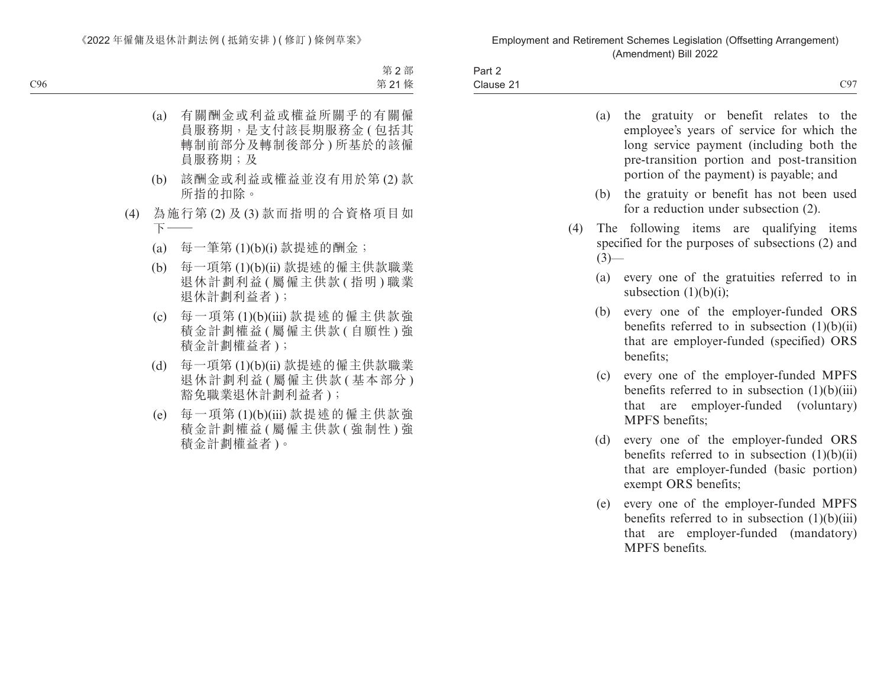(a) 有關酬金或利益或權益所關乎的有關僱員服務期，是支付該長期服務金 ( 包括其轉制前部分及轉制後部分 ) 所基於的該僱員服務期；及

(b) 該酬金或利益或權益並沒有用於第 (2) 款所指的扣除。

(4) 為施行第 (2) 及 (3) 款而指明的合資格項目如下——

(a) 每一筆第 (1)(b)(i) 款提述的酬金；

(b) 每一項第 (1)(b)(ii) 款提述的僱主供款職業退休計劃利益 ( 屬僱主供款 ( 指明 ) 職業退休計劃利益者 )；

(c) 每一項第 (1)(b)(iii) 款提述的僱主供款強積金計劃權益 ( 屬僱主供款 ( 自願性 ) 強積金計劃權益者 )；

(d) 每一項第 (1)(b)(ii) 款提述的僱主供款職業退休計劃利益 ( 屬僱主供款 ( 基本部分 ) 豁免職業退休計劃利益者 )；

(e) 每一項第 (1)(b)(iii) 款提述的僱主供款強積金計劃權益 ( 屬僱主供款 ( 強制性 ) 強積金計劃權益者 )。

(a) the gratuity or benefit relates to the employee's years of service for which the long service payment (including both the pre-transition portion and post-transition portion of the payment) is payable; and

(b) the gratuity or benefit has not been used for a reduction under subsection (2).

(4) The following items are qualifying items specified for the purposes of subsections (2) and (3)—

(a) every one of the gratuities referred to in subsection (1)(b)(i);

(b) every one of the employer-funded ORS benefits referred to in subsection (1)(b)(ii) that are employer-funded (specified) ORS benefits;

(c) every one of the employer-funded MPFS benefits referred to in subsection (1)(b)(iii) that are employer-funded (voluntary) MPFS benefits;

(d) every one of the employer-funded ORS benefits referred to in subsection (1)(b)(ii) that are employer-funded (basic portion) exempt ORS benefits;

(e) every one of the employer-funded MPFS benefits referred to in subsection (1)(b)(iii) that are employer-funded (mandatory) MPFS benefits.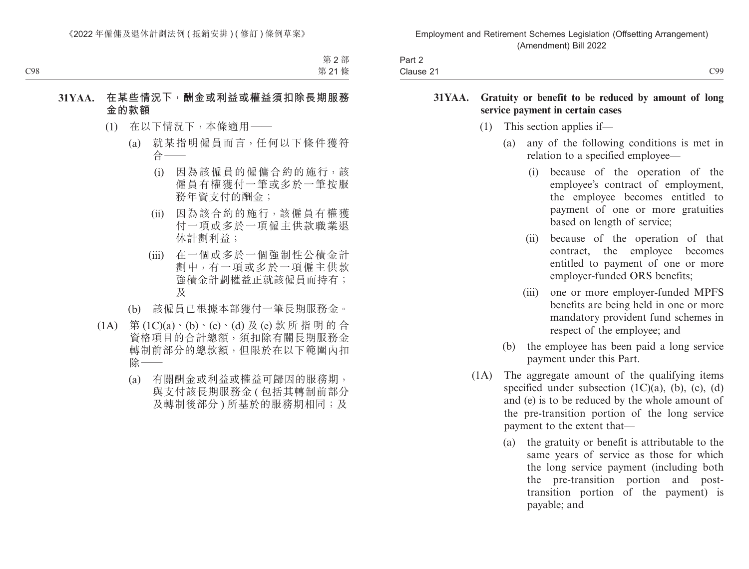**31YAA. 在某些情況下，酬金或利益或權益須扣除長期服務金的款額**

(1) 在以下情況下，本條適用——

(a) 就某指明僱員而言，任何以下條件獲符合——

(i) 因為該僱員的僱傭合約的施行，該僱員有權獲付一筆或多於一筆按服務年資支付的酬金；

(ii) 因為該合約的施行，該僱員有權獲付一項或多於一項僱主供款職業退休計劃利益；

(iii) 在一個或多於一個強制性公積金計劃中，有一項或多於一項僱主供款強積金計劃權益正就該僱員而持有；及

(b) 該僱員已根據本部獲付一筆長期服務金。

(1A) 第 (1C)(a)、(b)、(c)、(d) 及 (e) 款所指明的合資格項目的合計總額，須扣除有關長期服務金轉制前部分的總款額，但限於在以下範圍內扣除——

(a) 有關酬金或利益或權益可歸因的服務期，與支付該長期服務金 ( 包括其轉制前部分及轉制後部分 ) 所基於的服務期相同；及

**31YAA. Gratuity or benefit to be reduced by amount of long service payment in certain cases**

(1) This section applies if—

(a) any of the following conditions is met in relation to a specified employee—

(i) because of the operation of the employee's contract of employment, the employee becomes entitled to payment of one or more gratuities based on length of service;

(ii) because of the operation of that contract, the employee becomes entitled to payment of one or more employer-funded ORS benefits;

(iii) one or more employer-funded MPFS benefits are being held in one or more mandatory provident fund schemes in respect of the employee; and

(b) the employee has been paid a long service payment under this Part.

(1A) The aggregate amount of the qualifying items specified under subsection (1C)(a), (b), (c), (d) and (e) is to be reduced by the whole amount of the pre-transition portion of the long service payment to the extent that—

(a) the gratuity or benefit is attributable to the same years of service as those for which the long service payment (including both the pre-transition portion and post-transition portion of the payment) is payable; and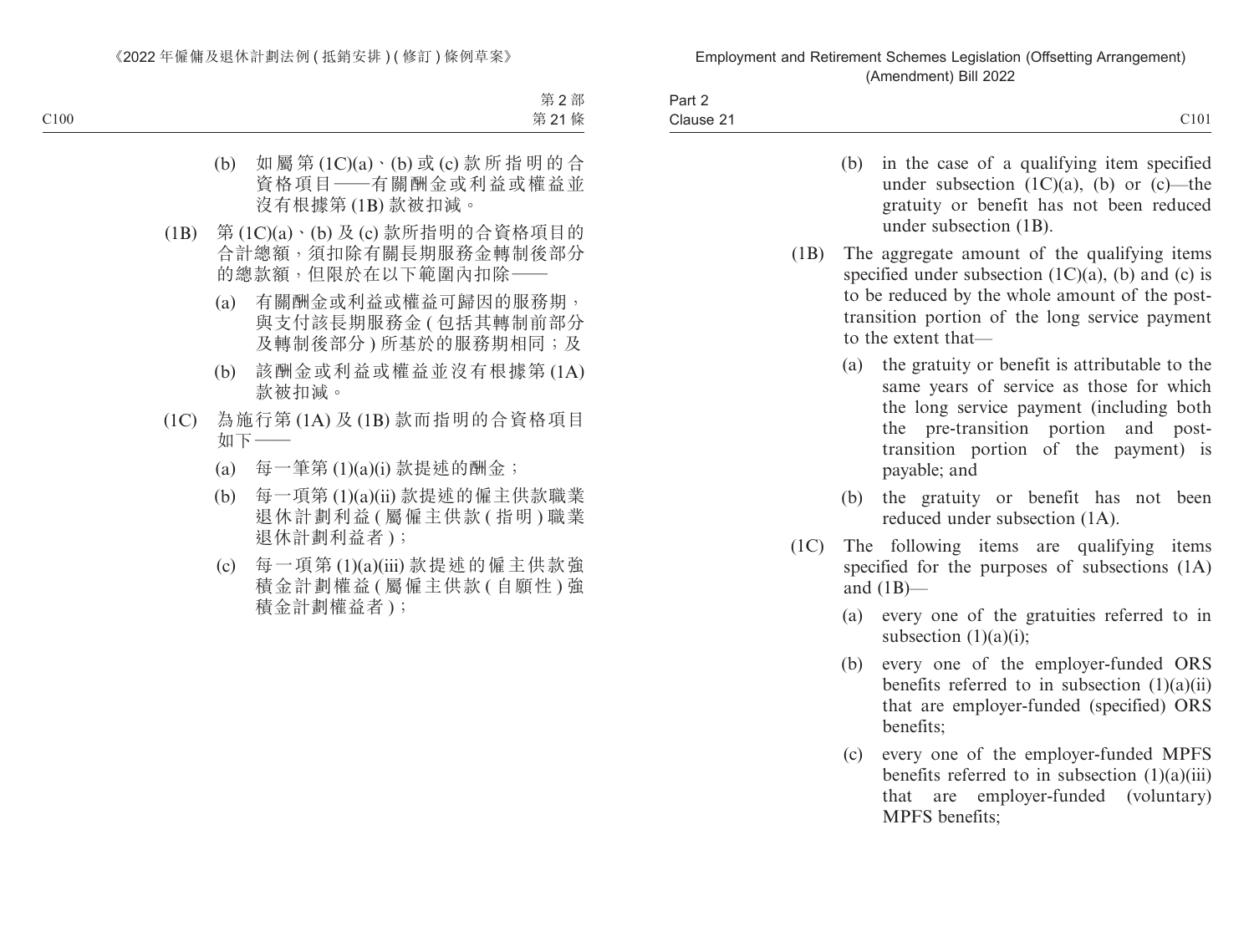(b) 如屬第 (1C)(a)、(b) 或 (c) 款所指明的合資格項目——有關酬金或利益或權益並沒有根據第 (1B) 款被扣減。

(1B) 第 (1C)(a)、(b) 及 (c) 款所指明的合資格項目的合計總額，須扣除有關長期服務金轉制後部分的總款額，但限於在以下範圍內扣除——

(a) 有關酬金或利益或權益可歸因的服務期，與支付該長期服務金 (包括其轉制前部分及轉制後部分) 所基於的服務期相同；及

(b) 該酬金或利益或權益並沒有根據第 (1A) 款被扣減。

(1C) 為施行第 (1A) 及 (1B) 款而指明的合資格項目如下——

(a) 每一筆第 (1)(a)(i) 款提述的酬金；

(b) 每一項第 (1)(a)(ii) 款提述的僱主供款職業退休計劃利益 (屬僱主供款 (指明) 職業退休計劃利益者)；

(c) 每一項第 (1)(a)(iii) 款提述的僱主供款強積金計劃權益 (屬僱主供款 (自願性) 強積金計劃權益者)；

(b) in the case of a qualifying item specified under subsection (1C)(a), (b) or (c)—the gratuity or benefit has not been reduced under subsection (1B).

(1B) The aggregate amount of the qualifying items specified under subsection (1C)(a), (b) and (c) is to be reduced by the whole amount of the post-transition portion of the long service payment to the extent that—

(a) the gratuity or benefit is attributable to the same years of service as those for which the long service payment (including both the pre-transition portion and post-transition portion of the payment) is payable; and

(b) the gratuity or benefit has not been reduced under subsection (1A).

(1C) The following items are qualifying items specified for the purposes of subsections (1A) and (1B)—

(a) every one of the gratuities referred to in subsection (1)(a)(i);

(b) every one of the employer-funded ORS benefits referred to in subsection (1)(a)(ii) that are employer-funded (specified) ORS benefits;

(c) every one of the employer-funded MPFS benefits referred to in subsection (1)(a)(iii) that are employer-funded (voluntary) MPFS benefits;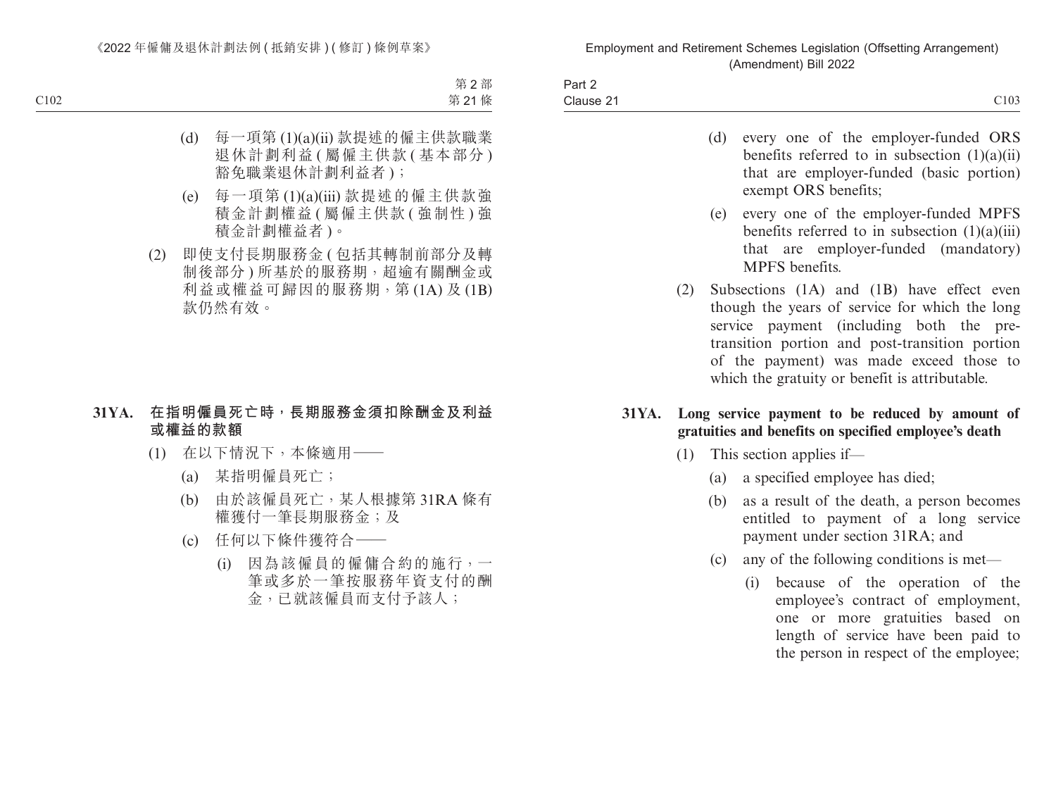(d) 每一項第 (1)(a)(ii) 款提述的僱主供款職業退休計劃利益 (屬僱主供款 (基本部分) 豁免職業退休計劃利益者)；

(e) 每一項第 (1)(a)(iii) 款提述的僱主供款強積金計劃權益 (屬僱主供款 (強制性) 強積金計劃權益者)。

(2) 即使支付長期服務金 (包括其轉制前部分及轉制後部分) 所基於的服務期，超逾有關酬金或利益或權益可歸因的服務期，第 (1A) 及 (1B) 款仍然有效。

**31YA. 在指明僱員死亡時，長期服務金須扣除酬金及利益或權益的款額**

(1) 在以下情況下，本條適用——

(a) 某指明僱員死亡；

(b) 由於該僱員死亡，某人根據第 31RA 條有權獲付一筆長期服務金；及

(c) 任何以下條件獲符合——

(i) 因為該僱員的僱傭合約的施行，一筆或多於一筆按服務年資支付的酬金，已就該僱員而支付予該人；

(d) every one of the employer-funded ORS benefits referred to in subsection (1)(a)(ii) that are employer-funded (basic portion) exempt ORS benefits;

(e) every one of the employer-funded MPFS benefits referred to in subsection (1)(a)(iii) that are employer-funded (mandatory) MPFS benefits.

(2) Subsections (1A) and (1B) have effect even though the years of service for which the long service payment (including both the pre-transition portion and post-transition portion of the payment) was made exceed those to which the gratuity or benefit is attributable.

**31YA. Long service payment to be reduced by amount of gratuities and benefits on specified employee's death**

(1) This section applies if—

(a) a specified employee has died;

(b) as a result of the death, a person becomes entitled to payment of a long service payment under section 31RA; and

(c) any of the following conditions is met—

(i) because of the operation of the employee's contract of employment, one or more gratuities based on length of service have been paid to the person in respect of the employee;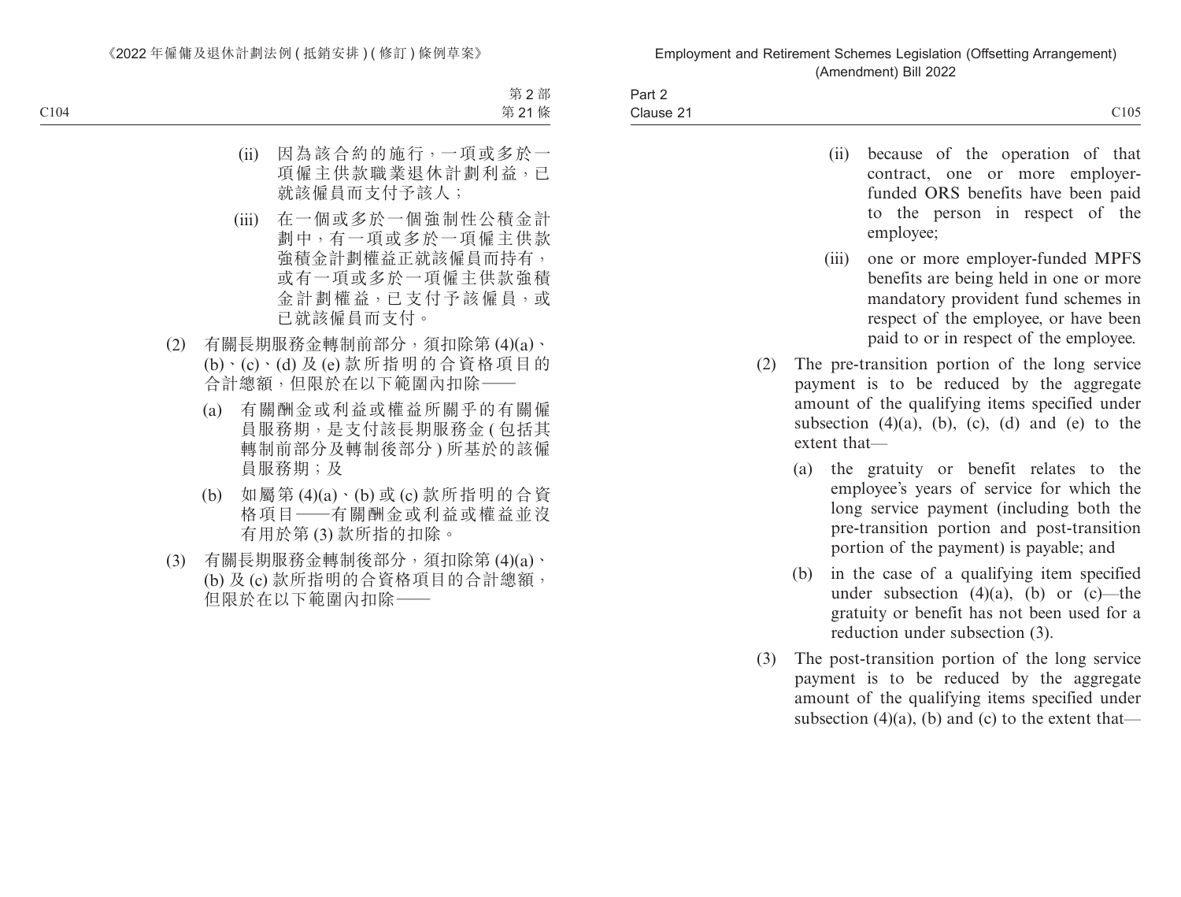(ii) 因為該合約的施行，一項或多於一項僱主供款職業退休計劃利益，已就該僱員而支付予該人；

(iii) 在一個或多於一個強制性公積金計劃中，有一項或多於一項僱主供款強積金計劃權益正就該僱員而持有，或有一項或多於一項僱主供款強積金計劃權益，已支付予該僱員，或已就該僱員而支付。

(2) 有關長期服務金轉制前部分，須扣除第 (4)(a)、(b)、(c)、(d) 及 (e) 款所指明的合資格項目的合計總額，但限於在以下範圍內扣除——

(a) 有關酬金或利益或權益所關乎的有關僱員服務期，是支付該長期服務金 (包括其轉制前部分及轉制後部分) 所基於的該僱員服務期；及

(b) 如屬第 (4)(a)、(b) 或 (c) 款所指明的合資格項目——有關酬金或利益或權益並沒有用於第 (3) 款所指的扣除。

(3) 有關長期服務金轉制後部分，須扣除第 (4)(a)、(b) 及 (c) 款所指明的合資格項目的合計總額，但限於在以下範圍內扣除——

(ii) because of the operation of that contract, one or more employer-funded ORS benefits have been paid to the person in respect of the employee;

(iii) one or more employer-funded MPFS benefits are being held in one or more mandatory provident fund schemes in respect of the employee, or have been paid to or in respect of the employee.

(2) The pre-transition portion of the long service payment is to be reduced by the aggregate amount of the qualifying items specified under subsection (4)(a), (b), (c), (d) and (e) to the extent that—

(a) the gratuity or benefit relates to the employee's years of service for which the long service payment (including both the pre-transition portion and post-transition portion of the payment) is payable; and

(b) in the case of a qualifying item specified under subsection (4)(a), (b) or (c)—the gratuity or benefit has not been used for a reduction under subsection (3).

(3) The post-transition portion of the long service payment is to be reduced by the aggregate amount of the qualifying items specified under subsection (4)(a), (b) and (c) to the extent that—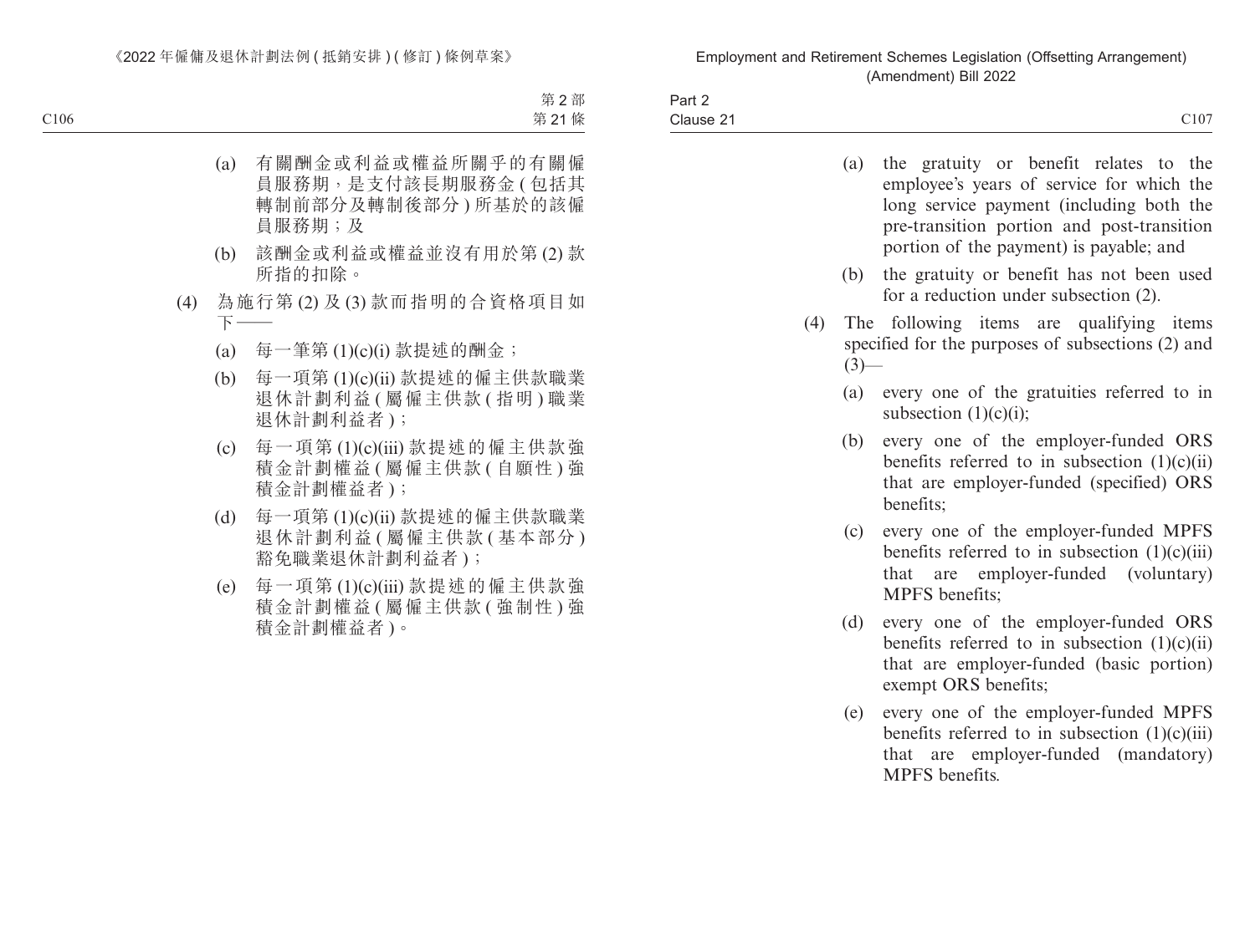(a) 有關酬金或利益或權益所關乎的有關僱員服務期，是支付該長期服務金 (包括其轉制前部分及轉制後部分) 所基於的該僱員服務期；及

(b) 該酬金或利益或權益並沒有用於第 (2) 款所指的扣除。

(4) 為施行第 (2) 及 (3) 款而指明的合資格項目如下——

(a) 每一筆第 (1)(c)(i) 款提述的酬金；

(b) 每一項第 (1)(c)(ii) 款提述的僱主供款職業退休計劃利益 (屬僱主供款 (指明) 職業退休計劃利益者)；

(c) 每一項第 (1)(c)(iii) 款提述的僱主供款強積金計劃權益 (屬僱主供款 (自願性) 強積金計劃權益者)；

(d) 每一項第 (1)(c)(ii) 款提述的僱主供款職業退休計劃利益 (屬僱主供款 (基本部分) 豁免職業退休計劃利益者)；

(e) 每一項第 (1)(c)(iii) 款提述的僱主供款強積金計劃權益 (屬僱主供款 (強制性) 強積金計劃權益者)。

(a) the gratuity or benefit relates to the employee's years of service for which the long service payment (including both the pre-transition portion and post-transition portion of the payment) is payable; and

(b) the gratuity or benefit has not been used for a reduction under subsection (2).

(4) The following items are qualifying items specified for the purposes of subsections (2) and (3)—

(a) every one of the gratuities referred to in subsection (1)(c)(i);

(b) every one of the employer-funded ORS benefits referred to in subsection (1)(c)(ii) that are employer-funded (specified) ORS benefits;

(c) every one of the employer-funded MPFS benefits referred to in subsection (1)(c)(iii) that are employer-funded (voluntary) MPFS benefits;

(d) every one of the employer-funded ORS benefits referred to in subsection (1)(c)(ii) that are employer-funded (basic portion) exempt ORS benefits;

(e) every one of the employer-funded MPFS benefits referred to in subsection (1)(c)(iii) that are employer-funded (mandatory) MPFS benefits.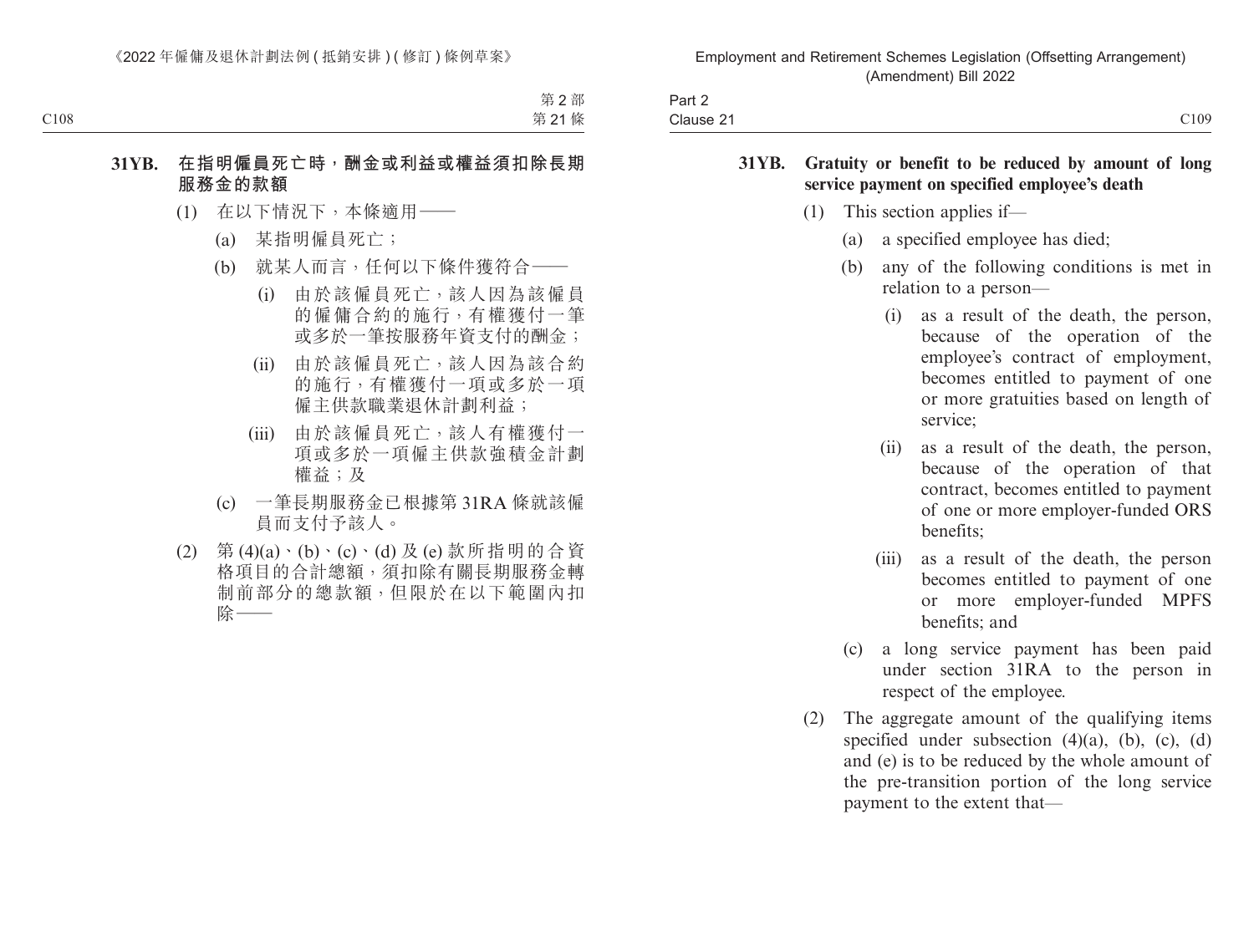### 31YB. 在指明僱員死亡時，酬金或利益或權益須扣除長期服務金的款額

(1) 在以下情況下，本條適用——

(a) 某指明僱員死亡；

(b) 就某人而言，任何以下條件獲符合——

(i) 由於該僱員死亡，該人因為該僱員的僱傭合約的施行，有權獲付一筆或多於一筆按服務年資支付的酬金；

(ii) 由於該僱員死亡，該人因為該合約的施行，有權獲付一項或多於一項僱主供款職業退休計劃利益；

(iii) 由於該僱員死亡，該人有權獲付一項或多於一項僱主供款強積金計劃權益；及

(c) 一筆長期服務金已根據第 31RA 條就該僱員而支付予該人。

(2) 第 (4)(a)、(b)、(c)、(d) 及 (e) 款所指明的合資格項目的合計總額，須扣除有關長期服務金轉制前部分的總款額，但限於在以下範圍內扣除——

### 31YB. Gratuity or benefit to be reduced by amount of long service payment on specified employee's death

(1) This section applies if—

(a) a specified employee has died;

(b) any of the following conditions is met in relation to a person—

(i) as a result of the death, the person, because of the operation of the employee's contract of employment, becomes entitled to payment of one or more gratuities based on length of service;

(ii) as a result of the death, the person, because of the operation of that contract, becomes entitled to payment of one or more employer-funded ORS benefits;

(iii) as a result of the death, the person becomes entitled to payment of one or more employer-funded MPFS benefits; and

(c) a long service payment has been paid under section 31RA to the person in respect of the employee.

(2) The aggregate amount of the qualifying items specified under subsection (4)(a), (b), (c), (d) and (e) is to be reduced by the whole amount of the pre-transition portion of the long service payment to the extent that—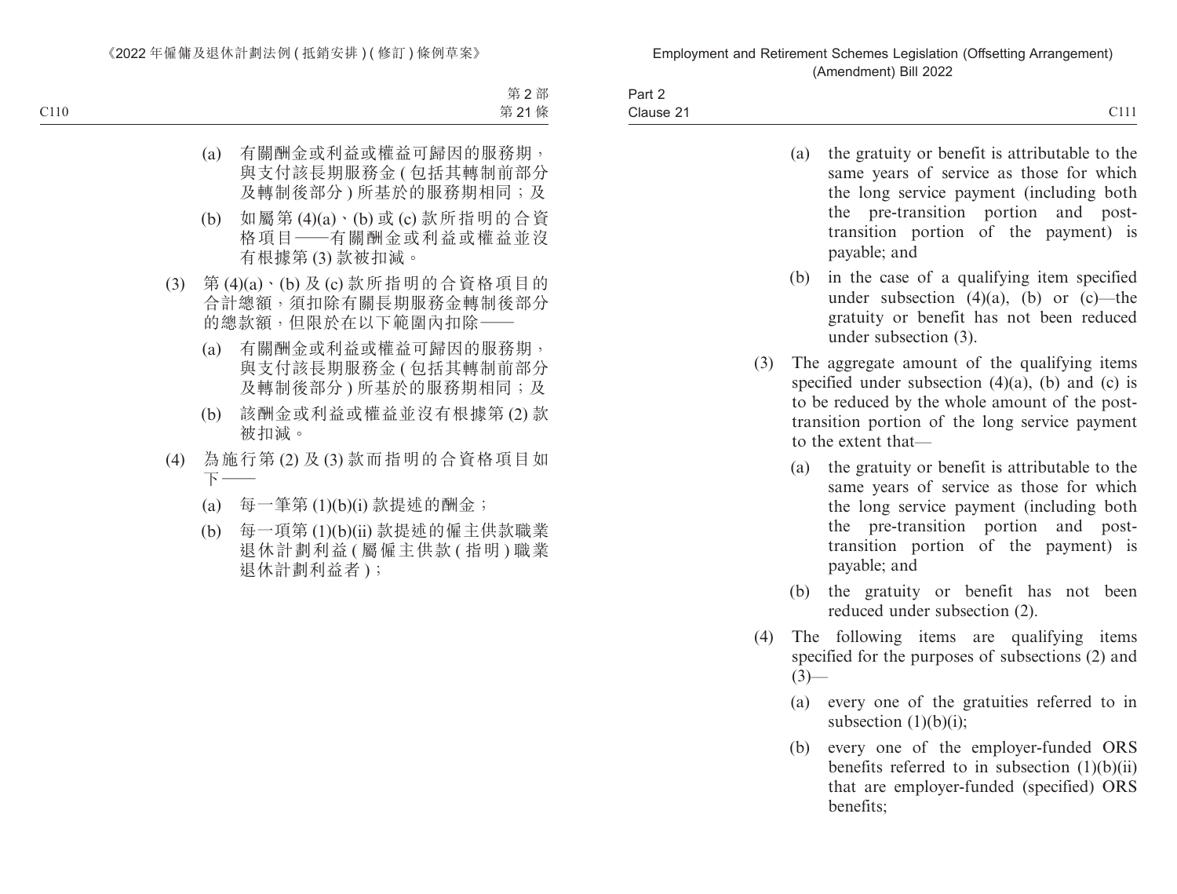(a) 有關酬金或利益或權益可歸因的服務期，與支付該長期服務金 ( 包括其轉制前部分及轉制後部分 ) 所基於的服務期相同；及

(b) 如屬第 (4)(a)、(b) 或 (c) 款所指明的合資格項目——有關酬金或利益或權益並沒有根據第 (3) 款被扣減。

(3) 第 (4)(a)、(b) 及 (c) 款所指明的合資格項目的合計總額，須扣除有關長期服務金轉制後部分的總款額，但限於在以下範圍內扣除——

(a) 有關酬金或利益或權益可歸因的服務期，與支付該長期服務金 ( 包括其轉制前部分及轉制後部分 ) 所基於的服務期相同；及

(b) 該酬金或利益或權益並沒有根據第 (2) 款被扣減。

(4) 為施行第 (2) 及 (3) 款而指明的合資格項目如下——

(a) 每一筆第 (1)(b)(i) 款提述的酬金；

(b) 每一項第 (1)(b)(ii) 款提述的僱主供款職業退休計劃利益 ( 屬僱主供款 ( 指明 ) 職業退休計劃利益者 )；

(a) the gratuity or benefit is attributable to the same years of service as those for which the long service payment (including both the pre-transition portion and post-transition portion of the payment) is payable; and

(b) in the case of a qualifying item specified under subsection (4)(a), (b) or (c)—the gratuity or benefit has not been reduced under subsection (3).

(3) The aggregate amount of the qualifying items specified under subsection (4)(a), (b) and (c) is to be reduced by the whole amount of the post-transition portion of the long service payment to the extent that—

(a) the gratuity or benefit is attributable to the same years of service as those for which the long service payment (including both the pre-transition portion and post-transition portion of the payment) is payable; and

(b) the gratuity or benefit has not been reduced under subsection (2).

(4) The following items are qualifying items specified for the purposes of subsections (2) and (3)—

(a) every one of the gratuities referred to in subsection (1)(b)(i);

(b) every one of the employer-funded ORS benefits referred to in subsection (1)(b)(ii) that are employer-funded (specified) ORS benefits;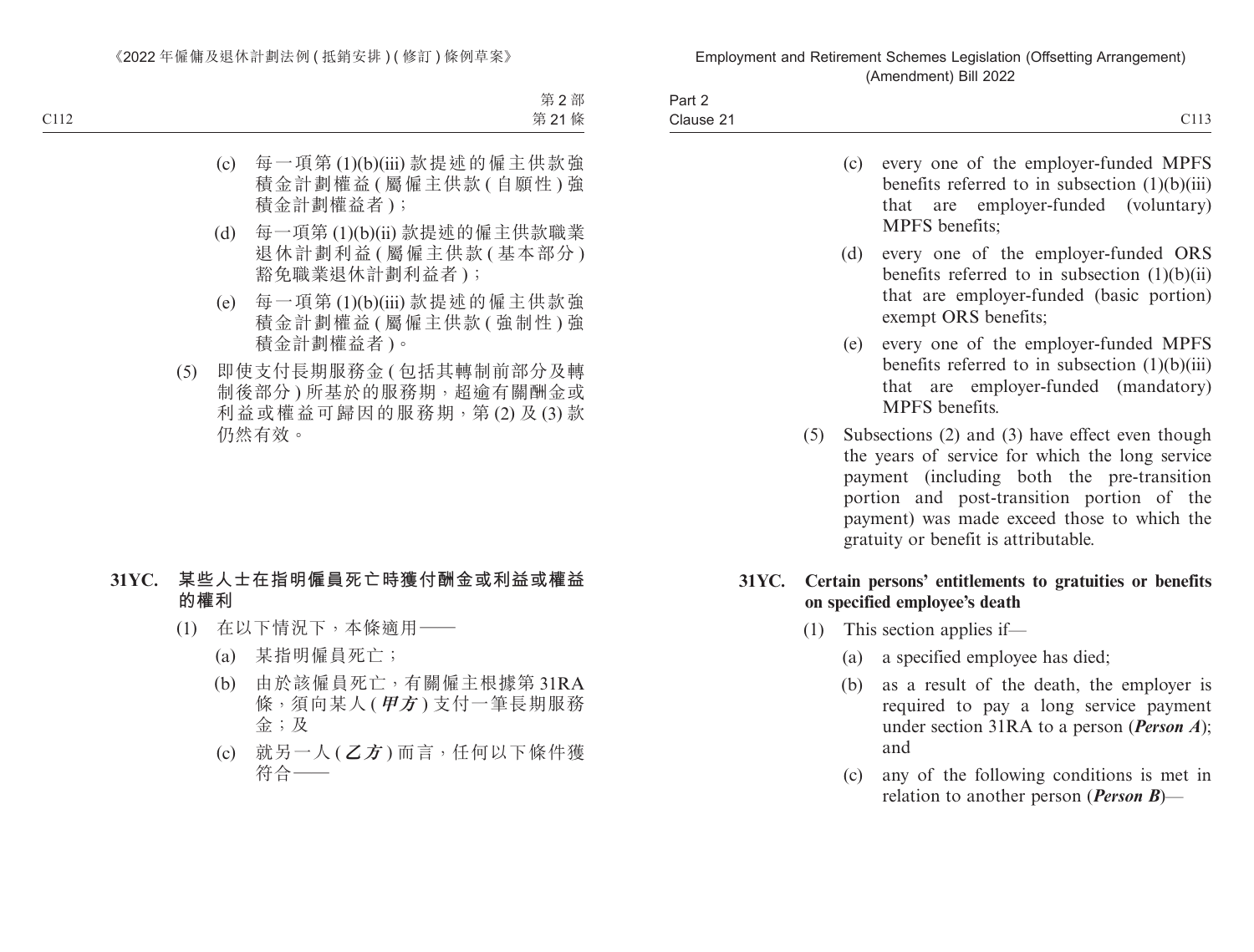(c) 每一項第 (1)(b)(iii) 款提述的僱主供款強積金計劃權益 ( 屬僱主供款 ( 自願性 ) 強積金計劃權益者 )；

(d) 每一項第 (1)(b)(ii) 款提述的僱主供款職業退休計劃利益 ( 屬僱主供款 ( 基本部分 ) 豁免職業退休計劃利益者 )；

(e) 每一項第 (1)(b)(iii) 款提述的僱主供款強積金計劃權益 ( 屬僱主供款 ( 強制性 ) 強積金計劃權益者 )。

(5) 即使支付長期服務金 ( 包括其轉制前部分及轉制後部分 ) 所基於的服務期，超逾有關酬金或利益或權益可歸因的服務期，第 (2) 及 (3) 款仍然有效。

**31YC. 某些人士在指明僱員死亡時獲付酬金或利益或權益的權利**

(1) 在以下情況下，本條適用——

(a) 某指明僱員死亡；

(b) 由於該僱員死亡，有關僱主根據第 31RA 條，須向某人 (***甲方***) 支付一筆長期服務金；及

(c) 就另一人 (***乙方***) 而言，任何以下條件獲符合——

(c) every one of the employer-funded MPFS benefits referred to in subsection (1)(b)(iii) that are employer-funded (voluntary) MPFS benefits;

(d) every one of the employer-funded ORS benefits referred to in subsection (1)(b)(ii) that are employer-funded (basic portion) exempt ORS benefits;

(e) every one of the employer-funded MPFS benefits referred to in subsection (1)(b)(iii) that are employer-funded (mandatory) MPFS benefits.

(5) Subsections (2) and (3) have effect even though the years of service for which the long service payment (including both the pre-transition portion and post-transition portion of the payment) was made exceed those to which the gratuity or benefit is attributable.

**31YC. Certain persons' entitlements to gratuities or benefits on specified employee's death**

(1) This section applies if—

(a) a specified employee has died;

(b) as a result of the death, the employer is required to pay a long service payment under section 31RA to a person (***Person A***); and

(c) any of the following conditions is met in relation to another person (***Person B***)—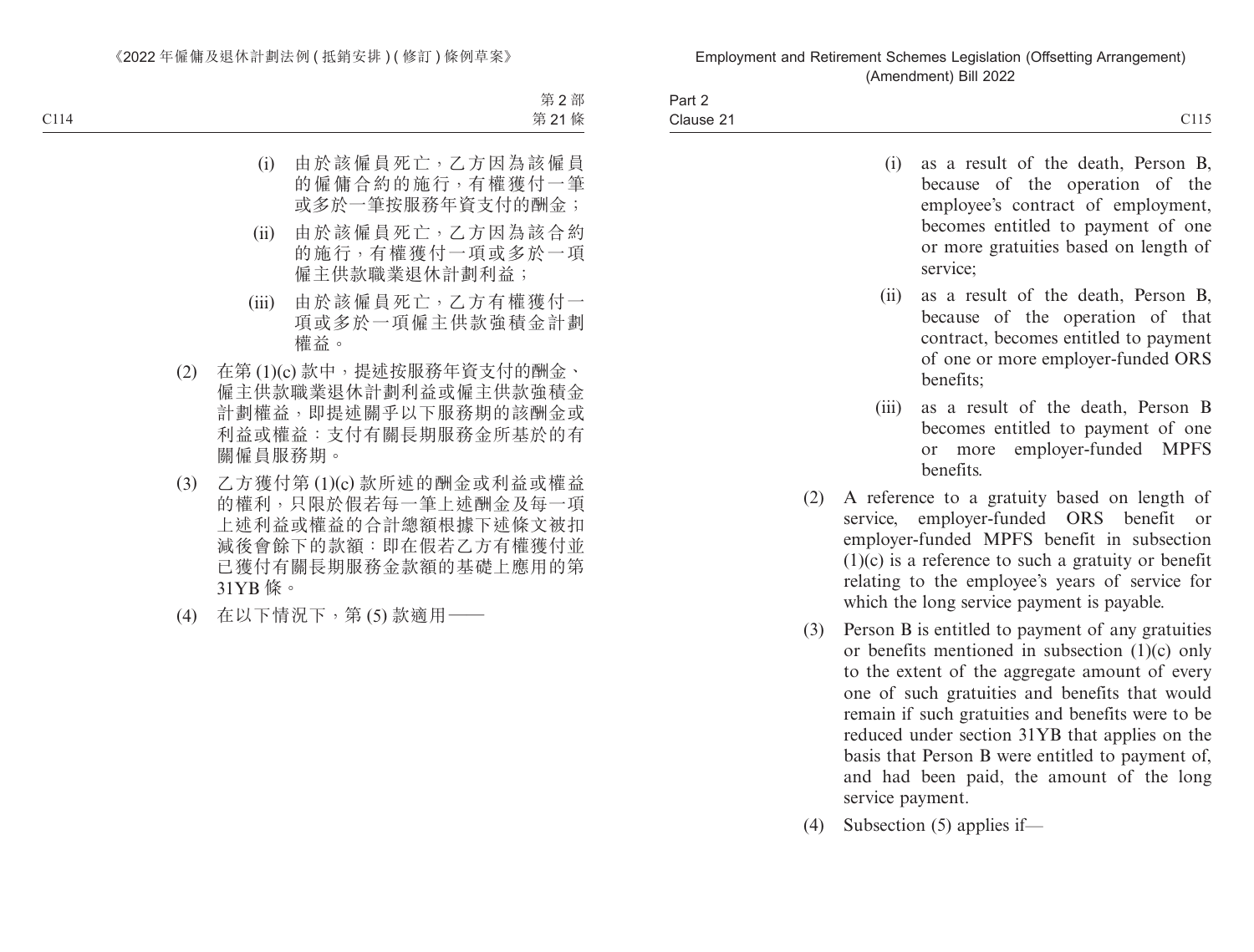(i) 由於該僱員死亡，乙方因為該僱員的僱傭合約的施行，有權獲付一筆或多於一筆按服務年資支付的酬金；

(ii) 由於該僱員死亡，乙方因為該合約的施行，有權獲付一項或多於一項僱主供款職業退休計劃利益；

(iii) 由於該僱員死亡，乙方有權獲付一項或多於一項僱主供款強積金計劃權益。

(2) 在第 (1)(c) 款中，提述按服務年資支付的酬金、僱主供款職業退休計劃利益或僱主供款強積金計劃權益，即提述關乎以下服務期的該酬金或利益或權益：支付有關長期服務金所基於的有關僱員服務期。

(3) 乙方獲付第 (1)(c) 款所述的酬金或利益或權益的權利，只限於假若每一筆上述酬金及每一項上述利益或權益的合計總額根據下述條文被扣減後會餘下的款額：即在假若乙方有權獲付並已獲付有關長期服務金款額的基礎上應用的第 31YB 條。

(4) 在以下情況下，第 (5) 款適用——

(i) as a result of the death, Person B, because of the operation of the employee's contract of employment, becomes entitled to payment of one or more gratuities based on length of service;

(ii) as a result of the death, Person B, because of the operation of that contract, becomes entitled to payment of one or more employer-funded ORS benefits;

(iii) as a result of the death, Person B becomes entitled to payment of one or more employer-funded MPFS benefits.

(2) A reference to a gratuity based on length of service, employer-funded ORS benefit or employer-funded MPFS benefit in subsection (1)(c) is a reference to such a gratuity or benefit relating to the employee's years of service for which the long service payment is payable.

(3) Person B is entitled to payment of any gratuities or benefits mentioned in subsection (1)(c) only to the extent of the aggregate amount of every one of such gratuities and benefits that would remain if such gratuities and benefits were to be reduced under section 31YB that applies on the basis that Person B were entitled to payment of, and had been paid, the amount of the long service payment.

(4) Subsection (5) applies if—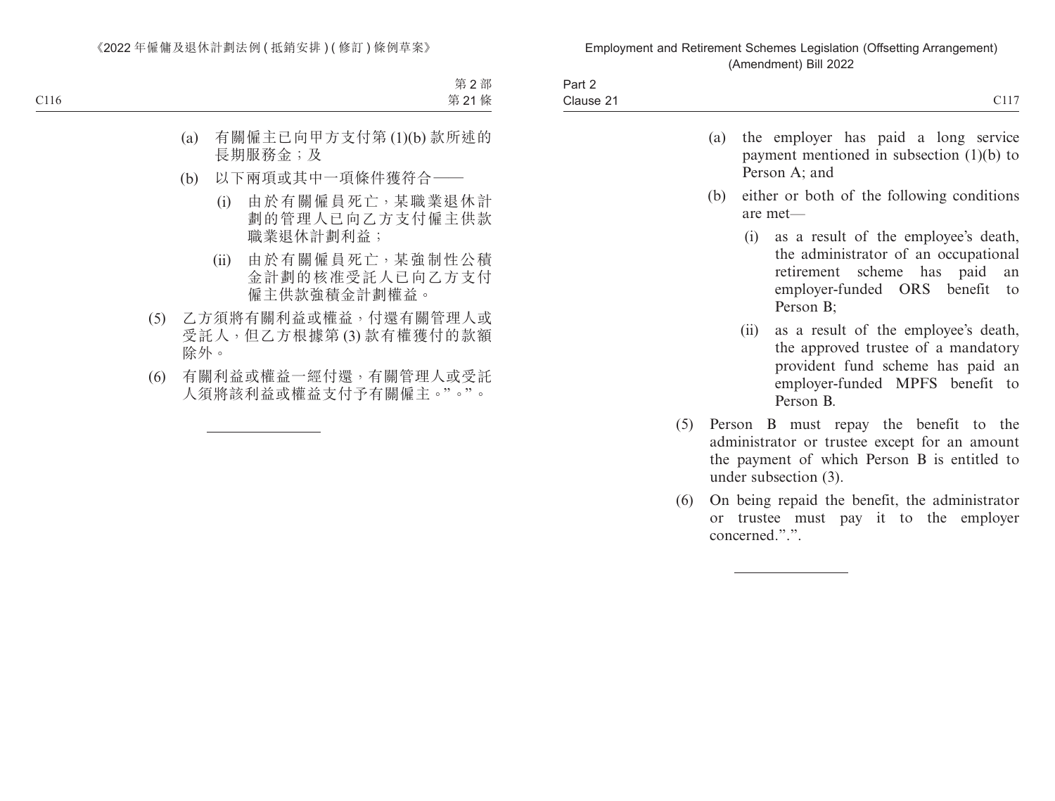(a) 有關僱主已向甲方支付第 (1)(b) 款所述的長期服務金；及

(b) 以下兩項或其中一項條件獲符合——

(i) 由於有關僱員死亡，某職業退休計劃的管理人已向乙方支付僱主供款職業退休計劃利益；

(ii) 由於有關僱員死亡，某強制性公積金計劃的核准受託人已向乙方支付僱主供款強積金計劃權益。

(5) 乙方須將有關利益或權益，付還有關管理人或受託人，但乙方根據第 (3) 款有權獲付的款額除外。

(6) 有關利益或權益一經付還，有關管理人或受託人須將該利益或權益支付予有關僱主。”。”。

---

(a) the employer has paid a long service payment mentioned in subsection (1)(b) to Person A; and

(b) either or both of the following conditions are met—

(i) as a result of the employee's death, the administrator of an occupational retirement scheme has paid an employer-funded ORS benefit to Person B;

(ii) as a result of the employee's death, the approved trustee of a mandatory provident fund scheme has paid an employer-funded MPFS benefit to Person B.

(5) Person B must repay the benefit to the administrator or trustee except for an amount the payment of which Person B is entitled to under subsection (3).

(6) On being repaid the benefit, the administrator or trustee must pay it to the employer concerned.”.”.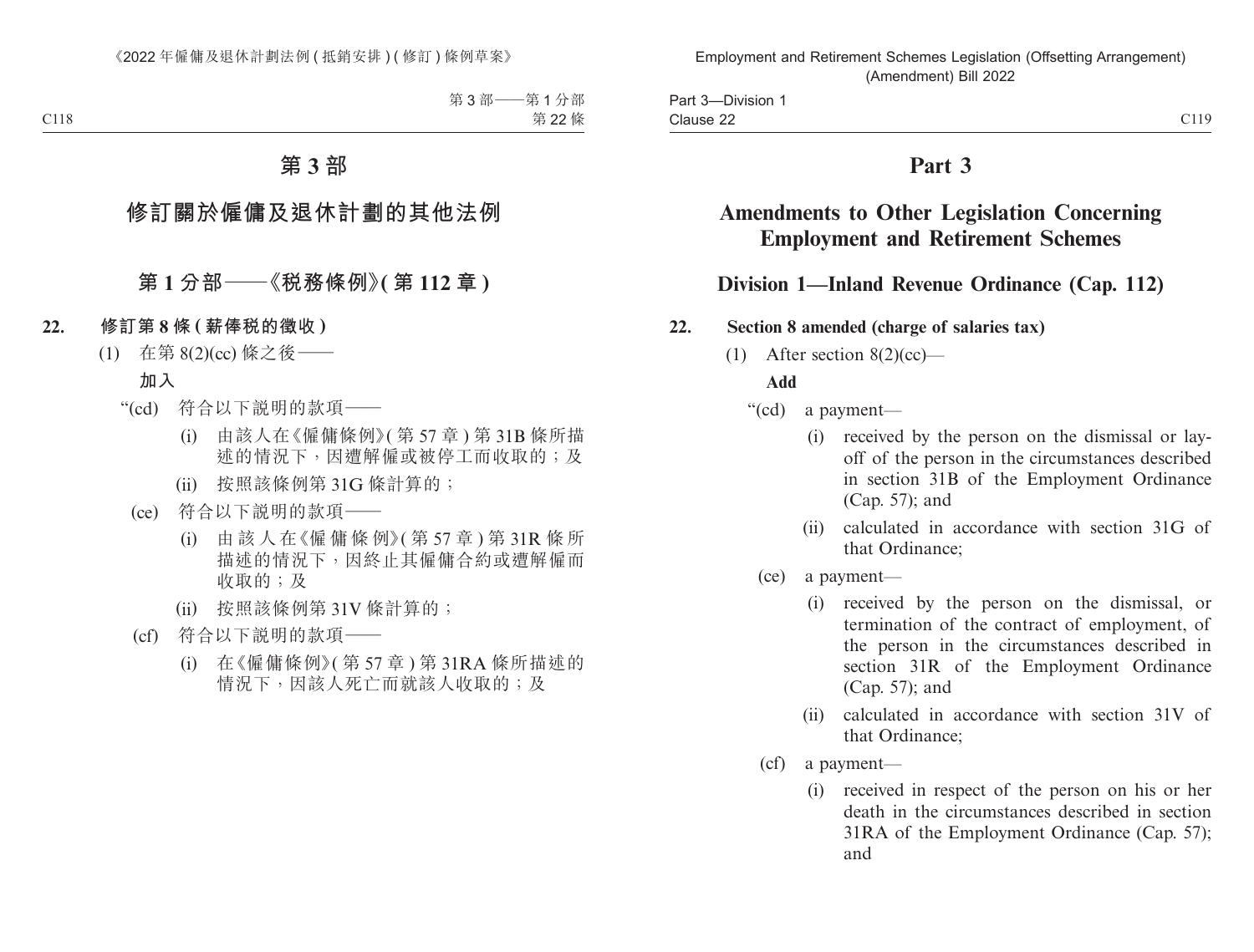# 第 3 部

## 修訂關於僱傭及退休計劃的其他法例

### 第 1 分部——《稅務條例》(第 112 章)

**22. 修訂第 8 條 (薪俸稅的徵收)**

(1) 在第 8(2)(cc) 條之後——

**加入**

“(cd) 符合以下說明的款項——

(i) 由該人在《僱傭條例》(第 57 章) 第 31B 條所描述的情況下，因遭解僱或被停工而收取的；及

(ii) 按照該條例第 31G 條計算的；

(ce) 符合以下說明的款項——

(i) 由該人在《僱傭條例》(第 57 章) 第 31R 條所描述的情況下，因終止其僱傭合約或遭解僱而收取的；及

(ii) 按照該條例第 31V 條計算的；

(cf) 符合以下說明的款項——

(i) 在《僱傭條例》(第 57 章) 第 31RA 條所描述的情況下，因該人死亡而就該人收取的；及

# Part 3

## Amendments to Other Legislation Concerning Employment and Retirement Schemes

### Division 1—Inland Revenue Ordinance (Cap. 112)

**22. Section 8 amended (charge of salaries tax)**

(1) After section 8(2)(cc)—

**Add**

“(cd) a payment—

(i) received by the person on the dismissal or lay-off of the person in the circumstances described in section 31B of the Employment Ordinance (Cap. 57); and

(ii) calculated in accordance with section 31G of that Ordinance;

(ce) a payment—

(i) received by the person on the dismissal, or termination of the contract of employment, of the person in the circumstances described in section 31R of the Employment Ordinance (Cap. 57); and

(ii) calculated in accordance with section 31V of that Ordinance;

(cf) a payment—

(i) received in respect of the person on his or her death in the circumstances described in section 31RA of the Employment Ordinance (Cap. 57); and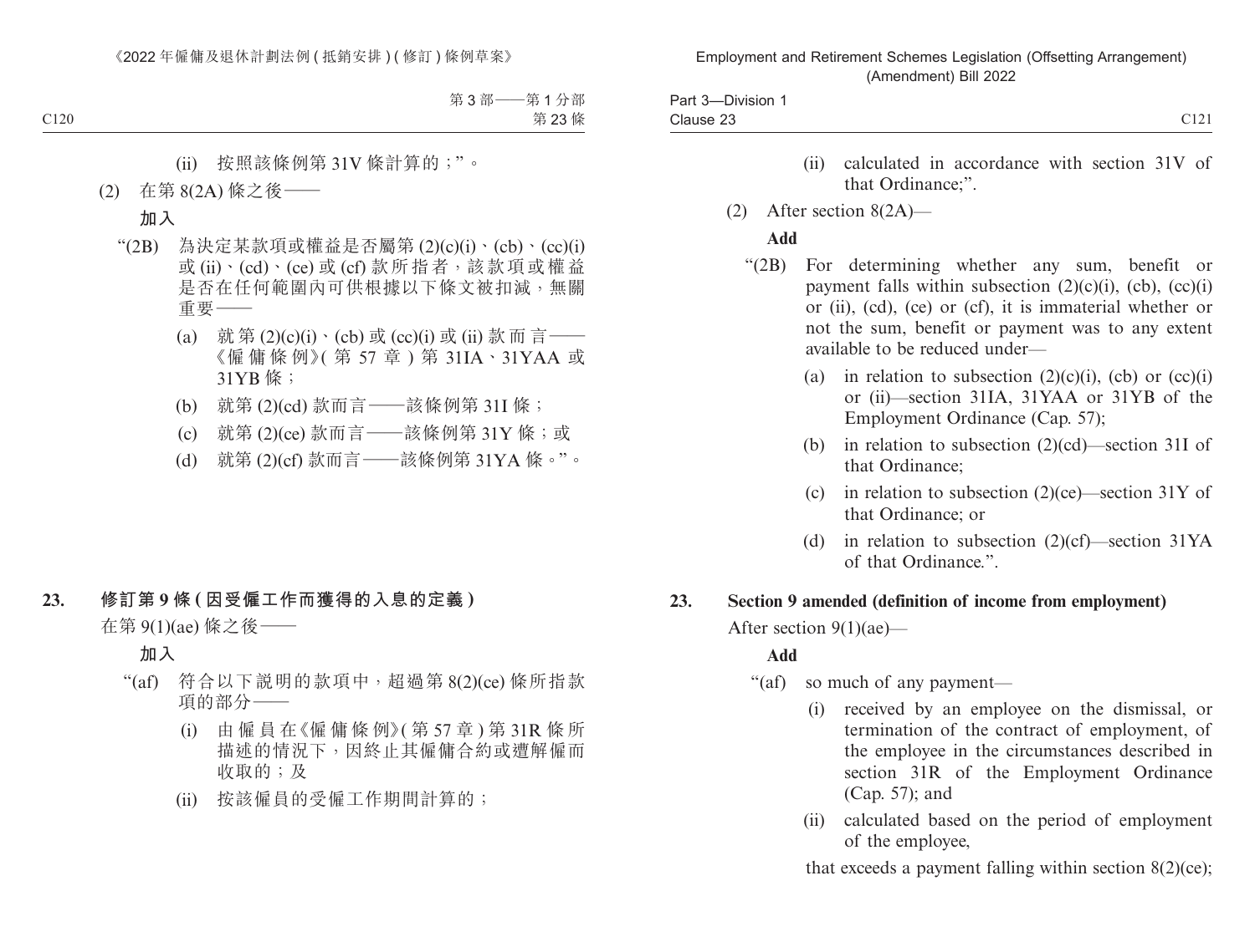(ii) 按照該條例第 31V 條計算的；”。

(2) 在第 8(2A) 條之後——

**加入**

“(2B) 為決定某款項或權益是否屬第 (2)(c)(i)、(cb)、(cc)(i) 或 (ii)、(cd)、(ce) 或 (cf) 款所指者，該款項或權益是否在任何範圍內可供根據以下條文被扣減，無關重要——

(a) 就第 (2)(c)(i)、(cb) 或 (cc)(i) 或 (ii) 款而言——《僱傭條例》(第 57 章) 第 31IA、31YAA 或 31YB 條；

(b) 就第 (2)(cd) 款而言——該條例第 31I 條；

(c) 就第 (2)(ce) 款而言——該條例第 31Y 條；或

(d) 就第 (2)(cf) 款而言——該條例第 31YA 條。”。

## 23. 修訂第 9 條 (因受僱工作而獲得的入息的定義)

在第 9(1)(ae) 條之後——

**加入**

“(af) 符合以下說明的款項中，超過第 8(2)(ce) 條所指款項的部分——

(i) 由僱員在《僱傭條例》(第 57 章) 第 31R 條所描述的情況下，因終止其僱傭合約或遭解僱而收取的；及

(ii) 按該僱員的受僱工作期間計算的；

---

(ii) calculated in accordance with section 31V of that Ordinance;”.

(2) After section 8(2A)—

**Add**

“(2B) For determining whether any sum, benefit or payment falls within subsection (2)(c)(i), (cb), (cc)(i) or (ii), (cd), (ce) or (cf), it is immaterial whether or not the sum, benefit or payment was to any extent available to be reduced under—

(a) in relation to subsection (2)(c)(i), (cb) or (cc)(i) or (ii)—section 31IA, 31YAA or 31YB of the Employment Ordinance (Cap. 57);

(b) in relation to subsection (2)(cd)—section 31I of that Ordinance;

(c) in relation to subsection (2)(ce)—section 31Y of that Ordinance; or

(d) in relation to subsection (2)(cf)—section 31YA of that Ordinance.”.

## 23. Section 9 amended (definition of income from employment)

After section 9(1)(ae)—

**Add**

“(af) so much of any payment—

(i) received by an employee on the dismissal, or termination of the contract of employment, of the employee in the circumstances described in section 31R of the Employment Ordinance (Cap. 57); and

(ii) calculated based on the period of employment of the employee,

that exceeds a payment falling within section 8(2)(ce);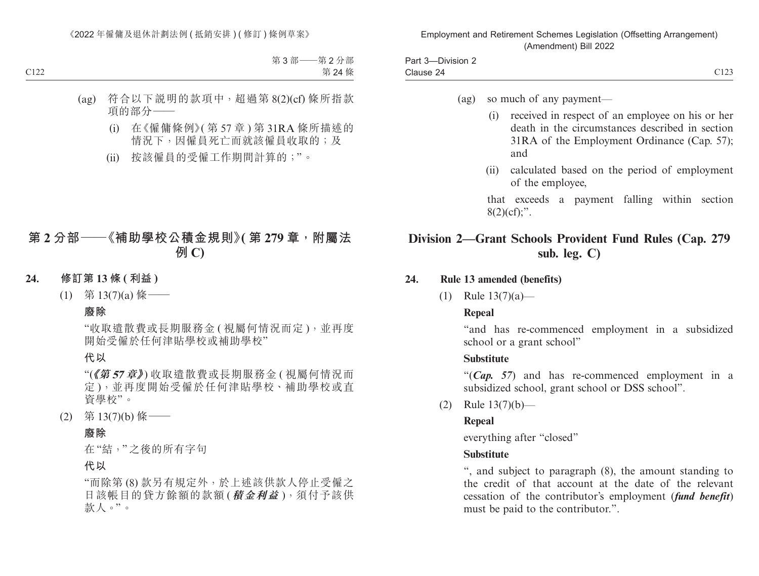(ag) 符合以下說明的款項中，超過第 8(2)(cf) 條所指款項的部分——

(i) 在《僱傭條例》(第 57 章) 第 31RA 條所描述的情況下，因僱員死亡而就該僱員收取的；及

(ii) 按該僱員的受僱工作期間計算的；”。

## 第 2 分部——《補助學校公積金規則》(第 279 章，附屬法例 C)

**24. 修訂第 13 條 (利益)**

(1) 第 13(7)(a) 條——

**廢除**

“收取遣散費或長期服務金 (視屬何情況而定)，並再度開始受僱於任何津貼學校或補助學校”

**代以**

“(***《第 57 章》***) 收取遣散費或長期服務金 (視屬何情況而定)，並再度開始受僱於任何津貼學校、補助學校或直資學校”。

(2) 第 13(7)(b) 條——

**廢除**

在“結，”之後的所有字句

**代以**

“而除第 (8) 款另有規定外，於上述該供款人停止受僱之日該帳目的貸方餘額的款額 (***積金利益***)，須付予該供款人。”。

(ag) so much of any payment—

(i) received in respect of an employee on his or her death in the circumstances described in section 31RA of the Employment Ordinance (Cap. 57); and

(ii) calculated based on the period of employment of the employee,

that exceeds a payment falling within section 8(2)(cf);”.

## Division 2—Grant Schools Provident Fund Rules (Cap. 279 sub. leg. C)

**24. Rule 13 amended (benefits)**

(1) Rule 13(7)(a)—

**Repeal**

“and has re-commenced employment in a subsidized school or a grant school”

**Substitute**

“(***Cap. 57***) and has re-commenced employment in a subsidized school, grant school or DSS school”.

(2) Rule 13(7)(b)—

**Repeal**

everything after “closed”

**Substitute**

“, and subject to paragraph (8), the amount standing to the credit of that account at the date of the relevant cessation of the contributor’s employment (***fund benefit***) must be paid to the contributor.”.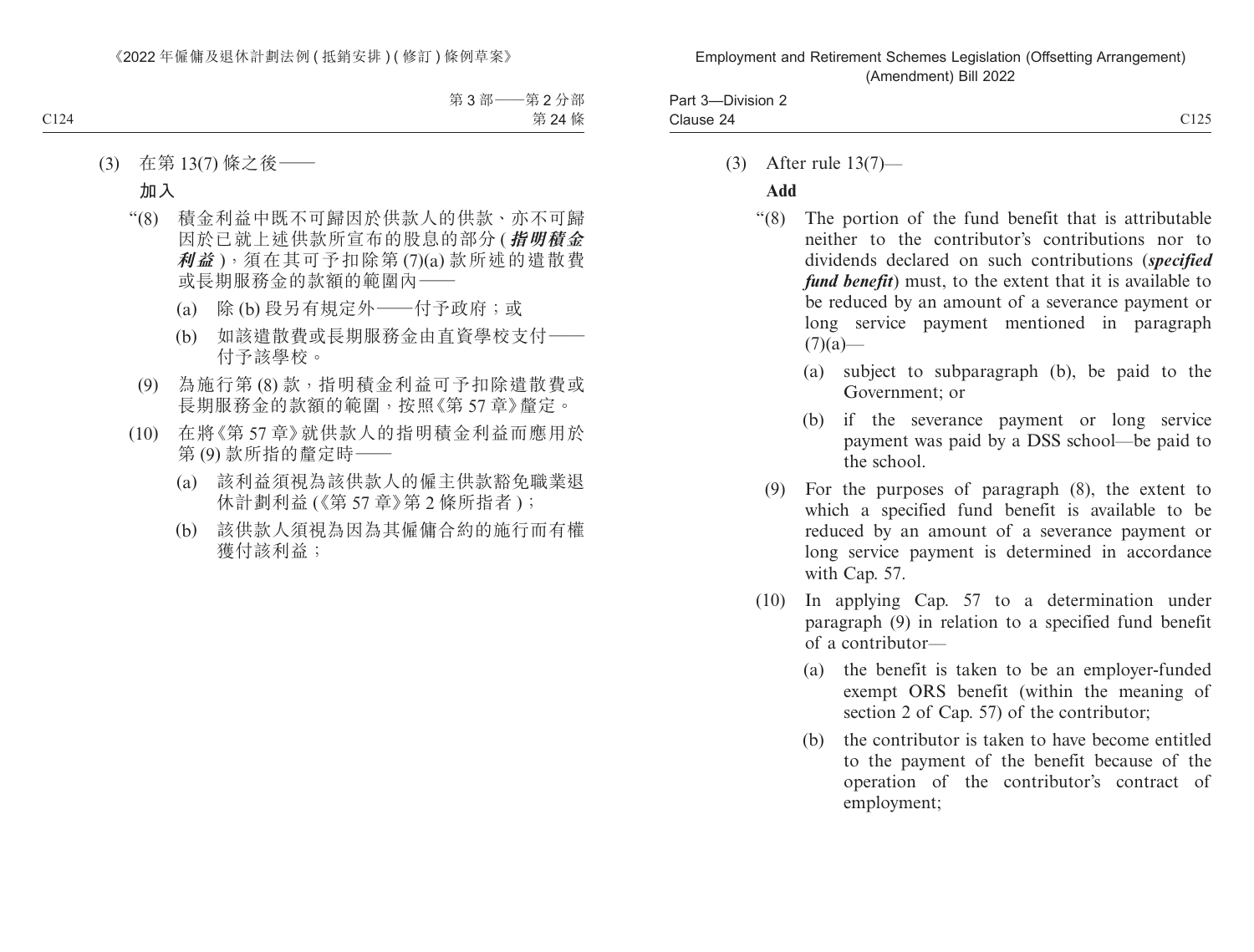(3) 在第 13(7) 條之後——

**加入**

"(8) 積金利益中既不可歸因於供款人的供款、亦不可歸因於已就上述供款所宣布的股息的部分 (***指明積金利益***)，須在其可予扣除第 (7)(a) 款所述的遣散費或長期服務金的款額的範圍內——

(a) 除 (b) 段另有規定外——付予政府；或

(b) 如該遣散費或長期服務金由直資學校支付——付予該學校。

(9) 為施行第 (8) 款，指明積金利益可予扣除遣散費或長期服務金的款額的範圍，按照《第 57 章》釐定。

(10) 在將《第 57 章》就供款人的指明積金利益而應用於第 (9) 款所指的釐定時——

(a) 該利益須視為該供款人的僱主供款豁免職業退休計劃利益 (《第 57 章》第 2 條所指者)；

(b) 該供款人須視為因為其僱傭合約的施行而有權獲付該利益；

(3) After rule 13(7)—

**Add**

"(8) The portion of the fund benefit that is attributable neither to the contributor's contributions nor to dividends declared on such contributions (***specified fund benefit***) must, to the extent that it is available to be reduced by an amount of a severance payment or long service payment mentioned in paragraph (7)(a)—

(a) subject to subparagraph (b), be paid to the Government; or

(b) if the severance payment or long service payment was paid by a DSS school—be paid to the school.

(9) For the purposes of paragraph (8), the extent to which a specified fund benefit is available to be reduced by an amount of a severance payment or long service payment is determined in accordance with Cap. 57.

(10) In applying Cap. 57 to a determination under paragraph (9) in relation to a specified fund benefit of a contributor—

(a) the benefit is taken to be an employer-funded exempt ORS benefit (within the meaning of section 2 of Cap. 57) of the contributor;

(b) the contributor is taken to have become entitled to the payment of the benefit because of the operation of the contributor's contract of employment;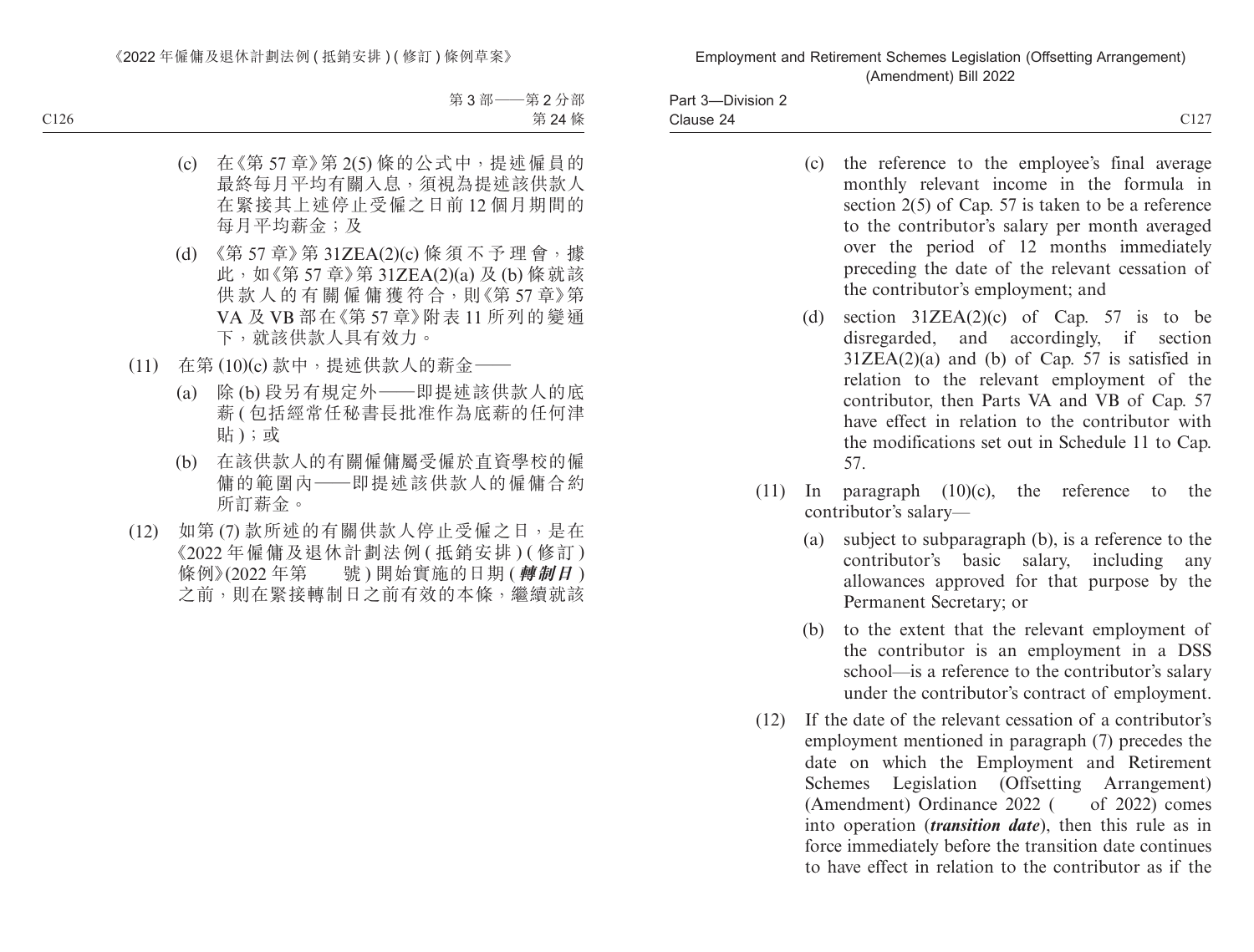(c) 在《第 57 章》第 2(5) 條的公式中，提述僱員的最終每月平均有關入息，須視為提述該供款人在緊接其上述停止受僱之日前 12 個月期間的每月平均薪金；及

(d) 《第 57 章》第 31ZEA(2)(c) 條須不予理會，據此，如《第 57 章》第 31ZEA(2)(a) 及 (b) 條就該供款人的有關僱傭獲符合，則《第 57 章》第 VA 及 VB 部在《第 57 章》附表 11 所列的變通下，就該供款人具有效力。

(11) 在第 (10)(c) 款中，提述供款人的薪金——

(a) 除 (b) 段另有規定外——即提述該供款人的底薪 (包括經常任秘書長批准作為底薪的任何津貼)；或

(b) 在該供款人的有關僱傭屬受僱於直資學校的僱傭的範圍內——即提述該供款人的僱傭合約所訂薪金。

(12) 如第 (7) 款所述的有關供款人停止受僱之日，是在《2022 年僱傭及退休計劃法例 (抵銷安排) (修訂) 條例》(2022 年第　　號) 開始實施的日期 (***轉制日***) 之前，則在緊接轉制日之前有效的本條，繼續就該

(c) the reference to the employee's final average monthly relevant income in the formula in section 2(5) of Cap. 57 is taken to be a reference to the contributor's salary per month averaged over the period of 12 months immediately preceding the date of the relevant cessation of the contributor's employment; and

(d) section 31ZEA(2)(c) of Cap. 57 is to be disregarded, and accordingly, if section 31ZEA(2)(a) and (b) of Cap. 57 is satisfied in relation to the relevant employment of the contributor, then Parts VA and VB of Cap. 57 have effect in relation to the contributor with the modifications set out in Schedule 11 to Cap. 57.

(11) In paragraph (10)(c), the reference to the contributor's salary—

(a) subject to subparagraph (b), is a reference to the contributor's basic salary, including any allowances approved for that purpose by the Permanent Secretary; or

(b) to the extent that the relevant employment of the contributor is an employment in a DSS school—is a reference to the contributor's salary under the contributor's contract of employment.

(12) If the date of the relevant cessation of a contributor's employment mentioned in paragraph (7) precedes the date on which the Employment and Retirement Schemes Legislation (Offsetting Arrangement) (Amendment) Ordinance 2022 (　　of 2022) comes into operation (***transition date***), then this rule as in force immediately before the transition date continues to have effect in relation to the contributor as if the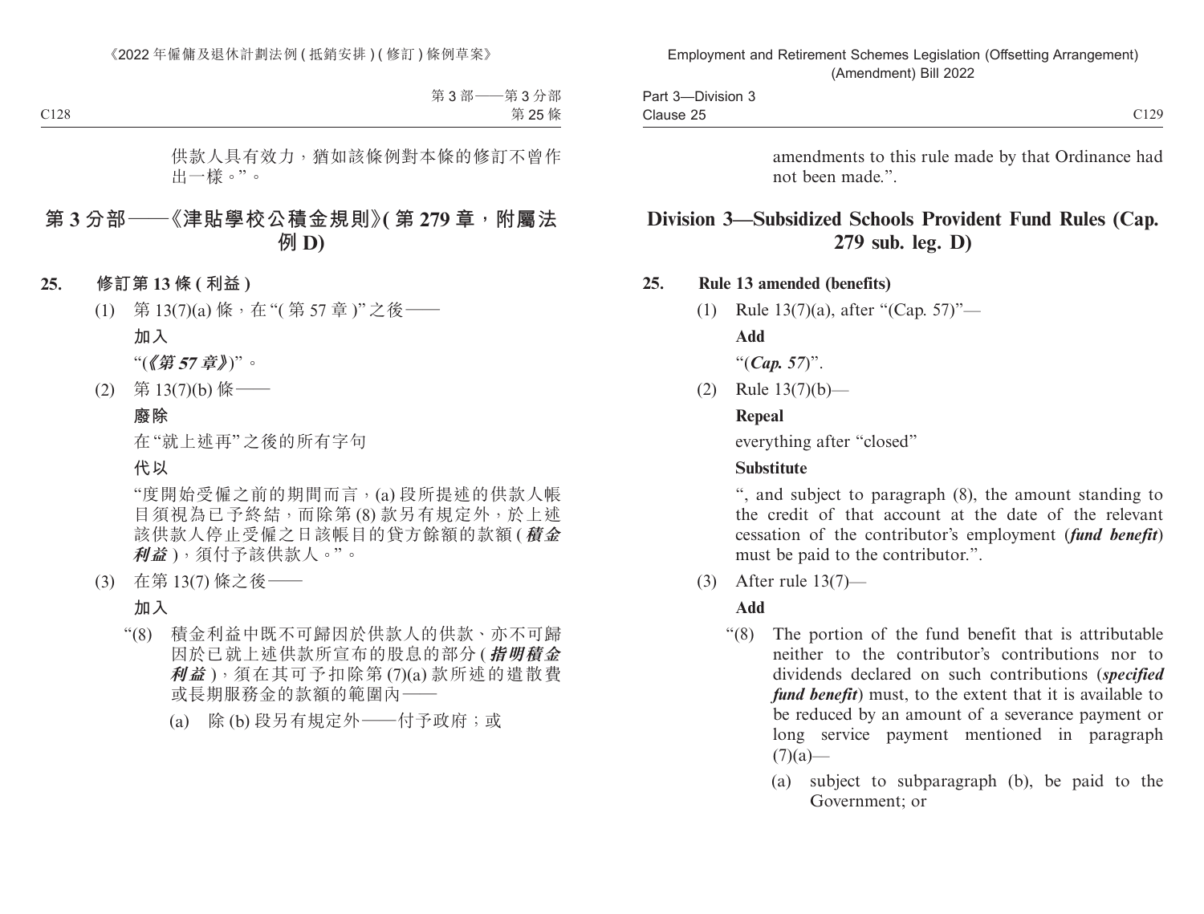供款人具有效力，猶如該條例對本條的修訂不曾作出一樣。”。

## 第 3 分部——《津貼學校公積金規則》(第 279 章，附屬法例 D)

**25. 修訂第 13 條 (利益)**

(1) 第 13(7)(a) 條，在“(第 57 章)”之後——

**加入**

“(***《第 57 章》***)”。

(2) 第 13(7)(b) 條——

**廢除**

在“就上述再”之後的所有字句

**代以**

“度開始受僱之前的期間而言，(a) 段所提述的供款人帳目須視為已予終結，而除第 (8) 款另有規定外，於上述該供款人停止受僱之日該帳目的貸方餘額的款額 (***積金利益***)，須付予該供款人。”。

(3) 在第 13(7) 條之後——

**加入**

“(8) 積金利益中既不可歸因於供款人的供款、亦不可歸因於已就上述供款所宣布的股息的部分 (***指明積金利益***)，須在其可予扣除第 (7)(a) 款所述的遣散費或長期服務金的款額的範圍內——

(a) 除 (b) 段另有規定外——付予政府；或

amendments to this rule made by that Ordinance had not been made.”.

## Division 3—Subsidized Schools Provident Fund Rules (Cap. 279 sub. leg. D)

**25. Rule 13 amended (benefits)**

(1) Rule 13(7)(a), after “(Cap. 57)”—

**Add**

“(***Cap. 57***)”.

(2) Rule 13(7)(b)—

**Repeal**

everything after “closed”

**Substitute**

“, and subject to paragraph (8), the amount standing to the credit of that account at the date of the relevant cessation of the contributor’s employment (***fund benefit***) must be paid to the contributor.”.

(3) After rule 13(7)—

**Add**

“(8) The portion of the fund benefit that is attributable neither to the contributor’s contributions nor to dividends declared on such contributions (***specified fund benefit***) must, to the extent that it is available to be reduced by an amount of a severance payment or long service payment mentioned in paragraph (7)(a)—

(a) subject to subparagraph (b), be paid to the Government; or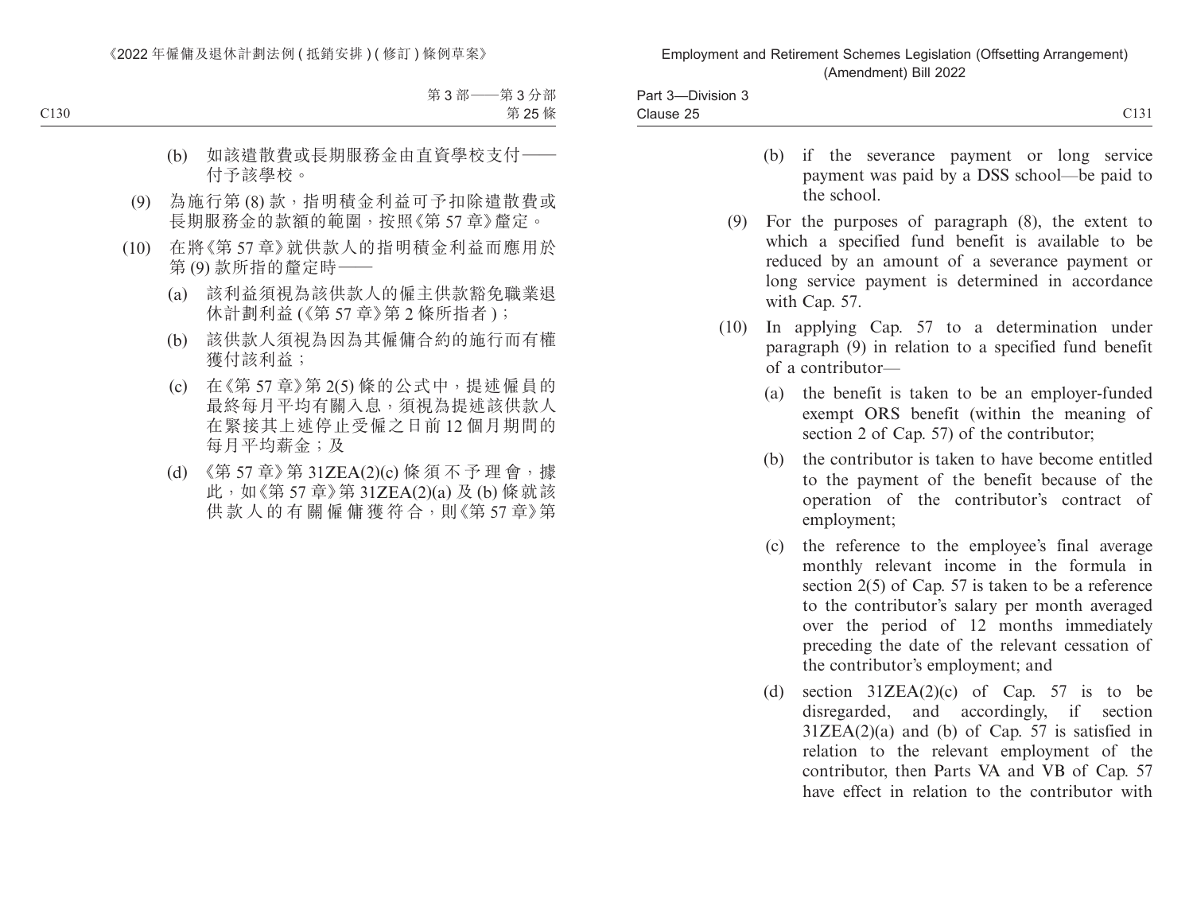(b) 如該遣散費或長期服務金由直資學校支付——付予該學校。

(9) 為施行第 (8) 款，指明積金利益可予扣除遣散費或長期服務金的款額的範圍，按照《第 57 章》釐定。

(10) 在將《第 57 章》就供款人的指明積金利益而應用於第 (9) 款所指的釐定時——

(a) 該利益須視為該供款人的僱主供款豁免職業退休計劃利益 (《第 57 章》第 2 條所指者 )；

(b) 該供款人須視為因為其僱傭合約的施行而有權獲付該利益；

(c) 在《第 57 章》第 2(5) 條的公式中，提述僱員的最終每月平均有關入息，須視為提述該供款人在緊接其上述停止受僱之日前 12 個月期間的每月平均薪金；及

(d) 《第 57 章》第 31ZEA(2)(c) 條須不予理會，據此，如《第 57 章》第 31ZEA(2)(a) 及 (b) 條就該供款人的有關僱傭獲符合，則《第 57 章》第

(b) if the severance payment or long service payment was paid by a DSS school—be paid to the school.

(9) For the purposes of paragraph (8), the extent to which a specified fund benefit is available to be reduced by an amount of a severance payment or long service payment is determined in accordance with Cap. 57.

(10) In applying Cap. 57 to a determination under paragraph (9) in relation to a specified fund benefit of a contributor—

(a) the benefit is taken to be an employer-funded exempt ORS benefit (within the meaning of section 2 of Cap. 57) of the contributor;

(b) the contributor is taken to have become entitled to the payment of the benefit because of the operation of the contributor's contract of employment;

(c) the reference to the employee's final average monthly relevant income in the formula in section 2(5) of Cap. 57 is taken to be a reference to the contributor's salary per month averaged over the period of 12 months immediately preceding the date of the relevant cessation of the contributor's employment; and

(d) section 31ZEA(2)(c) of Cap. 57 is to be disregarded, and accordingly, if section 31ZEA(2)(a) and (b) of Cap. 57 is satisfied in relation to the relevant employment of the contributor, then Parts VA and VB of Cap. 57 have effect in relation to the contributor with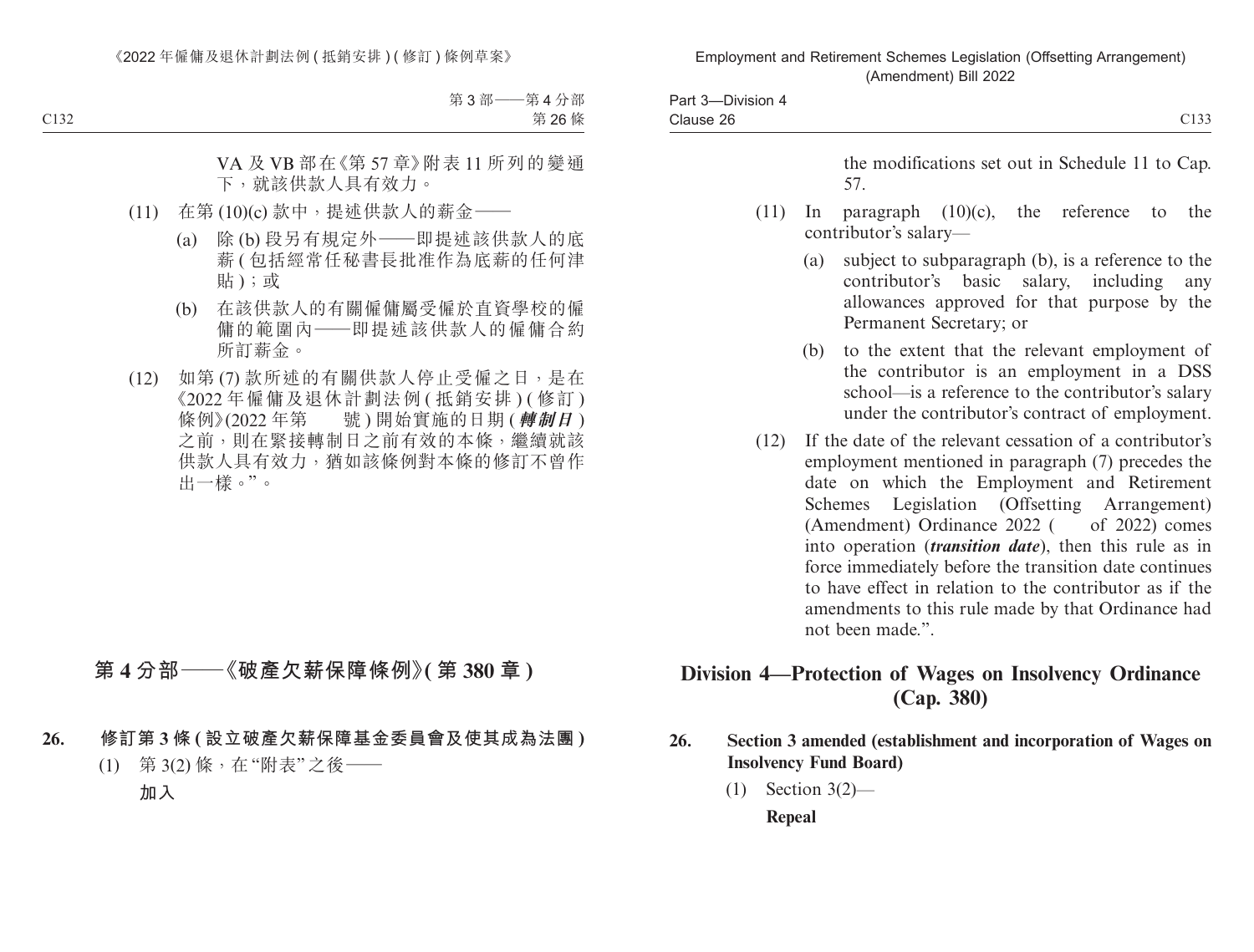VA 及 VB 部在《第 57 章》附表 11 所列的變通下，就該供款人具有效力。

(11) 在第 (10)(c) 款中，提述供款人的薪金——

(a) 除 (b) 段另有規定外——即提述該供款人的底薪 ( 包括經常任秘書長批准作為底薪的任何津貼 )；或

(b) 在該供款人的有關僱傭屬受僱於直資學校的僱傭的範圍內——即提述該供款人的僱傭合約所訂薪金。

(12) 如第 (7) 款所述的有關供款人停止受僱之日，是在《2022 年僱傭及退休計劃法例 ( 抵銷安排 ) ( 修訂 ) 條例》(2022 年第　　號 ) 開始實施的日期 (***轉制日***) 之前，則在緊接轉制日之前有效的本條，繼續就該供款人具有效力，猶如該條例對本條的修訂不曾作出一樣。”。

## 第 4 分部——《破產欠薪保障條例》( 第 380 章 )

**26. 修訂第 3 條 ( 設立破產欠薪保障基金委員會及使其成為法團 )**

(1) 第 3(2) 條，在 “附表” 之後——

**加入**

---

the modifications set out in Schedule 11 to Cap. 57.

(11) In paragraph (10)(c), the reference to the contributor's salary—

(a) subject to subparagraph (b), is a reference to the contributor's basic salary, including any allowances approved for that purpose by the Permanent Secretary; or

(b) to the extent that the relevant employment of the contributor is an employment in a DSS school—is a reference to the contributor's salary under the contributor's contract of employment.

(12) If the date of the relevant cessation of a contributor's employment mentioned in paragraph (7) precedes the date on which the Employment and Retirement Schemes Legislation (Offsetting Arrangement) (Amendment) Ordinance 2022 (　　of 2022) comes into operation (***transition date***), then this rule as in force immediately before the transition date continues to have effect in relation to the contributor as if the amendments to this rule made by that Ordinance had not been made.”.

## Division 4—Protection of Wages on Insolvency Ordinance (Cap. 380)

**26. Section 3 amended (establishment and incorporation of Wages on Insolvency Fund Board)**

(1) Section 3(2)—

**Repeal**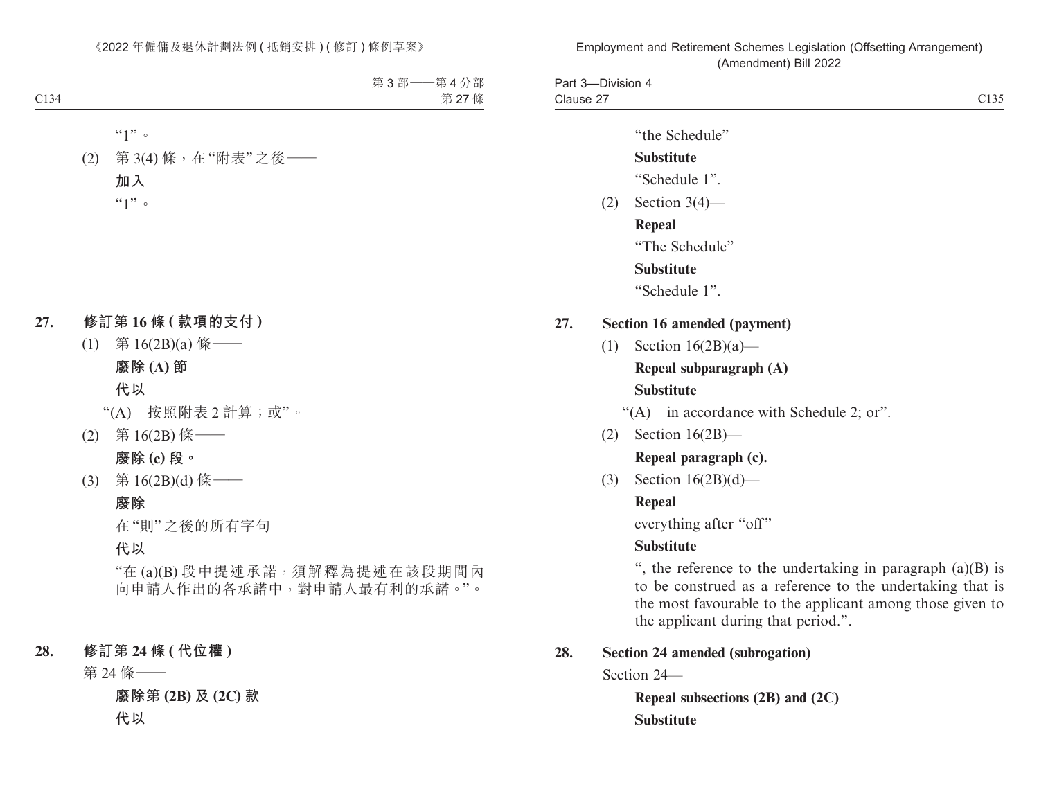"1"。

(2) 第 3(4) 條，在"附表"之後——

**加入**

"1"。

## 27. 修訂第 16 條 (款項的支付)

(1) 第 16(2B)(a) 條——

**廢除 (A) 節**

**代以**

"(A) 按照附表 2 計算；或"。

(2) 第 16(2B) 條——

**廢除 (c) 段。**

(3) 第 16(2B)(d) 條——

**廢除**

在"則"之後的所有字句

**代以**

"在 (a)(B) 段中提述承諾，須解釋為提述在該段期間內向申請人作出的各承諾中，對申請人最有利的承諾。"。

## 28. 修訂第 24 條 (代位權)

第 24 條——

**廢除第 (2B) 及 (2C) 款**

**代以**

"the Schedule"

**Substitute**

"Schedule 1".

(2) Section 3(4)—

**Repeal**

"The Schedule"

**Substitute**

"Schedule 1".

## 27. Section 16 amended (payment)

(1) Section 16(2B)(a)—

**Repeal subparagraph (A)**

**Substitute**

"(A) in accordance with Schedule 2; or".

(2) Section 16(2B)—

**Repeal paragraph (c).**

(3) Section 16(2B)(d)—

**Repeal**

everything after "off"

**Substitute**

", the reference to the undertaking in paragraph (a)(B) is to be construed as a reference to the undertaking that is the most favourable to the applicant among those given to the applicant during that period.".

## 28. Section 24 amended (subrogation)

Section 24—

**Repeal subsections (2B) and (2C)**

**Substitute**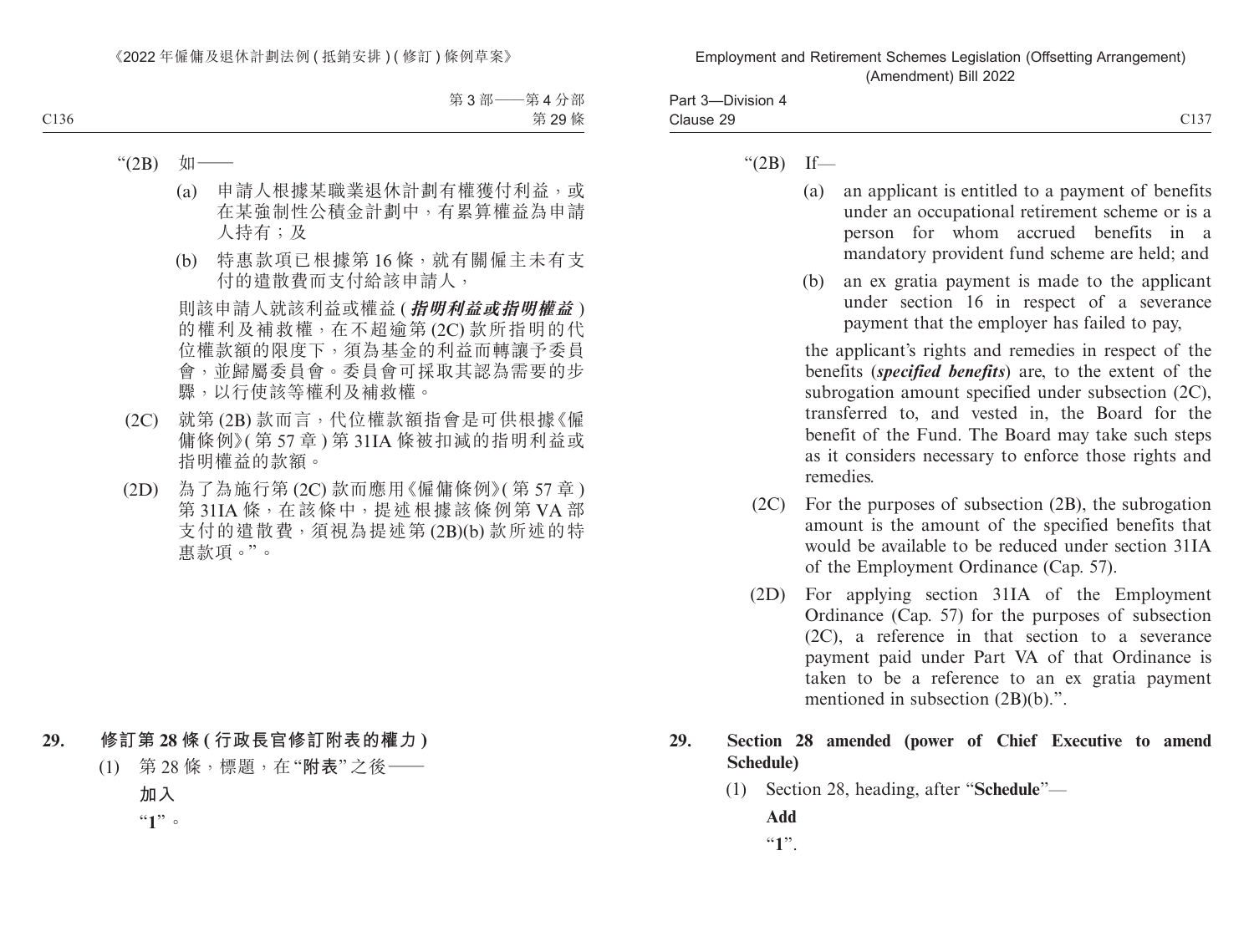"(2B) 如——

(a) 申請人根據某職業退休計劃有權獲付利益，或在某強制性公積金計劃中，有累算權益為申請人持有；及

(b) 特惠款項已根據第 16 條，就有關僱主未有支付的遣散費而支付給該申請人，

則該申請人就該利益或權益 (***指明利益或指明權益***) 的權利及補救權，在不超逾第 (2C) 款所指明的代位權款額的限度下，須為基金的利益而轉讓予委員會，並歸屬委員會。委員會可採取其認為需要的步驟，以行使該等權利及補救權。

(2C) 就第 (2B) 款而言，代位權款額指會是可供根據《僱傭條例》(第 57 章 ) 第 31IA 條被扣減的指明利益或指明權益的款額。

(2D) 為了為施行第 (2C) 款而應用《僱傭條例》(第 57 章 ) 第 31IA 條，在該條中，提述根據該條例第 VA 部支付的遣散費，須視為提述第 (2B)(b) 款所述的特惠款項。"。

**29. 修訂第 28 條 ( 行政長官修訂附表的權力 )**

(1) 第 28 條，標題，在 "**附表**" 之後——

**加入**

"**1**"。

"(2B) If—

(a) an applicant is entitled to a payment of benefits under an occupational retirement scheme or is a person for whom accrued benefits in a mandatory provident fund scheme are held; and

(b) an ex gratia payment is made to the applicant under section 16 in respect of a severance payment that the employer has failed to pay,

the applicant's rights and remedies in respect of the benefits (***specified benefits***) are, to the extent of the subrogation amount specified under subsection (2C), transferred to, and vested in, the Board for the benefit of the Fund. The Board may take such steps as it considers necessary to enforce those rights and remedies.

(2C) For the purposes of subsection (2B), the subrogation amount is the amount of the specified benefits that would be available to be reduced under section 31IA of the Employment Ordinance (Cap. 57).

(2D) For applying section 31IA of the Employment Ordinance (Cap. 57) for the purposes of subsection (2C), a reference in that section to a severance payment paid under Part VA of that Ordinance is taken to be a reference to an ex gratia payment mentioned in subsection (2B)(b).".

**29. Section 28 amended (power of Chief Executive to amend Schedule)**

(1) Section 28, heading, after "**Schedule**"—

**Add**

"**1**".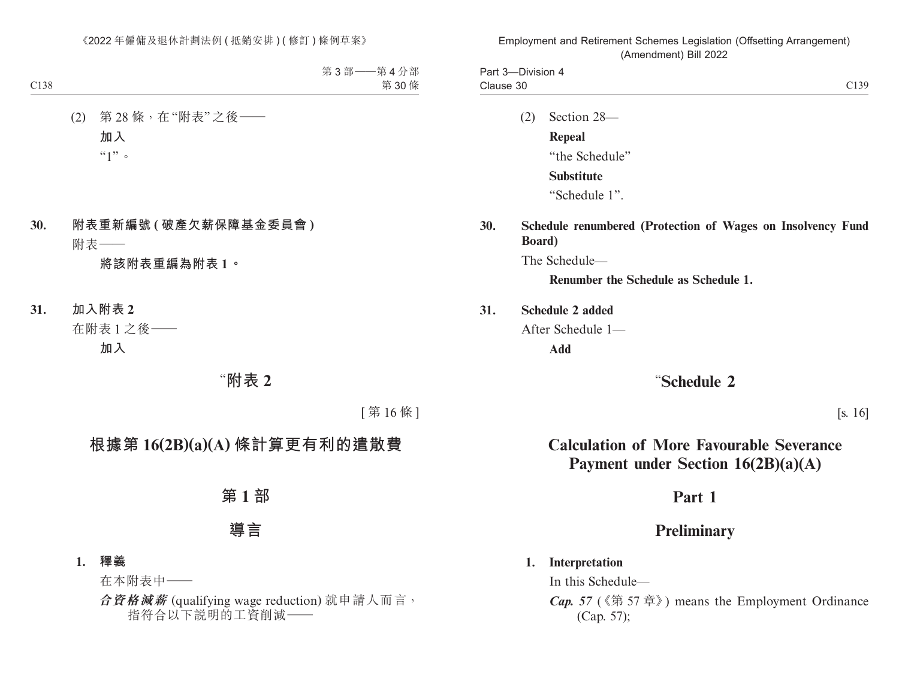(2) 第 28 條，在“附表”之後——

**加入**

“1”。

**30. 附表重新編號 (破產欠薪保障基金委員會)**

附表——

**將該附表重編為附表 1。**

**31. 加入附表 2**

在附表 1 之後——

**加入**

# “附表 2

[第 16 條]

# 根據第 16(2B)(a)(A) 條計算更有利的遣散費

## 第 1 部

## 導言

**1. 釋義**

在本附表中——

***合資格減薪*** (qualifying wage reduction) 就申請人而言，指符合以下說明的工資削減——

(2) Section 28—

**Repeal**

“the Schedule”

**Substitute**

“Schedule 1”.

**30. Schedule renumbered (Protection of Wages on Insolvency Fund Board)**

The Schedule—

**Renumber the Schedule as Schedule 1.**

**31. Schedule 2 added**

After Schedule 1—

**Add**

# “Schedule 2

[s. 16]

# Calculation of More Favourable Severance Payment under Section 16(2B)(a)(A)

## Part 1

## Preliminary

**1. Interpretation**

In this Schedule—

***Cap. 57*** (《第 57 章》) means the Employment Ordinance (Cap. 57);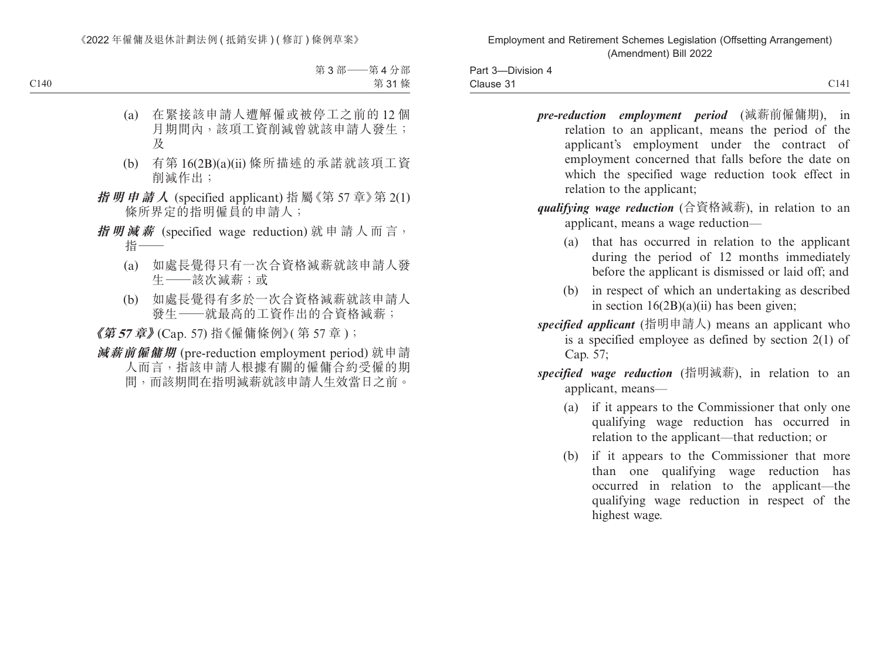(a) 在緊接該申請人遭解僱或被停工之前的 12 個月期間內，該項工資削減曾就該申請人發生；及

(b) 有第 16(2B)(a)(ii) 條所描述的承諾就該項工資削減作出；

***指明申請人*** (specified applicant) 指屬《第 57 章》第 2(1) 條所界定的指明僱員的申請人；

***指明減薪*** (specified wage reduction) 就申請人而言，指——

(a) 如處長覺得只有一次合資格減薪就該申請人發生——該次減薪；或

(b) 如處長覺得有多於一次合資格減薪就該申請人發生——就最高的工資作出的合資格減薪；

***《第 57 章》*** (Cap. 57) 指《僱傭條例》( 第 57 章 )；

***減薪前僱傭期*** (pre-reduction employment period) 就申請人而言，指該申請人根據有關的僱傭合約受僱的期間，而該期間在指明減薪就該申請人生效當日之前。

***pre-reduction employment period*** (減薪前僱傭期), in relation to an applicant, means the period of the applicant's employment under the contract of employment concerned that falls before the date on which the specified wage reduction took effect in relation to the applicant;

***qualifying wage reduction*** (合資格減薪), in relation to an applicant, means a wage reduction—

(a) that has occurred in relation to the applicant during the period of 12 months immediately before the applicant is dismissed or laid off; and

(b) in respect of which an undertaking as described in section 16(2B)(a)(ii) has been given;

***specified applicant*** (指明申請人) means an applicant who is a specified employee as defined by section 2(1) of Cap. 57;

***specified wage reduction*** (指明減薪), in relation to an applicant, means—

(a) if it appears to the Commissioner that only one qualifying wage reduction has occurred in relation to the applicant—that reduction; or

(b) if it appears to the Commissioner that more than one qualifying wage reduction has occurred in relation to the applicant—the qualifying wage reduction in respect of the highest wage.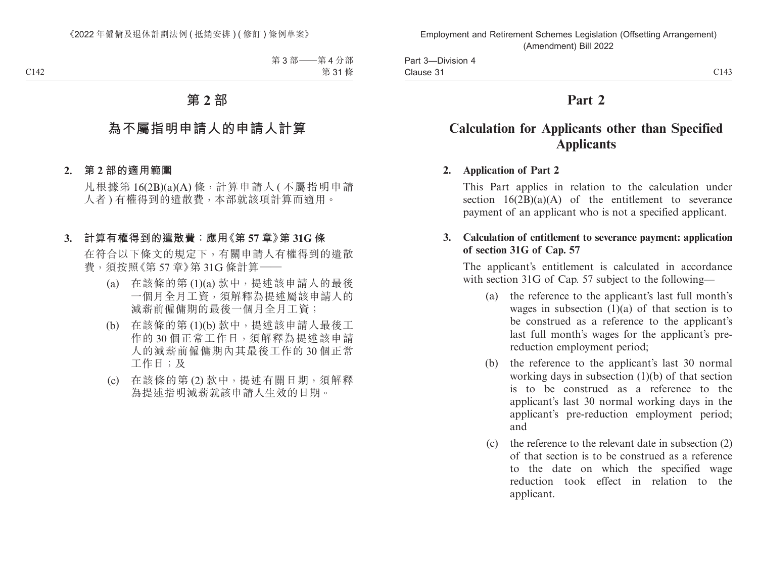# 第 2 部

## 為不屬指明申請人的申請人計算

**2. 第 2 部的適用範圍**

凡根據第 16(2B)(a)(A) 條，計算申請人 ( 不屬指明申請人者 ) 有權得到的遣散費，本部就該項計算而適用。

**3. 計算有權得到的遣散費：應用《第 57 章》第 31G 條**

在符合以下條文的規定下，有關申請人有權得到的遣散費，須按照《第 57 章》第 31G 條計算——

(a) 在該條的第 (1)(a) 款中，提述該申請人的最後一個月全月工資，須解釋為提述屬該申請人的減薪前僱傭期的最後一個月全月工資；

(b) 在該條的第 (1)(b) 款中，提述該申請人最後工作的 30 個正常工作日，須解釋為提述該申請人的減薪前僱傭期內其最後工作的 30 個正常工作日；及

(c) 在該條的第 (2) 款中，提述有關日期，須解釋為提述指明減薪就該申請人生效的日期。

# Part 2

## Calculation for Applicants other than Specified Applicants

**2. Application of Part 2**

This Part applies in relation to the calculation under section 16(2B)(a)(A) of the entitlement to severance payment of an applicant who is not a specified applicant.

**3. Calculation of entitlement to severance payment: application of section 31G of Cap. 57**

The applicant's entitlement is calculated in accordance with section 31G of Cap. 57 subject to the following—

(a) the reference to the applicant's last full month's wages in subsection (1)(a) of that section is to be construed as a reference to the applicant's last full month's wages for the applicant's pre-reduction employment period;

(b) the reference to the applicant's last 30 normal working days in subsection (1)(b) of that section is to be construed as a reference to the applicant's last 30 normal working days in the applicant's pre-reduction employment period; and

(c) the reference to the relevant date in subsection (2) of that section is to be construed as a reference to the date on which the specified wage reduction took effect in relation to the applicant.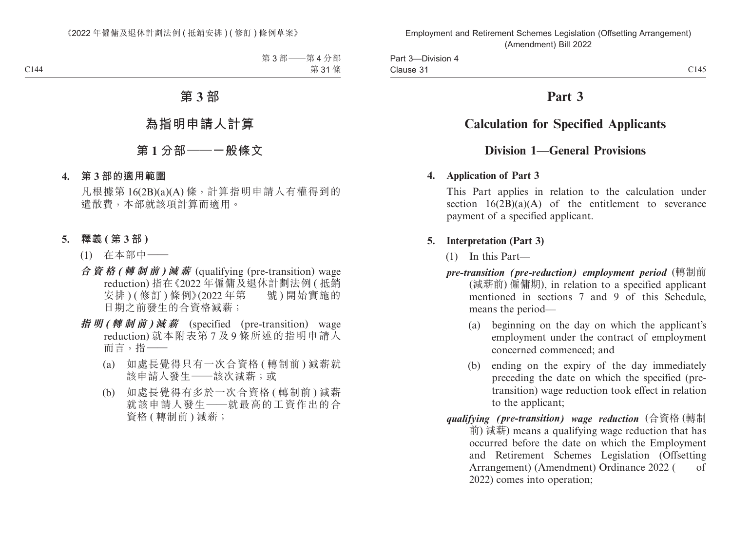# 第 3 部

## 為指明申請人計算

### 第 1 分部——一般條文

**4. 第 3 部的適用範圍**

凡根據第 16(2B)(a)(A) 條，計算指明申請人有權得到的遣散費，本部就該項計算而適用。

**5. 釋義 (第 3 部)**

(1) 在本部中——

***合資格 (轉制前) 減薪*** (qualifying (pre-transition) wage reduction) 指在《2022 年僱傭及退休計劃法例 (抵銷安排) (修訂) 條例》(2022 年第　　號) 開始實施的日期之前發生的合資格減薪；

***指明 (轉制前) 減薪*** (specified (pre-transition) wage reduction) 就本附表第 7 及 9 條所述的指明申請人而言，指——

(a) 如處長覺得只有一次合資格 (轉制前) 減薪就該申請人發生——該次減薪；或

(b) 如處長覺得有多於一次合資格 (轉制前) 減薪就該申請人發生——就最高的工資作出的合資格 (轉制前) 減薪；

# Part 3

## Calculation for Specified Applicants

### Division 1—General Provisions

**4. Application of Part 3**

This Part applies in relation to the calculation under section 16(2B)(a)(A) of the entitlement to severance payment of a specified applicant.

**5. Interpretation (Part 3)**

(1) In this Part—

***pre-transition (pre-reduction) employment period*** (轉制前 (減薪前) 僱傭期), in relation to a specified applicant mentioned in sections 7 and 9 of this Schedule, means the period—

(a) beginning on the day on which the applicant's employment under the contract of employment concerned commenced; and

(b) ending on the expiry of the day immediately preceding the date on which the specified (pre-transition) wage reduction took effect in relation to the applicant;

***qualifying (pre-transition) wage reduction*** (合資格 (轉制前) 減薪) means a qualifying wage reduction that has occurred before the date on which the Employment and Retirement Schemes Legislation (Offsetting Arrangement) (Amendment) Ordinance 2022 (　　of 2022) comes into operation;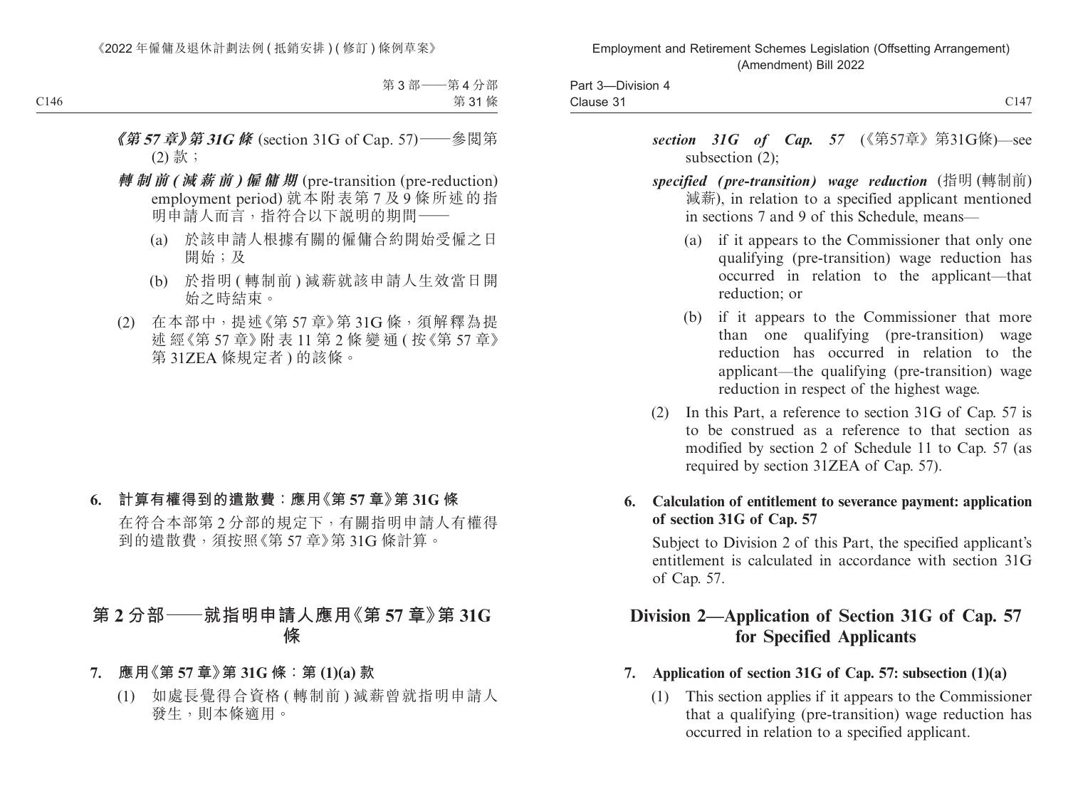***《第 57 章》第 31G 條*** (section 31G of Cap. 57)——參閱第 (2) 款；

***轉制前 (減薪前) 僱傭期*** (pre-transition (pre-reduction) employment period) 就本附表第 7 及 9 條所述的指明申請人而言，指符合以下說明的期間——

(a) 於該申請人根據有關的僱傭合約開始受僱之日開始；及

(b) 於指明 (轉制前) 減薪就該申請人生效當日開始之時結束。

(2) 在本部中，提述《第 57 章》第 31G 條，須解釋為提述經《第 57 章》附表 11 第 2 條變通 (按《第 57 章》第 31ZEA 條規定者) 的該條。

**6. 計算有權得到的遣散費：應用《第 57 章》第 31G 條**

在符合本部第 2 分部的規定下，有關指明申請人有權得到的遣散費，須按照《第 57 章》第 31G 條計算。

## 第 2 分部——就指明申請人應用《第 57 章》第 31G 條

**7. 應用《第 57 章》第 31G 條：第 (1)(a) 款**

(1) 如處長覺得合資格 (轉制前) 減薪曾就指明申請人發生，則本條適用。

***section 31G of Cap. 57*** (《第57章》第31G條)—see subsection (2);

***specified (pre-transition) wage reduction*** (指明 (轉制前) 減薪), in relation to a specified applicant mentioned in sections 7 and 9 of this Schedule, means—

(a) if it appears to the Commissioner that only one qualifying (pre-transition) wage reduction has occurred in relation to the applicant—that reduction; or

(b) if it appears to the Commissioner that more than one qualifying (pre-transition) wage reduction has occurred in relation to the applicant—the qualifying (pre-transition) wage reduction in respect of the highest wage.

(2) In this Part, a reference to section 31G of Cap. 57 is to be construed as a reference to that section as modified by section 2 of Schedule 11 to Cap. 57 (as required by section 31ZEA of Cap. 57).

**6. Calculation of entitlement to severance payment: application of section 31G of Cap. 57**

Subject to Division 2 of this Part, the specified applicant's entitlement is calculated in accordance with section 31G of Cap. 57.

## Division 2—Application of Section 31G of Cap. 57 for Specified Applicants

**7. Application of section 31G of Cap. 57: subsection (1)(a)**

(1) This section applies if it appears to the Commissioner that a qualifying (pre-transition) wage reduction has occurred in relation to a specified applicant.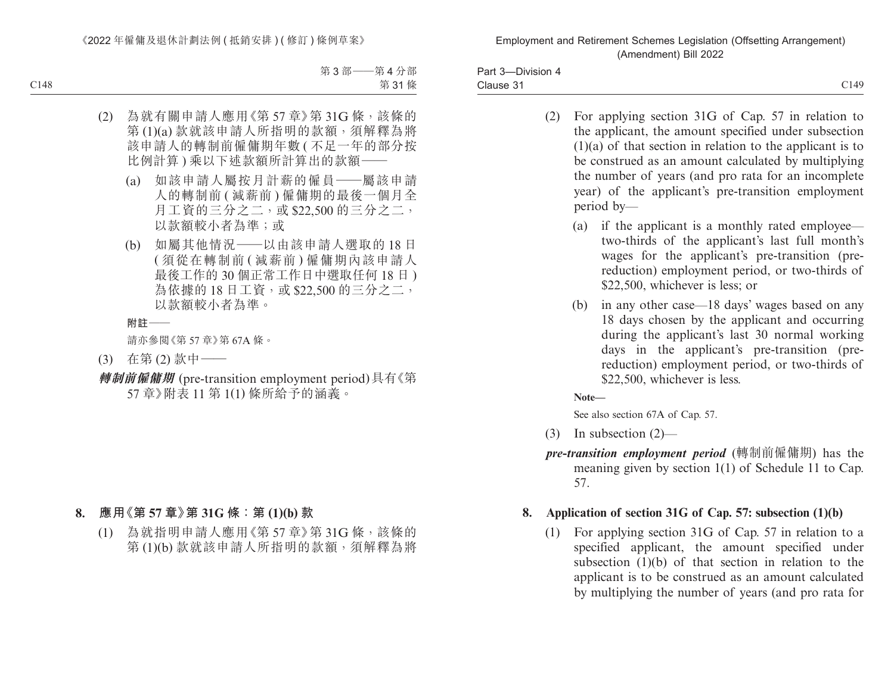(2) 為就有關申請人應用《第 57 章》第 31G 條，該條的第 (1)(a) 款就該申請人所指明的款額，須解釋為將該申請人的轉制前僱傭期年數 ( 不足一年的部分按比例計算 ) 乘以下述款額所計算出的款額——

(a) 如該申請人屬按月計薪的僱員——屬該申請人的轉制前 ( 減薪前 ) 僱傭期的最後一個月全月工資的三分之二，或 $22,500 的三分之二，以款額較小者為準；或

(b) 如屬其他情況——以由該申請人選取的 18 日 ( 須從在轉制前 ( 減薪前 ) 僱傭期內該申請人最後工作的 30 個正常工作日中選取任何 18 日 ) 為依據的 18 日工資，或 $22,500 的三分之二，以款額較小者為準。

**附註——**

請亦參閱《第 57 章》第 67A 條。

(3) 在第 (2) 款中——

***轉制前僱傭期*** (pre-transition employment period) 具有《第 57 章》附表 11 第 1(1) 條所給予的涵義。

**8. 應用《第 57 章》第 31G 條：第 (1)(b) 款**

(1) 為就指明申請人應用《第 57 章》第 31G 條，該條的第 (1)(b) 款就該申請人所指明的款額，須解釋為將

(2) For applying section 31G of Cap. 57 in relation to the applicant, the amount specified under subsection (1)(a) of that section in relation to the applicant is to be construed as an amount calculated by multiplying the number of years (and pro rata for an incomplete year) of the applicant's pre-transition employment period by—

(a) if the applicant is a monthly rated employee—two-thirds of the applicant's last full month's wages for the applicant's pre-transition (pre-reduction) employment period, or two-thirds of $22,500, whichever is less; or

(b) in any other case—18 days' wages based on any 18 days chosen by the applicant and occurring during the applicant's last 30 normal working days in the applicant's pre-transition (pre-reduction) employment period, or two-thirds of $22,500, whichever is less.

**Note—**

See also section 67A of Cap. 57.

(3) In subsection (2)—

***pre-transition employment period*** (轉制前僱傭期) has the meaning given by section 1(1) of Schedule 11 to Cap. 57.

**8. Application of section 31G of Cap. 57: subsection (1)(b)**

(1) For applying section 31G of Cap. 57 in relation to a specified applicant, the amount specified under subsection (1)(b) of that section in relation to the applicant is to be construed as an amount calculated by multiplying the number of years (and pro rata for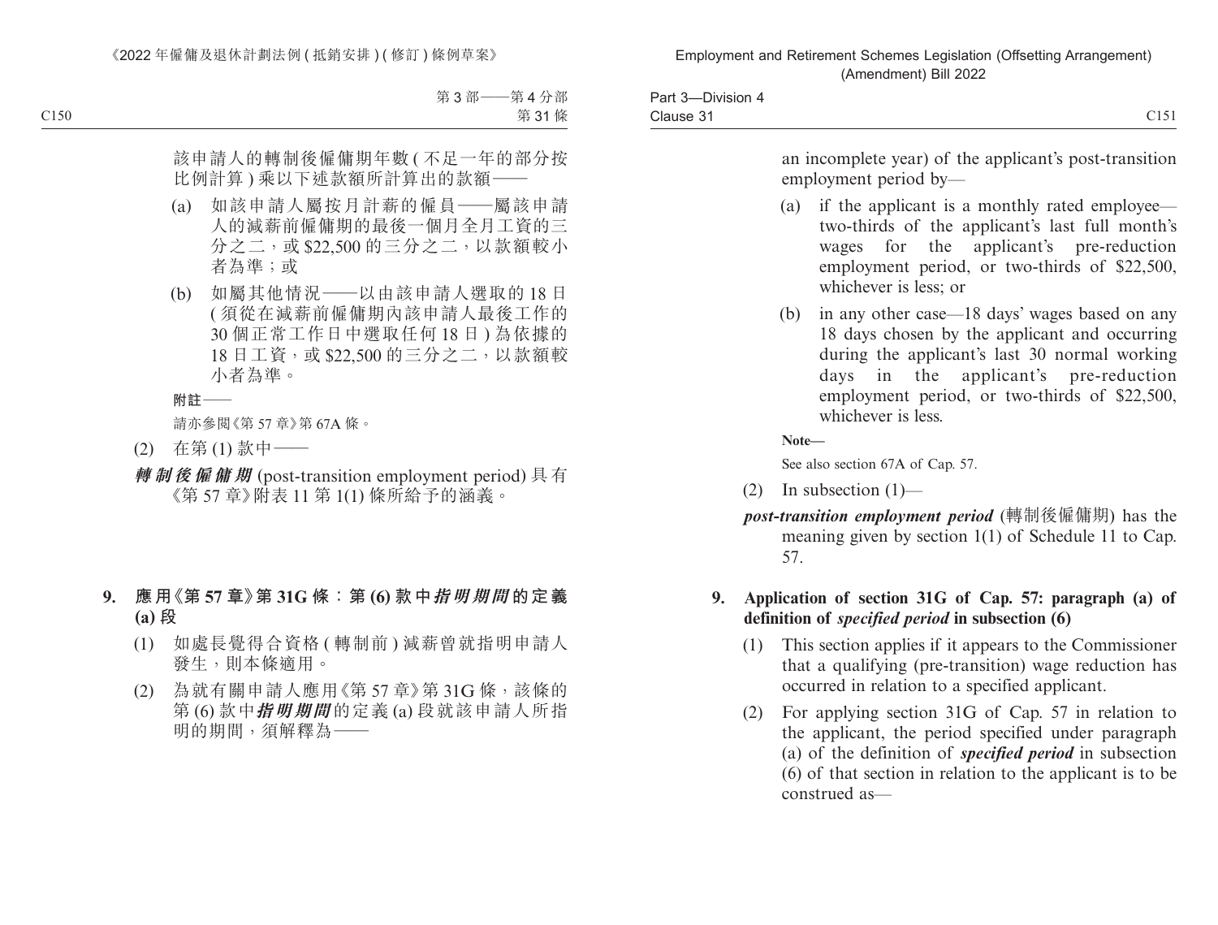該申請人的轉制後僱傭期年數 ( 不足一年的部分按比例計算 ) 乘以下述款額所計算出的款額——

(a) 如該申請人屬按月計薪的僱員——屬該申請人的減薪前僱傭期的最後一個月全月工資的三分之二，或 $22,500 的三分之二，以款額較小者為準；或

(b) 如屬其他情況——以由該申請人選取的 18 日 ( 須從在減薪前僱傭期內該申請人最後工作的 30 個正常工作日中選取任何 18 日 ) 為依據的 18 日工資，或 $22,500 的三分之二，以款額較小者為準。

**附註——**

請亦參閱《第 57 章》第 67A 條。

(2) 在第 (1) 款中——

***轉制後僱傭期*** (post-transition employment period) 具有《第 57 章》附表 11 第 1(1) 條所給予的涵義。

### 9. 應用《第 57 章》第 31G 條：第 (6) 款中***指明期間***的定義 (a) 段

(1) 如處長覺得合資格 ( 轉制前 ) 減薪曾就指明申請人發生，則本條適用。

(2) 為就有關申請人應用《第 57 章》第 31G 條，該條的第 (6) 款中***指明期間***的定義 (a) 段就該申請人所指明的期間，須解釋為——

---

an incomplete year) of the applicant's post-transition employment period by—

(a) if the applicant is a monthly rated employee—two-thirds of the applicant's last full month's wages for the applicant's pre-reduction employment period, or two-thirds of $22,500, whichever is less; or

(b) in any other case—18 days' wages based on any 18 days chosen by the applicant and occurring during the applicant's last 30 normal working days in the applicant's pre-reduction employment period, or two-thirds of $22,500, whichever is less.

**Note—**

See also section 67A of Cap. 57.

(2) In subsection (1)—

***post-transition employment period*** (轉制後僱傭期) has the meaning given by section 1(1) of Schedule 11 to Cap. 57.

### 9. Application of section 31G of Cap. 57: paragraph (a) of definition of *specified period* in subsection (6)

(1) This section applies if it appears to the Commissioner that a qualifying (pre-transition) wage reduction has occurred in relation to a specified applicant.

(2) For applying section 31G of Cap. 57 in relation to the applicant, the period specified under paragraph (a) of the definition of ***specified period*** in subsection (6) of that section in relation to the applicant is to be construed as—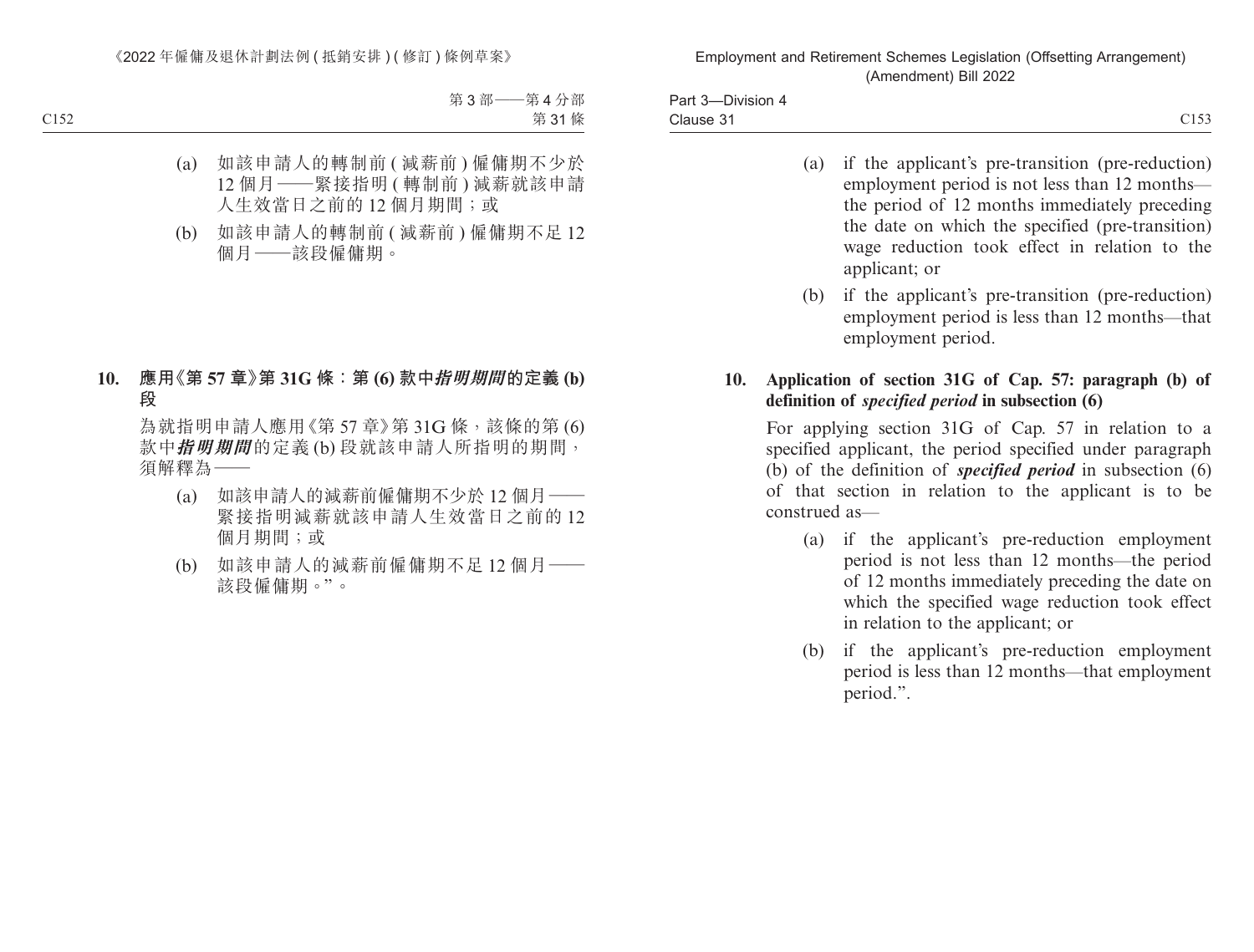(a) 如該申請人的轉制前 ( 減薪前 ) 僱傭期不少於 12 個月——緊接指明 ( 轉制前 ) 減薪就該申請人生效當日之前的 12 個月期間；或

(b) 如該申請人的轉制前 ( 減薪前 ) 僱傭期不足 12 個月——該段僱傭期。

**10. 應用《第 57 章》第 31G 條：第 (6) 款中*指明期間*的定義 (b) 段**

為就指明申請人應用《第 57 章》第 31G 條，該條的第 (6) 款中***指明期間***的定義 (b) 段就該申請人所指明的期間，須解釋為——

(a) 如該申請人的減薪前僱傭期不少於 12 個月——緊接指明減薪就該申請人生效當日之前的 12 個月期間；或

(b) 如該申請人的減薪前僱傭期不足 12 個月——該段僱傭期。”。

(a) if the applicant's pre-transition (pre-reduction) employment period is not less than 12 months—the period of 12 months immediately preceding the date on which the specified (pre-transition) wage reduction took effect in relation to the applicant; or

(b) if the applicant's pre-transition (pre-reduction) employment period is less than 12 months—that employment period.

**10. Application of section 31G of Cap. 57: paragraph (b) of definition of *specified period* in subsection (6)**

For applying section 31G of Cap. 57 in relation to a specified applicant, the period specified under paragraph (b) of the definition of ***specified period*** in subsection (6) of that section in relation to the applicant is to be construed as—

(a) if the applicant's pre-reduction employment period is not less than 12 months—the period of 12 months immediately preceding the date on which the specified wage reduction took effect in relation to the applicant; or

(b) if the applicant's pre-reduction employment period is less than 12 months—that employment period.".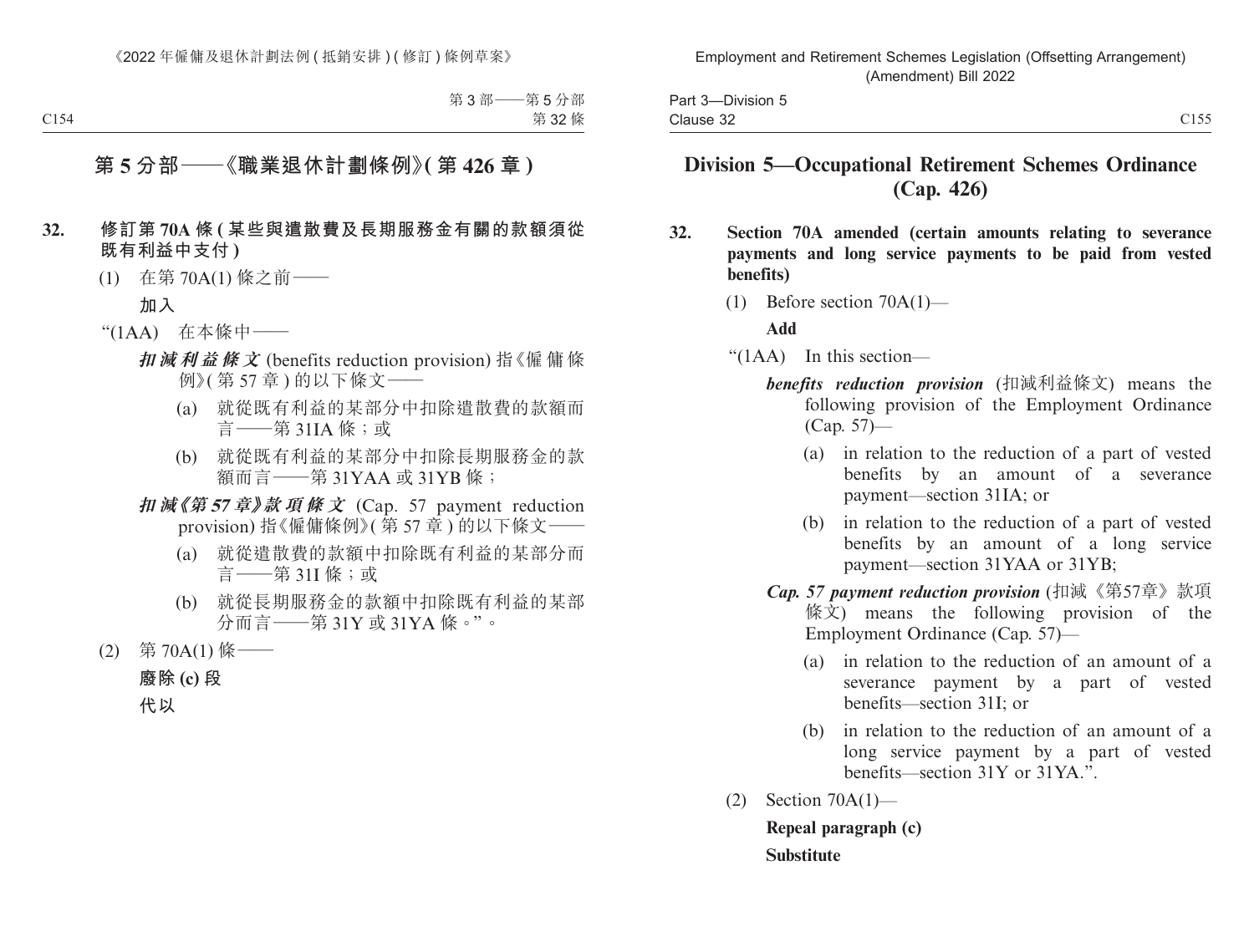# 第 5 分部——《職業退休計劃條例》(第 426 章)

**32. 修訂第 70A 條 (某些與遣散費及長期服務金有關的款額須從既有利益中支付)**

(1) 在第 70A(1) 條之前——

**加入**

“(1AA) 在本條中——

***扣減利益條文*** (benefits reduction provision) 指《僱傭條例》(第 57 章) 的以下條文——

(a) 就從既有利益的某部分中扣除遣散費的款額而言——第 31IA 條;或

(b) 就從既有利益的某部分中扣除長期服務金的款額而言——第 31YAA 或 31YB 條;

***扣減《第 57 章》款項條文*** (Cap. 57 payment reduction provision) 指《僱傭條例》(第 57 章) 的以下條文——

(a) 就從遣散費的款額中扣除既有利益的某部分而言——第 31I 條;或

(b) 就從長期服務金的款額中扣除既有利益的某部分而言——第 31Y 或 31YA 條。”。

(2) 第 70A(1) 條——

**廢除 (c) 段**

**代以**

# Division 5—Occupational Retirement Schemes Ordinance (Cap. 426)

**32. Section 70A amended (certain amounts relating to severance payments and long service payments to be paid from vested benefits)**

(1) Before section 70A(1)—

**Add**

“(1AA) In this section—

***benefits reduction provision*** (扣減利益條文) means the following provision of the Employment Ordinance (Cap. 57)—

(a) in relation to the reduction of a part of vested benefits by an amount of a severance payment—section 31IA; or

(b) in relation to the reduction of a part of vested benefits by an amount of a long service payment—section 31YAA or 31YB;

***Cap. 57 payment reduction provision*** (扣減《第57章》款項條文) means the following provision of the Employment Ordinance (Cap. 57)—

(a) in relation to the reduction of an amount of a severance payment by a part of vested benefits—section 31I; or

(b) in relation to the reduction of an amount of a long service payment by a part of vested benefits—section 31Y or 31YA.”.

(2) Section 70A(1)—

**Repeal paragraph (c)**

**Substitute**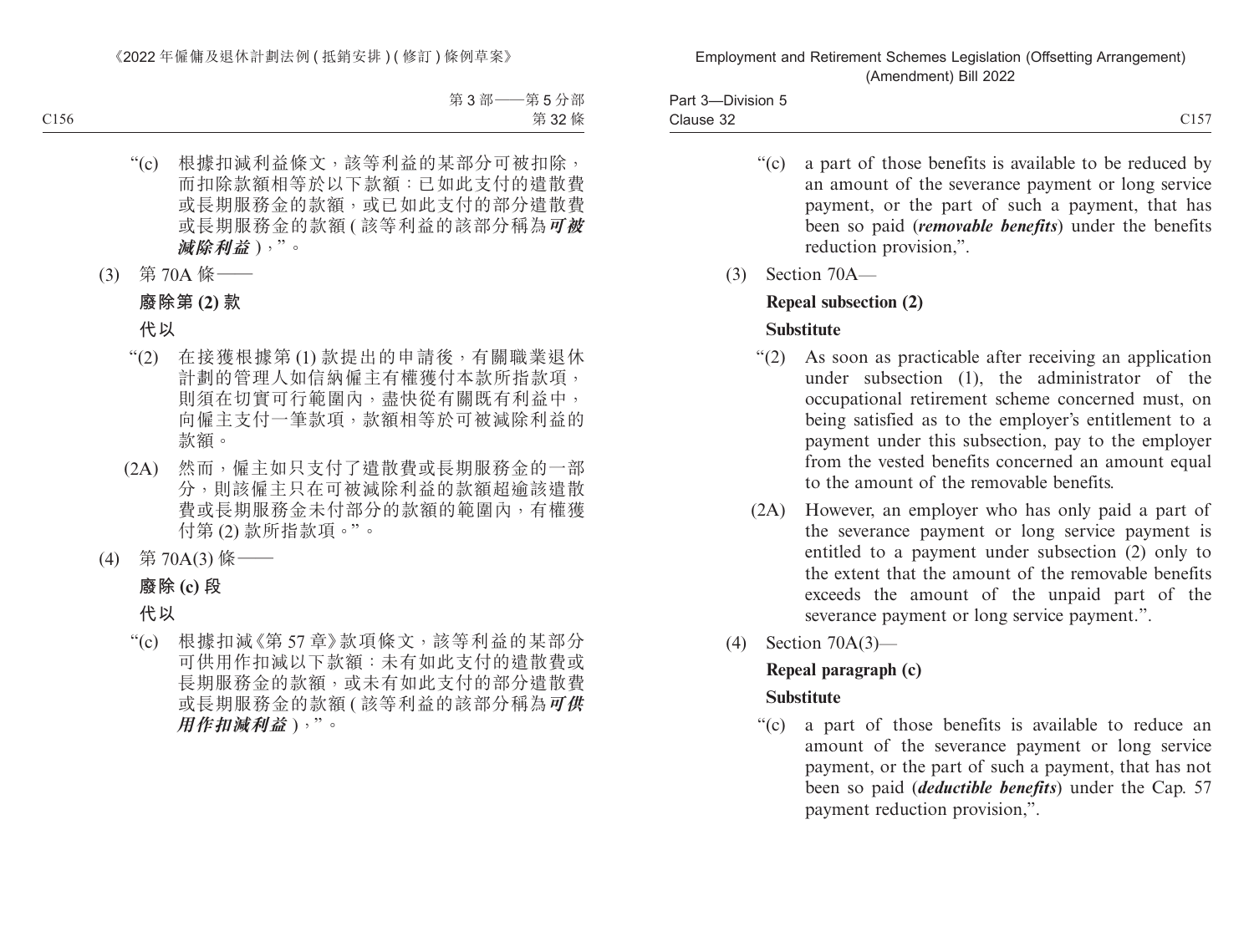“(c) 根據扣減利益條文，該等利益的某部分可被扣除，而扣除款額相等於以下款額：已如此支付的遣散費或長期服務金的款額，或已如此支付的部分遣散費或長期服務金的款額 ( 該等利益的該部分稱為***可被減除利益*** )，”。

(3) 第 70A 條——

**廢除第 (2) 款**

**代以**

“(2) 在接獲根據第 (1) 款提出的申請後，有關職業退休計劃的管理人如信納僱主有權獲付本款所指款項，則須在切實可行範圍內，盡快從有關既有利益中，向僱主支付一筆款項，款額相等於可被減除利益的款額。

(2A) 然而，僱主如只支付了遣散費或長期服務金的一部分，則該僱主只在可被減除利益的款額超逾該遣散費或長期服務金未付部分的款額的範圍內，有權獲付第 (2) 款所指款項。”。

(4) 第 70A(3) 條——

**廢除 (c) 段**

**代以**

“(c) 根據扣減《第 57 章》款項條文，該等利益的某部分可供用作扣減以下款額：未有如此支付的遣散費或長期服務金的款額，或未有如此支付的部分遣散費或長期服務金的款額 ( 該等利益的該部分稱為***可供用作扣減利益*** )，”。

“(c) a part of those benefits is available to be reduced by an amount of the severance payment or long service payment, or the part of such a payment, that has been so paid (***removable benefits***) under the benefits reduction provision,”.

(3) Section 70A—

**Repeal subsection (2)**

**Substitute**

“(2) As soon as practicable after receiving an application under subsection (1), the administrator of the occupational retirement scheme concerned must, on being satisfied as to the employer’s entitlement to a payment under this subsection, pay to the employer from the vested benefits concerned an amount equal to the amount of the removable benefits.

(2A) However, an employer who has only paid a part of the severance payment or long service payment is entitled to a payment under subsection (2) only to the extent that the amount of the removable benefits exceeds the amount of the unpaid part of the severance payment or long service payment.”.

(4) Section 70A(3)—

**Repeal paragraph (c)**

**Substitute**

“(c) a part of those benefits is available to reduce an amount of the severance payment or long service payment, or the part of such a payment, that has not been so paid (***deductible benefits***) under the Cap. 57 payment reduction provision,”.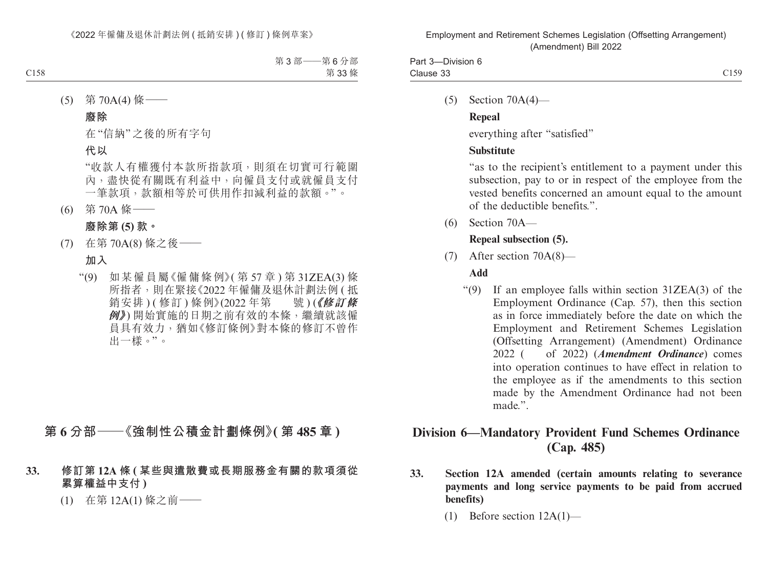(5) 第 70A(4) 條——

**廢除**

在"信納"之後的所有字句

**代以**

"收款人有權獲付本款所指款項，則須在切實可行範圍內，盡快從有關既有利益中，向僱員支付或就僱員支付一筆款項，款額相等於可供用作扣減利益的款額。"。

(6) 第 70A 條——

**廢除第 (5) 款。**

(7) 在第 70A(8) 條之後——

**加入**

"(9) 如某僱員屬《僱傭條例》(第 57 章 ) 第 31ZEA(3) 條所指者，則在緊接《2022 年僱傭及退休計劃法例 (抵銷安排) (修訂) 條例》(2022 年第　　號) (***《修訂條例》***) 開始實施的日期之前有效的本條，繼續就該僱員具有效力，猶如《修訂條例》對本條的修訂不曾作出一樣。"。

## 第 6 分部——《強制性公積金計劃條例》(第 485 章)

**33. 修訂第 12A 條 (某些與遣散費或長期服務金有關的款項須從累算權益中支付)**

(1) 在第 12A(1) 條之前——

(5) Section 70A(4)—

**Repeal**

everything after "satisfied"

**Substitute**

"as to the recipient's entitlement to a payment under this subsection, pay to or in respect of the employee from the vested benefits concerned an amount equal to the amount of the deductible benefits.".

(6) Section 70A—

**Repeal subsection (5).**

(7) After section 70A(8)—

**Add**

"(9) If an employee falls within section 31ZEA(3) of the Employment Ordinance (Cap. 57), then this section as in force immediately before the date on which the Employment and Retirement Schemes Legislation (Offsetting Arrangement) (Amendment) Ordinance 2022 (　　of 2022) (***Amendment Ordinance***) comes into operation continues to have effect in relation to the employee as if the amendments to this section made by the Amendment Ordinance had not been made.".

## Division 6—Mandatory Provident Fund Schemes Ordinance (Cap. 485)

**33. Section 12A amended (certain amounts relating to severance payments and long service payments to be paid from accrued benefits)**

(1) Before section 12A(1)—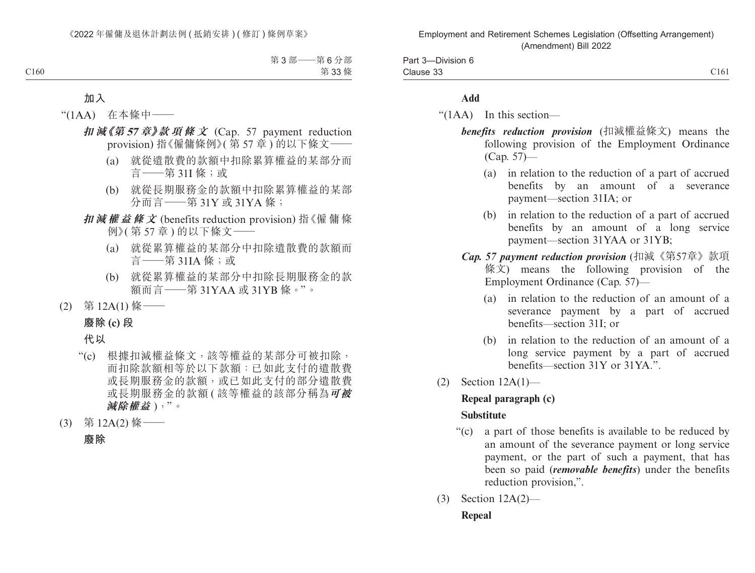**加入**

“(1AA) 在本條中——

***扣減《第 57 章》款項條文*** (Cap. 57 payment reduction provision) 指《僱傭條例》(第 57 章) 的以下條文——

(a) 就從遣散費的款額中扣除累算權益的某部分而言——第 31I 條；或

(b) 就從長期服務金的款額中扣除累算權益的某部分而言——第 31Y 或 31YA 條；

***扣減權益條文*** (benefits reduction provision) 指《僱傭條例》(第 57 章) 的以下條文——

(a) 就從累算權益的某部分中扣除遣散費的款額而言——第 31IA 條；或

(b) 就從累算權益的某部分中扣除長期服務金的款額而言——第 31YAA 或 31YB 條。”。

(2) 第 12A(1) 條——

**廢除 (c) 段**

**代以**

“(c) 根據扣減權益條文，該等權益的某部分可被扣除，而扣除款額相等於以下款額：已如此支付的遣散費或長期服務金的款額，或已如此支付的部分遣散費或長期服務金的款額 (該等權益的該部分稱為***可被減除權益***)，”。

(3) 第 12A(2) 條——

**廢除**

**Add**

“(1AA) In this section—

***benefits reduction provision*** (扣減權益條文) means the following provision of the Employment Ordinance (Cap. 57)—

(a) in relation to the reduction of a part of accrued benefits by an amount of a severance payment—section 31IA; or

(b) in relation to the reduction of a part of accrued benefits by an amount of a long service payment—section 31YAA or 31YB;

***Cap. 57 payment reduction provision*** (扣減《第57章》款項條文) means the following provision of the Employment Ordinance (Cap. 57)—

(a) in relation to the reduction of an amount of a severance payment by a part of accrued benefits—section 31I; or

(b) in relation to the reduction of an amount of a long service payment by a part of accrued benefits—section 31Y or 31YA.”.

(2) Section 12A(1)—

**Repeal paragraph (c)**

**Substitute**

“(c) a part of those benefits is available to be reduced by an amount of the severance payment or long service payment, or the part of such a payment, that has been so paid (***removable benefits***) under the benefits reduction provision,”.

(3) Section 12A(2)—

**Repeal**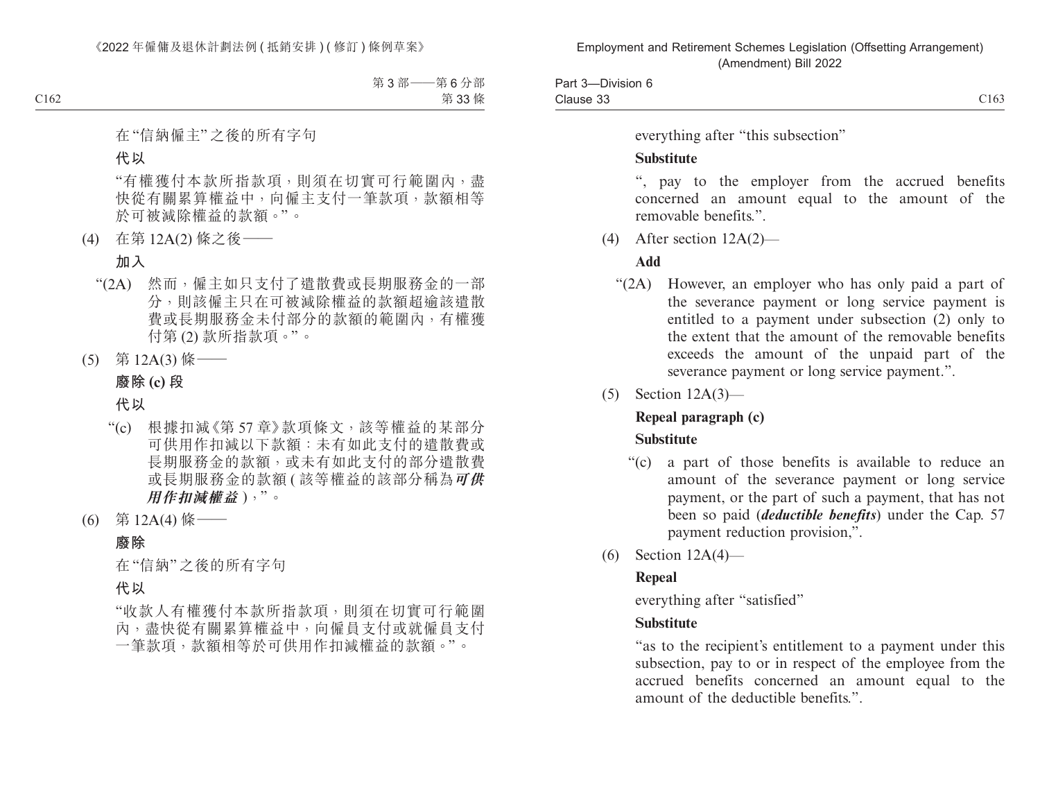在“信納僱主”之後的所有字句

**代以**

“有權獲付本款所指款項，則須在切實可行範圍內，盡快從有關累算權益中，向僱主支付一筆款項，款額相等於可被減除權益的款額。”。

(4) 在第 12A(2) 條之後——

**加入**

“(2A) 然而，僱主如只支付了遣散費或長期服務金的一部分，則該僱主只在可被減除權益的款額超逾該遣散費或長期服務金未付部分的款額的範圍內，有權獲付第 (2) 款所指款項。”。

(5) 第 12A(3) 條——

**廢除 (c) 段**

**代以**

“(c) 根據扣減《第 57 章》款項條文，該等權益的某部分可供用作扣減以下款額：未有如此支付的遣散費或長期服務金的款額，或未有如此支付的部分遣散費或長期服務金的款額 (該等權益的該部分稱為***可供用作扣減權益***)，”。

(6) 第 12A(4) 條——

**廢除**

在“信納”之後的所有字句

**代以**

“收款人有權獲付本款所指款項，則須在切實可行範圍內，盡快從有關累算權益中，向僱員支付或就僱員支付一筆款項，款額相等於可供用作扣減權益的款額。”。

everything after “this subsection”

**Substitute**

“, pay to the employer from the accrued benefits concerned an amount equal to the amount of the removable benefits.”.

(4) After section 12A(2)—

**Add**

“(2A) However, an employer who has only paid a part of the severance payment or long service payment is entitled to a payment under subsection (2) only to the extent that the amount of the removable benefits exceeds the amount of the unpaid part of the severance payment or long service payment.”.

(5) Section 12A(3)—

**Repeal paragraph (c)**

**Substitute**

“(c) a part of those benefits is available to reduce an amount of the severance payment or long service payment, or the part of such a payment, that has not been so paid (***deductible benefits***) under the Cap. 57 payment reduction provision,”.

(6) Section 12A(4)—

**Repeal**

everything after “satisfied”

**Substitute**

“as to the recipient’s entitlement to a payment under this subsection, pay to or in respect of the employee from the accrued benefits concerned an amount equal to the amount of the deductible benefits.”.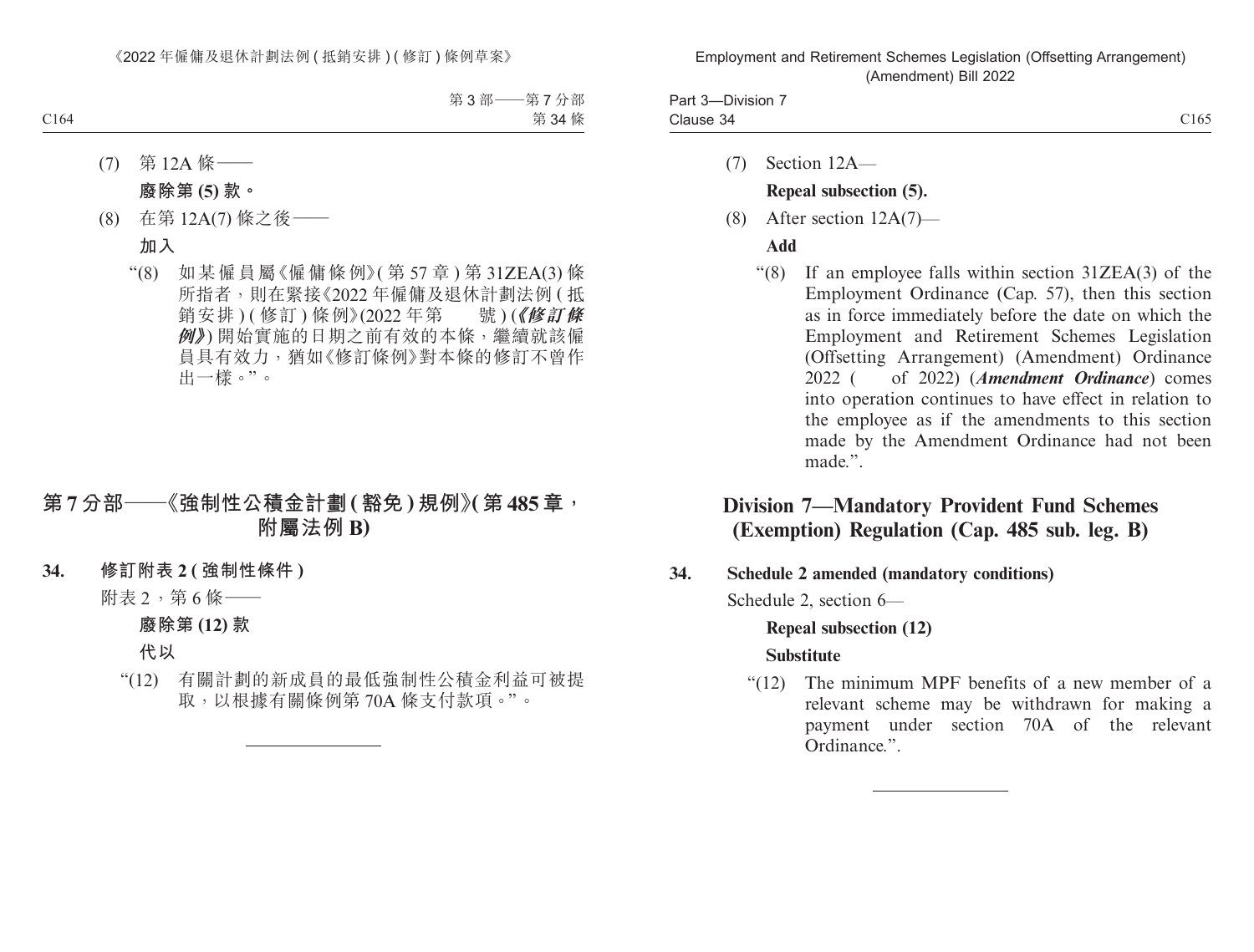(7) 第 12A 條——

**廢除第 (5) 款。**

(8) 在第 12A(7) 條之後——

**加入**

“(8) 如某僱員屬《僱傭條例》(第 57 章) 第 31ZEA(3) 條所指者，則在緊接《2022 年僱傭及退休計劃法例 (抵銷安排) (修訂) 條例》(2022 年第　　號) (***《修訂條例》***) 開始實施的日期之前有效的本條，繼續就該僱員具有效力，猶如《修訂條例》對本條的修訂不曾作出一樣。”。

## 第 7 分部——《強制性公積金計劃 (豁免) 規例》(第 485 章，附屬法例 B)

**34. 修訂附表 2 (強制性條件)**

附表 2，第 6 條——

**廢除第 (12) 款**

**代以**

“(12) 有關計劃的新成員的最低強制性公積金利益可被提取，以根據有關條例第 70A 條支付款項。”。

---

(7) Section 12A—

**Repeal subsection (5).**

(8) After section 12A(7)—

**Add**

“(8) If an employee falls within section 31ZEA(3) of the Employment Ordinance (Cap. 57), then this section as in force immediately before the date on which the Employment and Retirement Schemes Legislation (Offsetting Arrangement) (Amendment) Ordinance 2022 (　　of 2022) (***Amendment Ordinance***) comes into operation continues to have effect in relation to the employee as if the amendments to this section made by the Amendment Ordinance had not been made.”.

## Division 7—Mandatory Provident Fund Schemes (Exemption) Regulation (Cap. 485 sub. leg. B)

**34. Schedule 2 amended (mandatory conditions)**

Schedule 2, section 6—

**Repeal subsection (12)**

**Substitute**

“(12) The minimum MPF benefits of a new member of a relevant scheme may be withdrawn for making a payment under section 70A of the relevant Ordinance.”.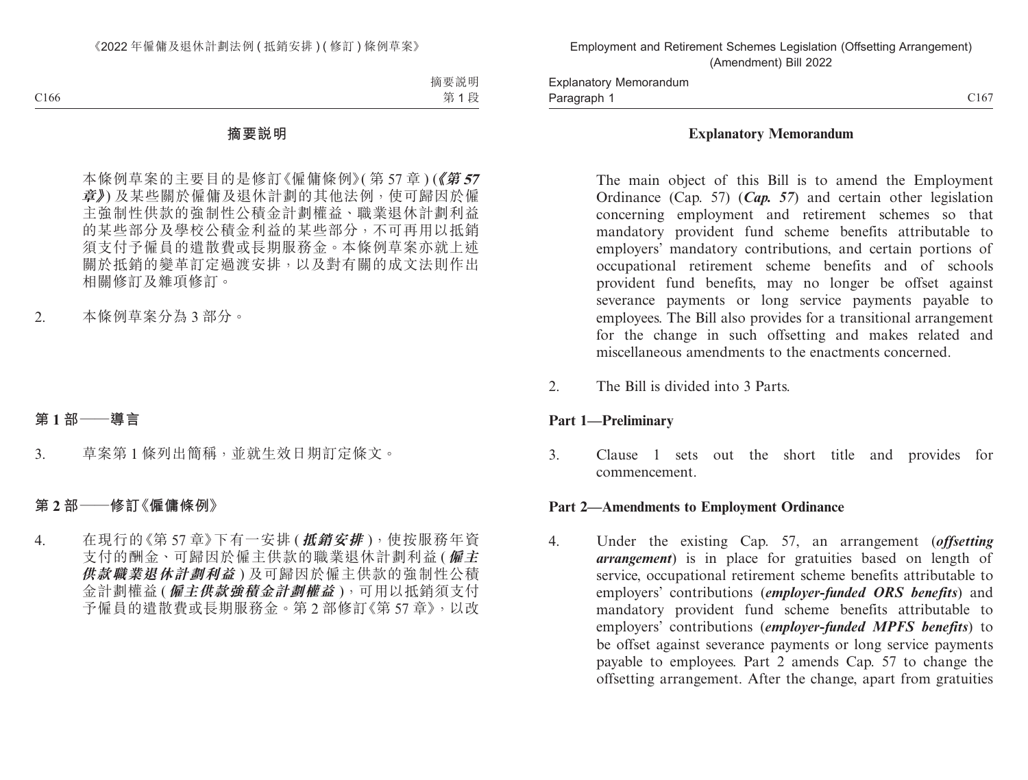## 摘要說明

本條例草案的主要目的是修訂《僱傭條例》(第 57 章) (***《第 57 章》***) 及某些關於僱傭及退休計劃的其他法例，使可歸因於僱主強制性供款的強制性公積金計劃權益、職業退休計劃利益的某些部分及學校公積金利益的某些部分，不可再用以抵銷須支付予僱員的遣散費或長期服務金。本條例草案亦就上述關於抵銷的變革訂定過渡安排，以及對有關的成文法則作出相關修訂及雜項修訂。

2. 本條例草案分為 3 部分。

### 第 1 部——導言

3. 草案第 1 條列出簡稱，並就生效日期訂定條文。

### 第 2 部——修訂《僱傭條例》

4. 在現行的《第 57 章》下有一安排 (***抵銷安排***)，使按服務年資支付的酬金、可歸因於僱主供款的職業退休計劃利益 (***僱主供款職業退休計劃利益***) 及可歸因於僱主供款的強制性公積金計劃權益 (***僱主供款強積金計劃權益***)，可用以抵銷須支付予僱員的遣散費或長期服務金。第 2 部修訂《第 57 章》，以改

## Explanatory Memorandum

The main object of this Bill is to amend the Employment Ordinance (Cap. 57) (***Cap. 57***) and certain other legislation concerning employment and retirement schemes so that mandatory provident fund scheme benefits attributable to employers' mandatory contributions, and certain portions of occupational retirement scheme benefits and of schools provident fund benefits, may no longer be offset against severance payments or long service payments payable to employees. The Bill also provides for a transitional arrangement for the change in such offsetting and makes related and miscellaneous amendments to the enactments concerned.

2. The Bill is divided into 3 Parts.

### Part 1—Preliminary

3. Clause 1 sets out the short title and provides for commencement.

### Part 2—Amendments to Employment Ordinance

4. Under the existing Cap. 57, an arrangement (***offsetting arrangement***) is in place for gratuities based on length of service, occupational retirement scheme benefits attributable to employers' contributions (***employer-funded ORS benefits***) and mandatory provident fund scheme benefits attributable to employers' contributions (***employer-funded MPFS benefits***) to be offset against severance payments or long service payments payable to employees. Part 2 amends Cap. 57 to change the offsetting arrangement. After the change, apart from gratuities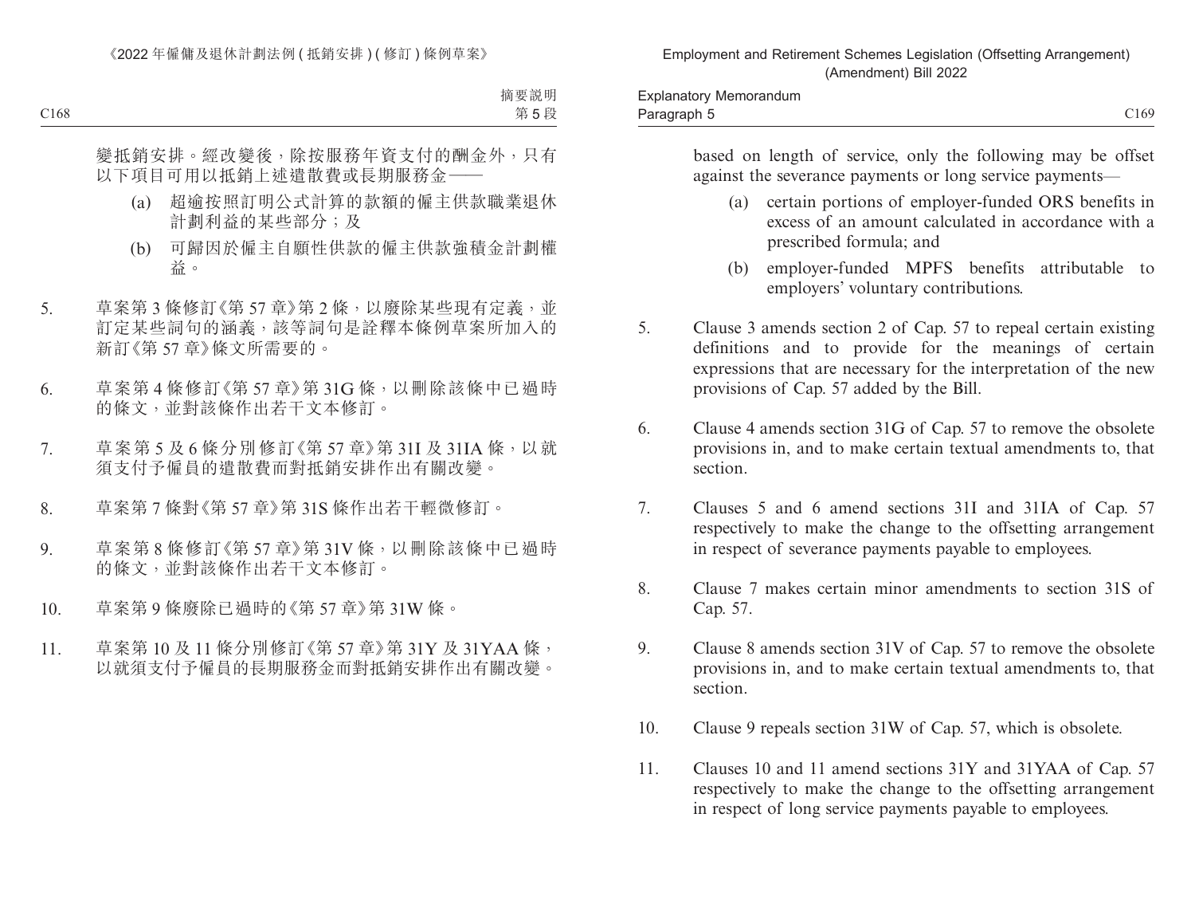變抵銷安排。經改變後，除按服務年資支付的酬金外，只有以下項目可用以抵銷上述遣散費或長期服務金——

(a) 超逾按照訂明公式計算的款額的僱主供款職業退休計劃利益的某些部分；及

(b) 可歸因於僱主自願性供款的僱主供款強積金計劃權益。

5. 草案第 3 條修訂《第 57 章》第 2 條，以廢除某些現有定義，並訂定某些詞句的涵義，該等詞句是詮釋本條例草案所加入的新訂《第 57 章》條文所需要的。

6. 草案第 4 條修訂《第 57 章》第 31G 條，以刪除該條中已過時的條文，並對該條作出若干文本修訂。

7. 草案第 5 及 6 條分別修訂《第 57 章》第 31I 及 31IA 條，以就須支付予僱員的遣散費而對抵銷安排作出有關改變。

8. 草案第 7 條對《第 57 章》第 31S 條作出若干輕微修訂。

9. 草案第 8 條修訂《第 57 章》第 31V 條，以刪除該條中已過時的條文，並對該條作出若干文本修訂。

10. 草案第 9 條廢除已過時的《第 57 章》第 31W 條。

11. 草案第 10 及 11 條分別修訂《第 57 章》第 31Y 及 31YAA 條，以就須支付予僱員的長期服務金而對抵銷安排作出有關改變。

based on length of service, only the following may be offset against the severance payments or long service payments—

(a) certain portions of employer-funded ORS benefits in excess of an amount calculated in accordance with a prescribed formula; and

(b) employer-funded MPFS benefits attributable to employers' voluntary contributions.

5. Clause 3 amends section 2 of Cap. 57 to repeal certain existing definitions and to provide for the meanings of certain expressions that are necessary for the interpretation of the new provisions of Cap. 57 added by the Bill.

6. Clause 4 amends section 31G of Cap. 57 to remove the obsolete provisions in, and to make certain textual amendments to, that section.

7. Clauses 5 and 6 amend sections 31I and 31IA of Cap. 57 respectively to make the change to the offsetting arrangement in respect of severance payments payable to employees.

8. Clause 7 makes certain minor amendments to section 31S of Cap. 57.

9. Clause 8 amends section 31V of Cap. 57 to remove the obsolete provisions in, and to make certain textual amendments to, that section.

10. Clause 9 repeals section 31W of Cap. 57, which is obsolete.

11. Clauses 10 and 11 amend sections 31Y and 31YAA of Cap. 57 respectively to make the change to the offsetting arrangement in respect of long service payments payable to employees.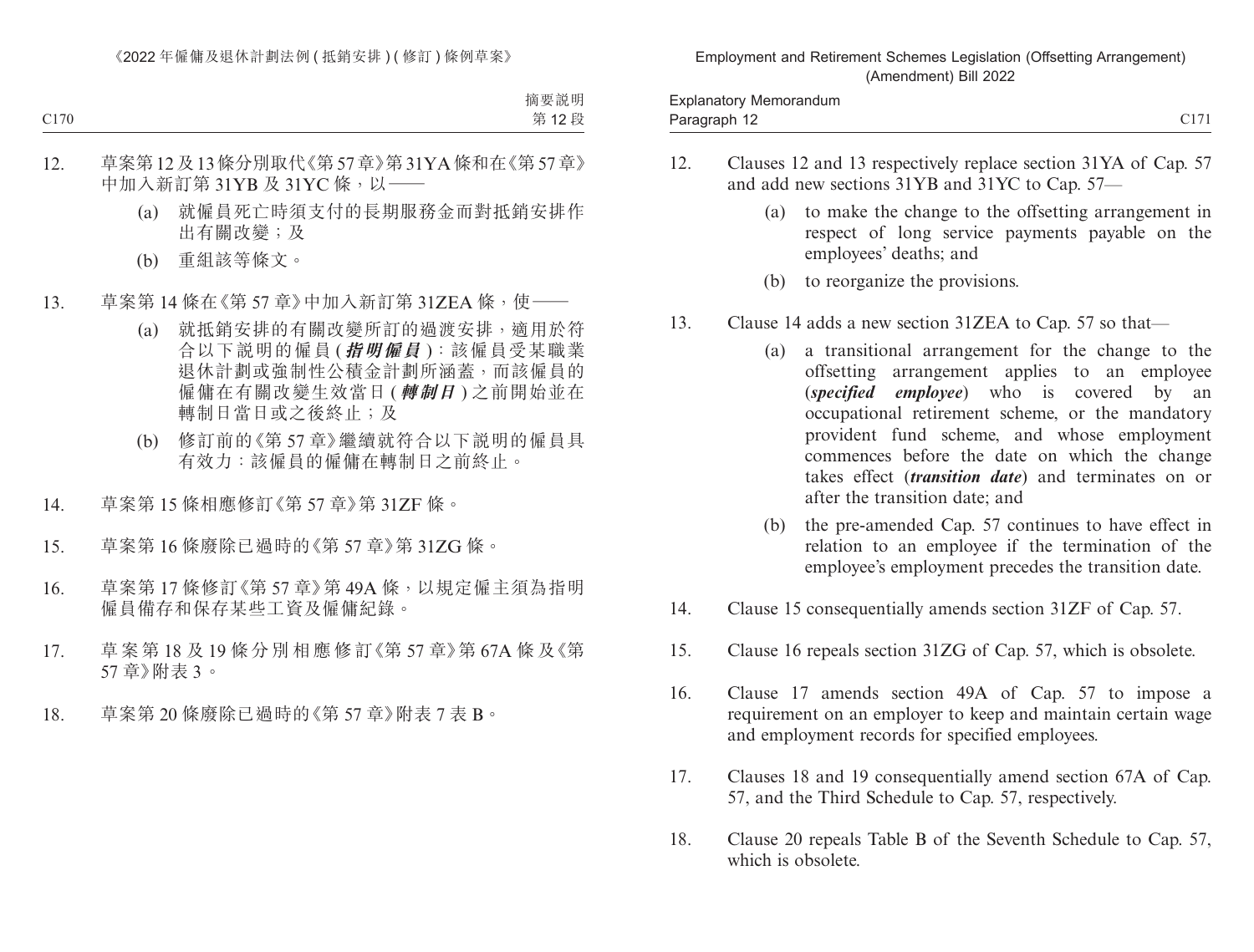12. 草案第12及13條分別取代《第57章》第31YA條和在《第57章》中加入新訂第31YB及31YC條，以——

    (a) 就僱員死亡時須支付的長期服務金而對抵銷安排作出有關改變；及

    (b) 重組該等條文。

13. 草案第14條在《第57章》中加入新訂第31ZEA條，使——

    (a) 就抵銷安排的有關改變所訂的過渡安排，適用於符合以下說明的僱員(***指明僱員***)：該僱員受某職業退休計劃或強制性公積金計劃所涵蓋，而該僱員的僱傭在有關改變生效當日(***轉制日***)之前開始並在轉制日當日或之後終止；及

    (b) 修訂前的《第57章》繼續就符合以下說明的僱員具有效力：該僱員的僱傭在轉制日之前終止。

14. 草案第15條相應修訂《第57章》第31ZF條。

15. 草案第16條廢除已過時的《第57章》第31ZG條。

16. 草案第17條修訂《第57章》第49A條，以規定僱主須為指明僱員備存和保存某些工資及僱傭紀錄。

17. 草案第18及19條分別相應修訂《第57章》第67A條及《第57章》附表3。

18. 草案第20條廢除已過時的《第57章》附表7表B。

12. Clauses 12 and 13 respectively replace section 31YA of Cap. 57 and add new sections 31YB and 31YC to Cap. 57—

    (a) to make the change to the offsetting arrangement in respect of long service payments payable on the employees' deaths; and

    (b) to reorganize the provisions.

13. Clause 14 adds a new section 31ZEA to Cap. 57 so that—

    (a) a transitional arrangement for the change to the offsetting arrangement applies to an employee (***specified employee***) who is covered by an occupational retirement scheme, or the mandatory provident fund scheme, and whose employment commences before the date on which the change takes effect (***transition date***) and terminates on or after the transition date; and

    (b) the pre-amended Cap. 57 continues to have effect in relation to an employee if the termination of the employee's employment precedes the transition date.

14. Clause 15 consequentially amends section 31ZF of Cap. 57.

15. Clause 16 repeals section 31ZG of Cap. 57, which is obsolete.

16. Clause 17 amends section 49A of Cap. 57 to impose a requirement on an employer to keep and maintain certain wage and employment records for specified employees.

17. Clauses 18 and 19 consequentially amend section 67A of Cap. 57, and the Third Schedule to Cap. 57, respectively.

18. Clause 20 repeals Table B of the Seventh Schedule to Cap. 57, which is obsolete.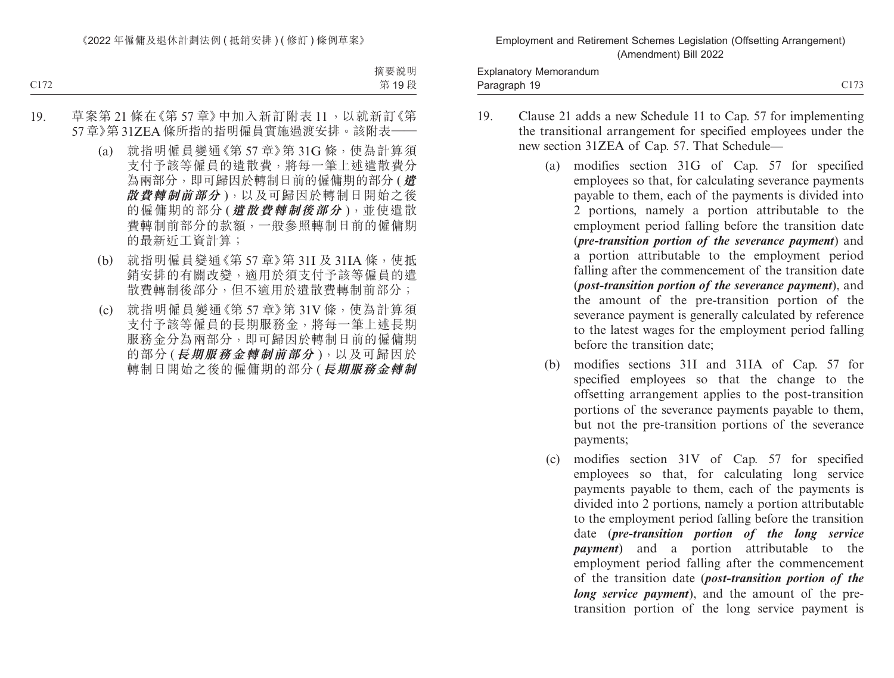19. 草案第 21 條在《第 57 章》中加入新訂附表 11，以就新訂《第 57 章》第 31ZEA 條所指的指明僱員實施過渡安排。該附表——

 (a) 就指明僱員變通《第 57 章》第 31G 條，使為計算須支付予該等僱員的遣散費，將每一筆上述遣散費分為兩部分，即可歸因於轉制日前的僱傭期的部分 (***遣散費轉制前部分***)，以及可歸因於轉制日開始之後的僱傭期的部分 (***遣散費轉制後部分***)，並使遣散費轉制前部分的款額，一般參照轉制日前的僱傭期的最新近工資計算；

 (b) 就指明僱員變通《第 57 章》第 31I 及 31IA 條，使抵銷安排的有關改變，適用於須支付予該等僱員的遣散費轉制後部分，但不適用於遣散費轉制前部分；

 (c) 就指明僱員變通《第 57 章》第 31V 條，使為計算須支付予該等僱員的長期服務金，將每一筆上述長期服務金分為兩部分，即可歸因於轉制日前的僱傭期的部分 (***長期服務金轉制前部分***)，以及可歸因於轉制日開始之後的僱傭期的部分 (***長期服務金轉制***

19. Clause 21 adds a new Schedule 11 to Cap. 57 for implementing the transitional arrangement for specified employees under the new section 31ZEA of Cap. 57. That Schedule—

 (a) modifies section 31G of Cap. 57 for specified employees so that, for calculating severance payments payable to them, each of the payments is divided into 2 portions, namely a portion attributable to the employment period falling before the transition date (***pre-transition portion of the severance payment***) and a portion attributable to the employment period falling after the commencement of the transition date (***post-transition portion of the severance payment***), and the amount of the pre-transition portion of the severance payment is generally calculated by reference to the latest wages for the employment period falling before the transition date;

 (b) modifies sections 31I and 31IA of Cap. 57 for specified employees so that the change to the offsetting arrangement applies to the post-transition portions of the severance payments payable to them, but not the pre-transition portions of the severance payments;

 (c) modifies section 31V of Cap. 57 for specified employees so that, for calculating long service payments payable to them, each of the payments is divided into 2 portions, namely a portion attributable to the employment period falling before the transition date (***pre-transition portion of the long service payment***) and a portion attributable to the employment period falling after the commencement of the transition date (***post-transition portion of the long service payment***), and the amount of the pre-transition portion of the long service payment is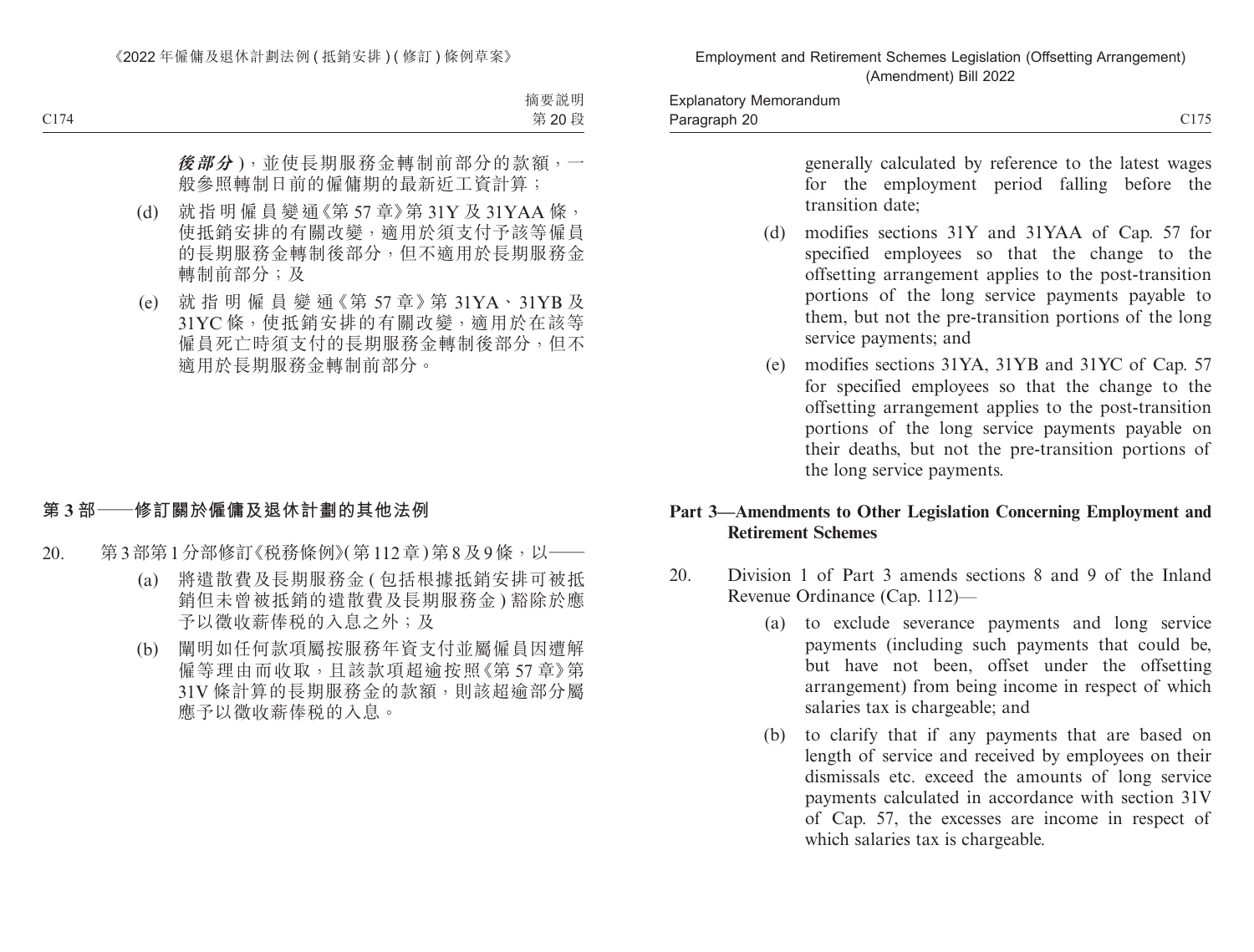**後部分**)，並使長期服務金轉制前部分的款額，一般參照轉制日前的僱傭期的最新近工資計算；

(d) 就指明僱員變通《第 57 章》第 31Y 及 31YAA 條，使抵銷安排的有關改變，適用於須支付予該等僱員的長期服務金轉制後部分，但不適用於長期服務金轉制前部分；及

(e) 就指明僱員變通《第 57 章》第 31YA、31YB 及 31YC 條，使抵銷安排的有關改變，適用於在該等僱員死亡時須支付的長期服務金轉制後部分，但不適用於長期服務金轉制前部分。

## 第 3 部——修訂關於僱傭及退休計劃的其他法例

20. 第 3 部第 1 分部修訂《稅務條例》(第 112 章) 第 8 及 9 條，以——

(a) 將遣散費及長期服務金 (包括根據抵銷安排可被抵銷但未曾被抵銷的遣散費及長期服務金) 豁除於應予以徵收薪俸稅的入息之外；及

(b) 闡明如任何款項屬按服務年資支付並屬僱員因遭解僱等理由而收取，且該款項超逾按照《第 57 章》第 31V 條計算的長期服務金的款額，則該超逾部分屬應予以徵收薪俸稅的入息。

generally calculated by reference to the latest wages for the employment period falling before the transition date;

(d) modifies sections 31Y and 31YAA of Cap. 57 for specified employees so that the change to the offsetting arrangement applies to the post-transition portions of the long service payments payable to them, but not the pre-transition portions of the long service payments; and

(e) modifies sections 31YA, 31YB and 31YC of Cap. 57 for specified employees so that the change to the offsetting arrangement applies to the post-transition portions of the long service payments payable on their deaths, but not the pre-transition portions of the long service payments.

## Part 3—Amendments to Other Legislation Concerning Employment and Retirement Schemes

20. Division 1 of Part 3 amends sections 8 and 9 of the Inland Revenue Ordinance (Cap. 112)—

(a) to exclude severance payments and long service payments (including such payments that could be, but have not been, offset under the offsetting arrangement) from being income in respect of which salaries tax is chargeable; and

(b) to clarify that if any payments that are based on length of service and received by employees on their dismissals etc. exceed the amounts of long service payments calculated in accordance with section 31V of Cap. 57, the excesses are income in respect of which salaries tax is chargeable.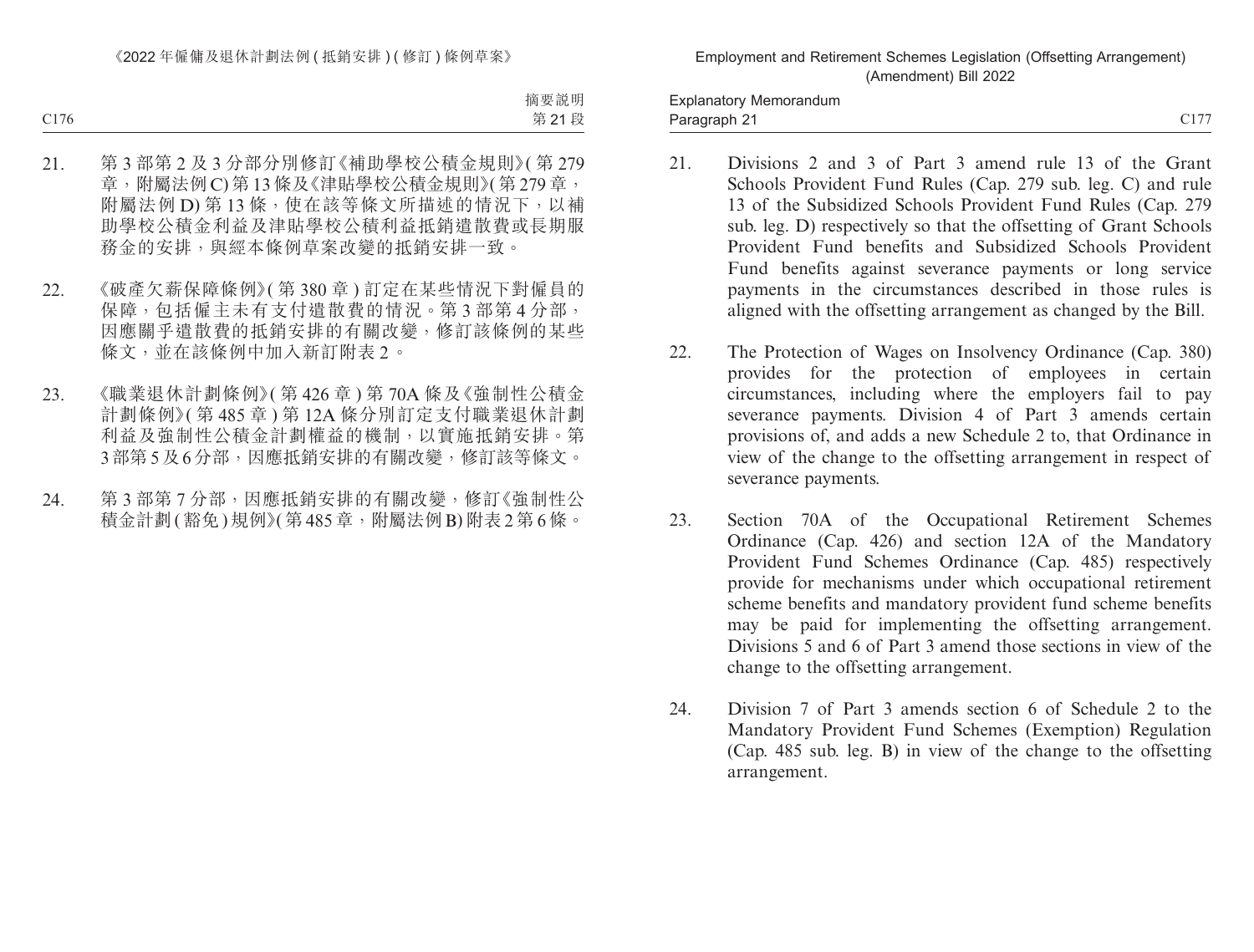21. 第 3 部第 2 及 3 分部分別修訂《補助學校公積金規則》(第 279 章，附屬法例 C) 第 13 條及《津貼學校公積金規則》(第 279 章，附屬法例 D) 第 13 條，使在該等條文所描述的情況下，以補助學校公積金利益及津貼學校公積利益抵銷遣散費或長期服務金的安排，與經本條例草案改變的抵銷安排一致。

22. 《破產欠薪保障條例》(第 380 章) 訂定在某些情況下對僱員的保障，包括僱主未有支付遣散費的情況。第 3 部第 4 分部，因應關乎遣散費的抵銷安排的有關改變，修訂該條例的某些條文，並在該條例中加入新訂附表 2。

23. 《職業退休計劃條例》(第 426 章) 第 70A 條及《強制性公積金計劃條例》(第 485 章) 第 12A 條分別訂定支付職業退休計劃利益及強制性公積金計劃權益的機制，以實施抵銷安排。第 3 部第 5 及 6 分部，因應抵銷安排的有關改變，修訂該等條文。

24. 第 3 部第 7 分部，因應抵銷安排的有關改變，修訂《強制性公積金計劃 (豁免) 規例》(第 485 章，附屬法例 B) 附表 2 第 6 條。

21. Divisions 2 and 3 of Part 3 amend rule 13 of the Grant Schools Provident Fund Rules (Cap. 279 sub. leg. C) and rule 13 of the Subsidized Schools Provident Fund Rules (Cap. 279 sub. leg. D) respectively so that the offsetting of Grant Schools Provident Fund benefits and Subsidized Schools Provident Fund benefits against severance payments or long service payments in the circumstances described in those rules is aligned with the offsetting arrangement as changed by the Bill.

22. The Protection of Wages on Insolvency Ordinance (Cap. 380) provides for the protection of employees in certain circumstances, including where the employers fail to pay severance payments. Division 4 of Part 3 amends certain provisions of, and adds a new Schedule 2 to, that Ordinance in view of the change to the offsetting arrangement in respect of severance payments.

23. Section 70A of the Occupational Retirement Schemes Ordinance (Cap. 426) and section 12A of the Mandatory Provident Fund Schemes Ordinance (Cap. 485) respectively provide for mechanisms under which occupational retirement scheme benefits and mandatory provident fund scheme benefits may be paid for implementing the offsetting arrangement. Divisions 5 and 6 of Part 3 amend those sections in view of the change to the offsetting arrangement.

24. Division 7 of Part 3 amends section 6 of Schedule 2 to the Mandatory Provident Fund Schemes (Exemption) Regulation (Cap. 485 sub. leg. B) in view of the change to the offsetting arrangement.